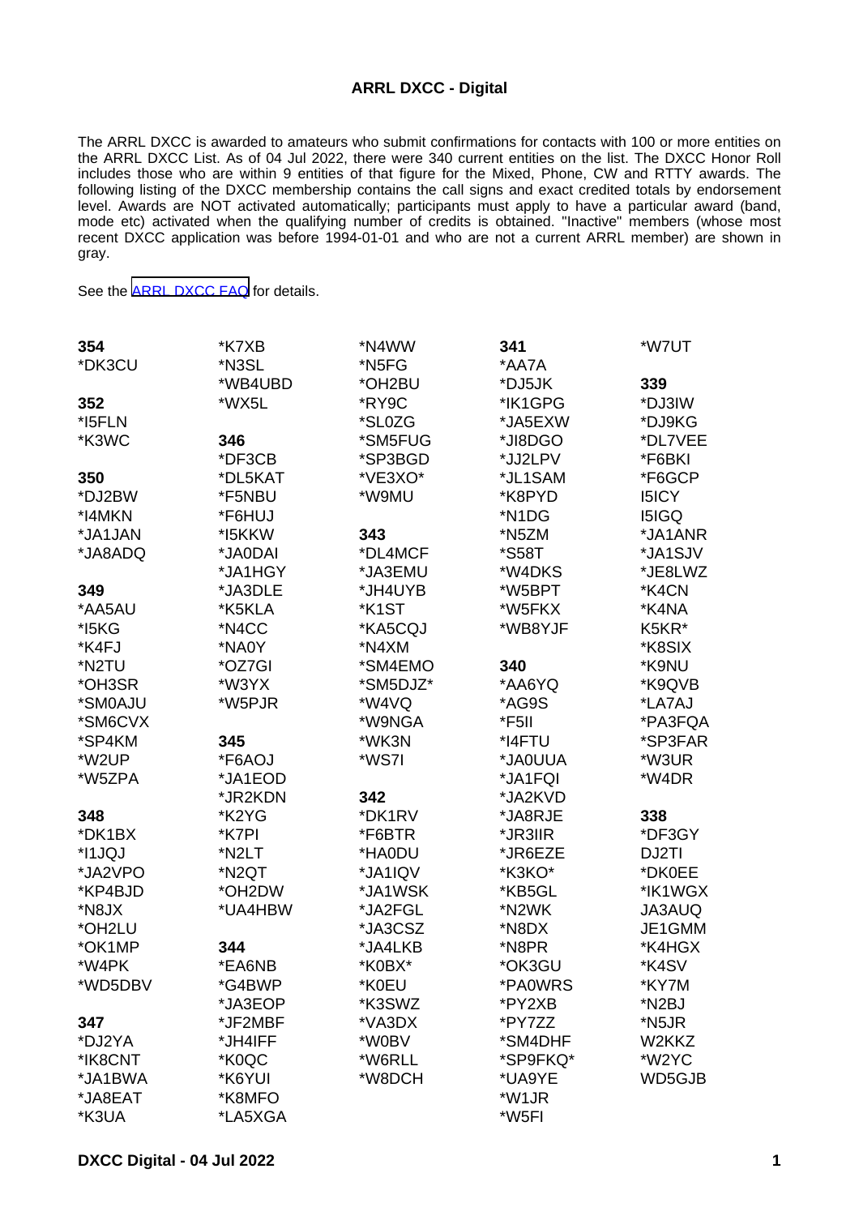**ARRL DXCC - Digital**

The ARRL DXCC is awarded to amateurs who submit confirmations for contacts with 100 or more entities on the ARRL DXCC List. As of 04 Jul 2022, there were 340 current entities on the list. The DXCC Honor Roll includes those who are within 9 entities of that figure for the Mixed, Phone, CW and RTTY awards. The following listing of the DXCC membership contains the call signs and exact credited totals by endorsement level. Awards are NOT activated automatically; participants must apply to have a particular award (band, mode etc) activated when the qualifying number of credits is obtained. "Inactive" members (whose most recent DXCC application was before 1994-01-01 and who are not a current ARRL member) are shown in gray.

See the [ARRL DXCC FAQ] for details.

**354**
*DK3CU

**352**
*I5FLN
*K3WC

**350**
*DJ2BW
*I4MKN
*JA1JAN
*JA8ADQ

**349**
*AA5AU
*I5KG
*K4FJ
*N2TU
*OH3SR
*SM0AJU
*SM6CVX
*SP4KM
*W2UP
*W5ZPA

**348**
*DK1BX
*I1JQJ
*JA2VPO
*KP4BJD
*N8JX
*OH2LU
*OK1MP
*W4PK
*WD5DBV

**347**
*DJ2YA
*IK8CNT
*JA1BWA
*JA8EAT
*K3UA
*K7XB
*N3SL
*WB4UBD
*WX5L

**346**
*DF3CB
*DL5KAT
*F5NBU
*F6HUJ
*I5KKW
*JA0DAI
*JA1HGY
*JA3DLE
*K5KLA
*N4CC
*NA0Y
*OZ7GI
*W3YX
*W5PJR

**345**
*F6AOJ
*JA1EOD
*JR2KDN
*K2YG
*K7PI
*N2LT
*N2QT
*OH2DW
*UA4HBW

**344**
*EA6NB
*G4BWP
*JA3EOP
*JF2MBF
*JH4IFF
*K0QC
*K6YUI
*K8MFO
*LA5XGA
*N4WW
*N5FG
*OH2BU
*RY9C
*SL0ZG
*SM5FUG
*SP3BGD
*VE3XO*
*W9MU

**343**
*DL4MCF
*JA3EMU
*JH4UYB
*K1ST
*KA5CQJ
*N4XM
*SM4EMO
*SM5DJZ*
*W4VQ
*W9NGA
*WK3N
*WS7I

**342**
*DK1RV
*F6BTR
*HA0DU
*JA1IQV
*JA1WSK
*JA2FGL
*JA3CSZ
*JA4LKB
*K0BX*
*K0EU
*K3SWZ
*VA3DX
*W0BV
*W6RLL
*W8DCH

**341**
*AA7A
*DJ5JK
*IK1GPG
*JA5EXW
*JI8DGO
*JJ2LPV
*JL1SAM
*K8PYD
*N1DG
*N5ZM
*S58T
*W4DKS
*W5BPT
*W5FKX
*WB8YJF

**340**
*AA6YQ
*AG9S
*F5II
*I4FTU
*JA0UUA
*JA1FQI
*JA2KVD
*JA8RJE
*JR3IIR
*JR6EZE
*K3KO*
*KB5GL
*N2WK
*N8DX
*N8PR
*OK3GU
*PA0WRS
*PY2XB
*PY7ZZ
*SM4DHF
*SP9FKQ*
*UA9YE
*W1JR
*W5FI
*W7UT

**339**
*DJ3IW
*DJ9KG
*DL7VEE
*F6BKI
*F6GCP
I5ICY
I5IGQ
*JA1ANR
*JA1SJV
*JE8LWZ
*K4CN
*K4NA
K5KR*
*K8SIX
*K9NU
*K9QVB
*LA7AJ
*PA3FQA
*SP3FAR
*W3UR
*W4DR

**338**
*DF3GY
DJ2TI
*DK0EE
*IK1WGX
JA3AUQ
JE1GMM
*K4HGX
*K4SV
*KY7M
*N2BJ
*N5JR
W2KKZ
*W2YC
WD5GJB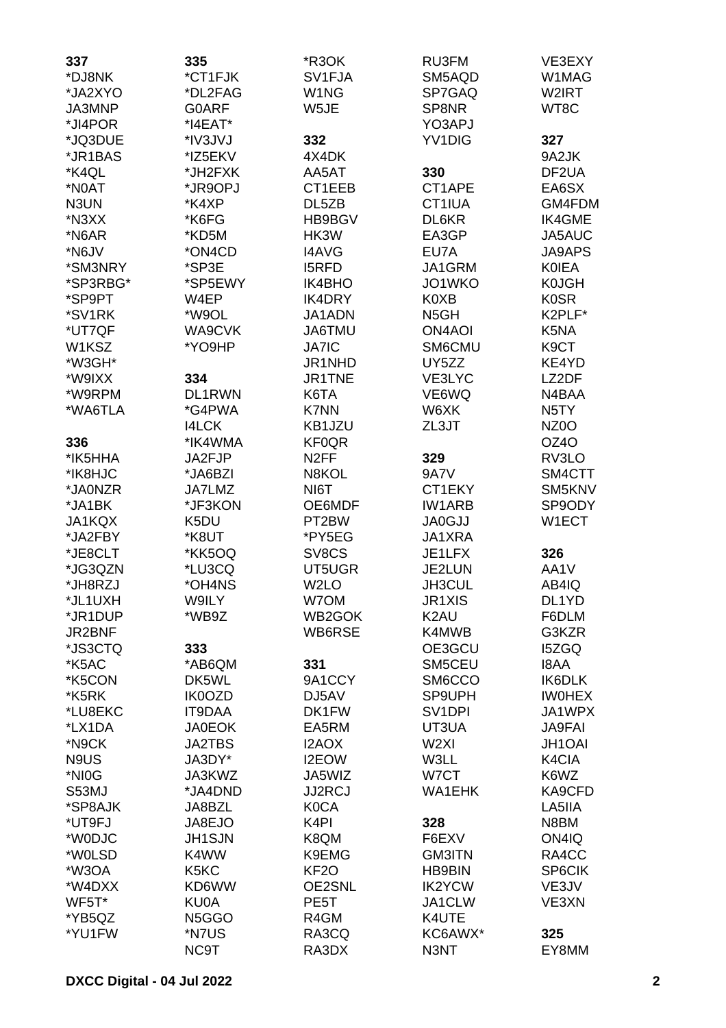**337**
*DJ8NK
*JA2XYO
JA3MNP
*JI4POR
*JQ3DUE
*JR1BAS
*K4QL
*N0AT
N3UN
*N3XX
*N6AR
*N6JV
*SM3NRY
*SP3RBG*
*SP9PT
*SV1RK
*UT7QF
W1KSZ
*W3GH*
*W9IXX
*W9RPM
*WA6TLA

**336**
*IK5HHA
*IK8HJC
*JA0NZR
*JA1BK
JA1KQX
*JA2FBY
*JE8CLT
*JG3QZN
*JH8RZJ
*JL1UXH
*JR1DUP
JR2BNF
*JS3CTQ
*K5AC
*K5CON
*K5RK
*LU8EKC
*LX1DA
*N9CK
N9US
*NI0G
S53MJ
*SP8AJK
*UT9FJ
*W0DJC
*W0LSD
*W3OA
*W4DXX
WF5T*
*YB5QZ
*YU1FW

**335**
*CT1FJK
*DL2FAG
G0ARF
*I4EAT*
*IV3JVJ
*IZ5EKV
*JH2FXK
*JR9OPJ
*K4XP
*K6FG
*KD5M
*ON4CD
*SP3E
*SP5EWY
W4EP
*W9OL
WA9CVK
*YO9HP

**334**
DL1RWN
*G4PWA
I4LCK
*IK4WMA
JA2FJP
*JA6BZI
JA7LMZ
*JF3KON
K5DU
*K8UT
*KK5OQ
*LU3CQ
*OH4NS
W9ILY
*WB9Z

**333**
*AB6QM
DK5WL
IK0OZD
IT9DAA
JA0EOK
JA2TBS
JA3DY*
JA3KWZ
*JA4DND
JA8BZL
JA8EJO
JH1SJN
K4WW
K5KC
KD6WW
KU0A
N5GGO
*N7US
NC9T
*R3OK
SV1FJA
W1NG
W5JE

**332**
4X4DK
AA5AT
CT1EEB
DL5ZB
HB9BGV
HK3W
I4AVG
I5RFD
IK4BHO
IK4DRY
JA1ADN
JA6TMU
JA7IC
JR1NHD
JR1TNE
K6TA
K7NN
KB1JZU
KF0QR
N2FF
N8KOL
NI6T
OE6MDF
PT2BW
*PY5EG
SV8CS
UT5UGR
W2LO
W7OM
WB2GOK
WB6RSE

**331**
9A1CCY
DJ5AV
DK1FW
EA5RM
I2AOX
I2EOW
JA5WIZ
JJ2RCJ
K0CA
K4PI
K8QM
K9EMG
KF2O
OE2SNL
PE5T
R4GM
RA3CQ
RA3DX
RU3FM
SM5AQD
SP7GAQ
SP8NR
YO3APJ
YV1DIG

**330**
CT1APE
CT1IUA
DL6KR
EA3GP
EU7A
JA1GRM
JO1WKO
K0XB
N5GH
ON4AOI
SM6CMU
UY5ZZ
VE3LYC
VE6WQ
W6XK
ZL3JT

**329**
9A7V
CT1EKY
IW1ARB
JA0GJJ
JA1XRA
JE1LFX
JE2LUN
JH3CUL
JR1XIS
K2AU
K4MWB
OE3GCU
SM5CEU
SM6CCO
SP9UPH
SV1DPI
UT3UA
W2XI
W3LL
W7CT
WA1EHK

**328**
F6EXV
GM3ITN
HB9BIN
IK2YCW
JA1CLW
K4UTE
KC6AWX*
N3NT
VE3EXY
W1MAG
W2IRT
WT8C

**327**
9A2JK
DF2UA
EA6SX
GM4FDM
IK4GME
JA5AUC
JA9APS
K0IEA
K0JGH
K0SR
K2PLF*
K5NA
K9CT
KE4YD
LZ2DF
N4BAA
N5TY
NZ0O
OZ4O
RV3LO
SM4CTT
SM5KNV
SP9ODY
W1ECT

**326**
AA1V
AB4IQ
DL1YD
F6DLM
G3KZR
I5ZGQ
I8AA
IK6DLK
IW0HEX
JA1WPX
JA9FAI
JH1OAI
K4CIA
K6WZ
KA9CFD
LA5IIA
N8BM
ON4IQ
RA4CC
SP6CIK
VE3JV
VE3XN

**325**
EY8MM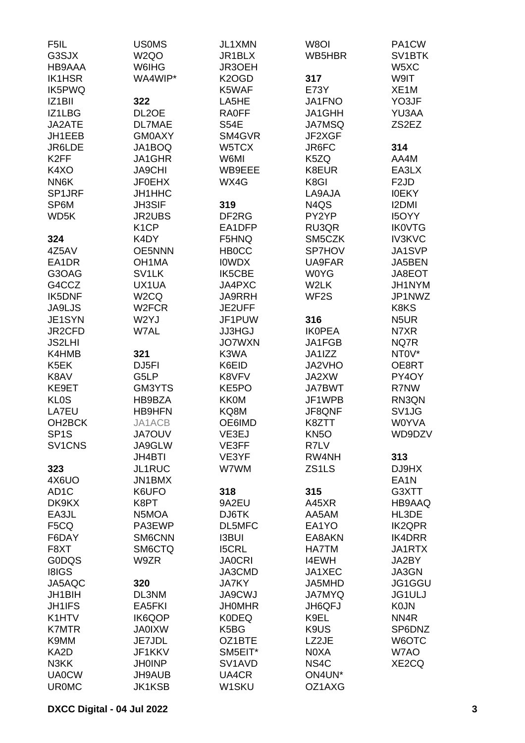F5IL
G3SJX
HB9AAA
IK1HSR
IK5PWQ
IZ1BII
IZ1LBG
JA2ATE
JH1EEB
JR6LDE
K2FF
K4XO
NN6K
SP1JRF
SP6M
WD5K

**324**
4Z5AV
EA1DR
G3OAG
G4CCZ
IK5DNF
JA9LJS
JE1SYN
JR2CFD
JS2LHI
K4HMB
K5EK
K8AV
KE9ET
KL0S
LA7EU
OH2BCK
SP1S
SV1CNS

**323**
4X6UO
AD1C
DK9KX
EA3JL
F5CQ
F6DAY
F8XT
G0DQS
I8IGS
JA5AQC
JH1BIH
JH1IFS
K1HTV
K7MTR
K9MM
KA2D
N3KK
UA0CW
UR0MC

US0MS
W2QO
W6IHG
WA4WIP*

**322**
DL2OE
DL7MAE
GM0AXY
JA1BOQ
JA1GHR
JA9CHI
JF0EHX
JH1HHC
JH3SIF
JR2UBS
K1CP
K4DY
OE5NNN
OH1MA
SV1LK
UX1UA
W2CQ
W2FCR
W2YJ
W7AL

**321**
DJ5FI
G5LP
GM3YTS
HB9BZA
HB9HFN
JA1ACB
JA7OUV
JA9GLW
JH4BTI
JL1RUC
JN1BMX
K6UFO
K8PT
N5MOA
PA3EWP
SM6CNN
SM6CTQ
W9ZR

**320**
DL3NM
EA5FKI
IK6QOP
JA0IXW
JE7JDL
JF1KKV
JH0INP
JH9AUB
JK1KSB

JL1XMN
JR1BLX
JR3OEH
K2OGD
K5WAF
LA5HE
RA0FF
S54E
SM4GVR
W5TCX
W6MI
WB9EEE
WX4G

**319**
DF2RG
EA1DFP
F5HNQ
HB0CC
I0WDX
IK5CBE
JA4PXC
JA9RRH
JE2UFF
JF1PUW
JJ3HGJ
JO7WXN
K3WA
K6EID
K8VFV
KE5PO
KK0M
KQ8M
OE6IMD
VE3EJ
VE3FF
VE3YF
W7WM

**318**
9A2EU
DJ6TK
DL5MFC
I3BUI
I5CRL
JA0CRI
JA3CMD
JA7KY
JA9CWJ
JH0MHR
K0DEQ
K5BG
OZ1BTE
SM5EIT*
SV1AVD
UA4CR
W1SKU

W8OI
WB5HBR

**317**
E73Y
JA1FNO
JA1GHH
JA7MSQ
JF2XGF
JR6FC
K5ZQ
K8EUR
K8GI
LA9AJA
N4QS
PY2YP
RU3QR
SM5CZK
SP7HOV
UA9FAR
W0YG
W2LK
WF2S

**316**
IK0PEA
JA1FGB
JA1IZZ
JA2VHO
JA2XW
JA7BWT
JF1WPB
JF8QNF
K8ZTT
KN5O
R7LV
RW4NH
ZS1LS

**315**
A45XR
AA5AM
EA1YO
EA8AKN
HA7TM
I4EWH
JA1XEC
JA5MHD
JA7MYQ
JH6QFJ
K9EL
K9US
LZ2JE
N0XA
NS4C
ON4UN*
OZ1AXG

PA1CW
SV1BTK
W5XC
W9IT
XE1M
YO3JF
YU3AA
ZS2EZ

**314**
AA4M
EA3LX
F2JD
I0EKY
I2DMI
I5OYY
IK0VTG
IV3KVC
JA1SVP
JA5BEN
JA8EOT
JH1NYM
JP1NWZ
K8KS
N5UR
N7XR
NQ7R
NT0V*
OE8RT
PY4OY
R7NW
RN3QN
SV1JG
W0YVA
WD9DZV

**313**
DJ9HX
EA1N
G3XTT
HB9AAQ
HL3DE
IK2QPR
IK4DRR
JA1RTX
JA2BY
JA3GN
JG1GGU
JG1ULJ
K0JN
NN4R
SP6DNZ
W6OTC
W7AO
XE2CQ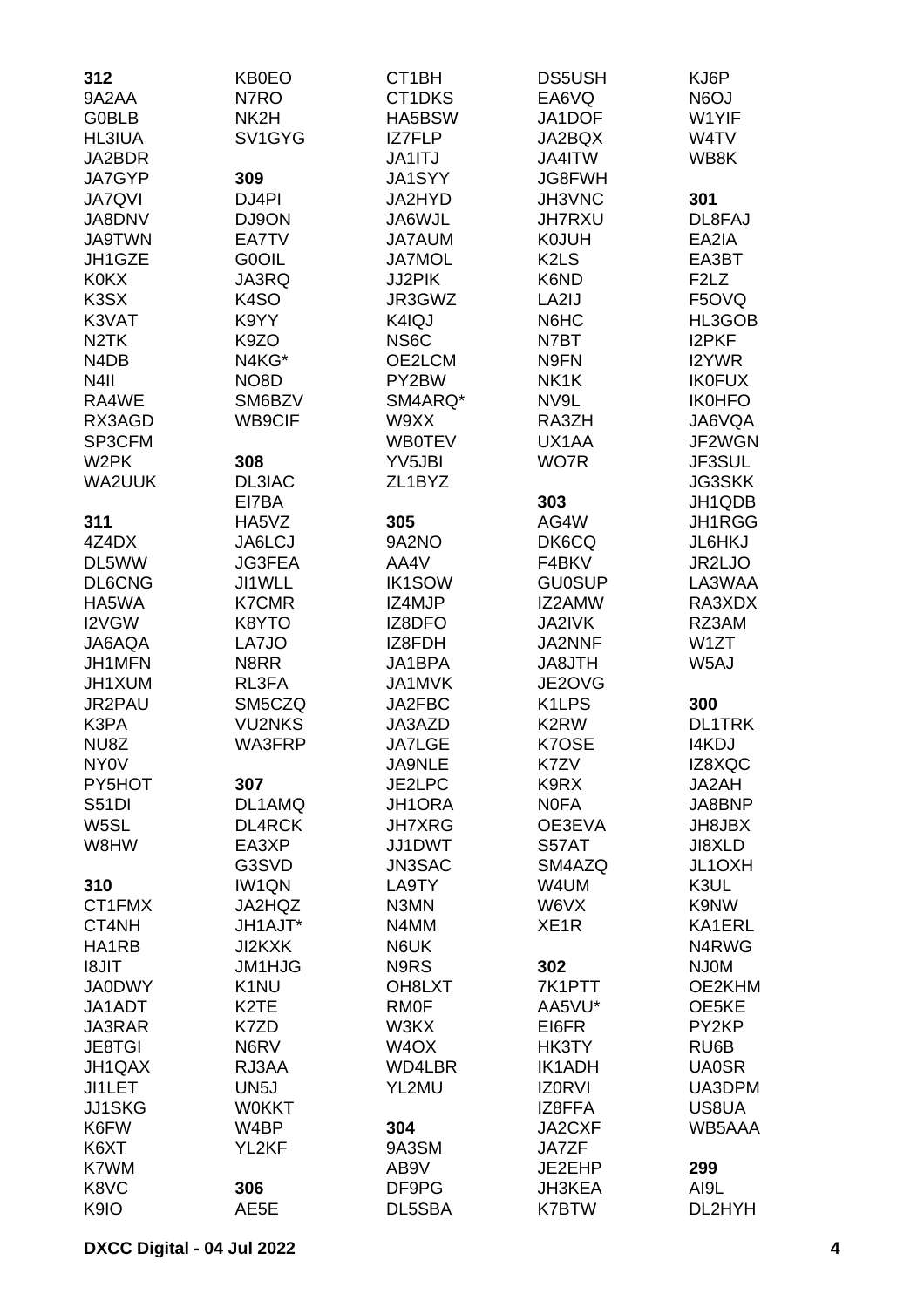**312**
9A2AA
G0BLB
HL3IUA
JA2BDR
JA7GYP
JA7QVI
JA8DNV
JA9TWN
JH1GZE
K0KX
K3SX
K3VAT
N2TK
N4DB
N4II
RA4WE
RX3AGD
SP3CFM
W2PK
WA2UUK

**311**
4Z4DX
DL5WW
DL6CNG
HA5WA
I2VGW
JA6AQA
JH1MFN
JH1XUM
JR2PAU
K3PA
NU8Z
NY0V
PY5HOT
S51DI
W5SL
W8HW

**310**
CT1FMX
CT4NH
HA1RB
I8JIT
JA0DWY
JA1ADT
JA3RAR
JE8TGI
JH1QAX
JI1LET
JJ1SKG
K6FW
K6XT
K7WM
K8VC
K9IO
KB0EO
N7RO
NK2H
SV1GYG

**309**
DJ4PI
DJ9ON
EA7TV
G0OIL
JA3RQ
K4SO
K9YY
K9ZO
N4KG*
NO8D
SM6BZV
WB9CIF

**308**
DL3IAC
EI7BA
HA5VZ
JA6LCJ
JG3FEA
JI1WLL
K7CMR
K8YTO
LA7JO
N8RR
RL3FA
SM5CZQ
VU2NKS
WA3FRP

**307**
DL1AMQ
DL4RCK
EA3XP
G3SVD
IW1QN
JA2HQZ
JH1AJT*
JI2KXK
JM1HJG
K1NU
K2TE
K7ZD
N6RV
RJ3AA
UN5J
W0KKT
W4BP
YL2KF

**306**
AE5E
CT1BH
CT1DKS
HA5BSW
IZ7FLP
JA1ITJ
JA1SYY
JA2HYD
JA6WJL
JA7AUM
JA7MOL
JJ2PIK
JR3GWZ
K4IQJ
NS6C
OE2LCM
PY2BW
SM4ARQ*
W9XX
WB0TEV
YV5JBI
ZL1BYZ

**305**
9A2NO
AA4V
IK1SOW
IZ4MJP
IZ8DFO
IZ8FDH
JA1BPA
JA1MVK
JA2FBC
JA3AZD
JA7LGE
JA9NLE
JE2LPC
JH1ORA
JH7XRG
JJ1DWT
JN3SAC
LA9TY
N3MN
N4MM
N6UK
N9RS
OH8LXT
RM0F
W3KX
W4OX
WD4LBR
YL2MU

**304**
9A3SM
AB9V
DF9PG
DL5SBA
DS5USH
EA6VQ
JA1DOF
JA2BQX
JA4ITW
JG8FWH
JH3VNC
JH7RXU
K0JUH
K2LS
K6ND
LA2IJ
N6HC
N7BT
N9FN
NK1K
NV9L
RA3ZH
UX1AA
WO7R

**303**
AG4W
DK6CQ
F4BKV
GU0SUP
IZ2AMW
JA2IVK
JA2NNF
JA8JTH
JE2OVG
K1LPS
K2RW
K7OSE
K7ZV
K9RX
N0FA
OE3EVA
S57AT
SM4AZQ
W4UM
W6VX
XE1R

**302**
7K1PTT
AA5VU*
EI6FR
HK3TY
IK1ADH
IZ0RVI
IZ8FFA
JA2CXF
JA7ZF
JE2EHP
JH3KEA
K7BTW
KJ6P
N6OJ
W1YIF
W4TV
WB8K

**301**
DL8FAJ
EA2IA
EA3BT
F2LZ
F5OVQ
HL3GOB
I2PKF
I2YWR
IK0FUX
IK0HFO
JA6VQA
JF2WGN
JF3SUL
JG3SKK
JH1QDB
JH1RGG
JL6HKJ
JR2LJO
LA3WAA
RA3XDX
RZ3AM
W1ZT
W5AJ

**300**
DL1TRK
I4KDJ
IZ8XQC
JA2AH
JA8BNP
JH8JBX
JI8XLD
JL1OXH
K3UL
K9NW
KA1ERL
N4RWG
NJ0M
OE2KHM
OE5KE
PY2KP
RU6B
UA0SR
UA3DPM
US8UA
WB5AAA

**299**
AI9L
DL2HYH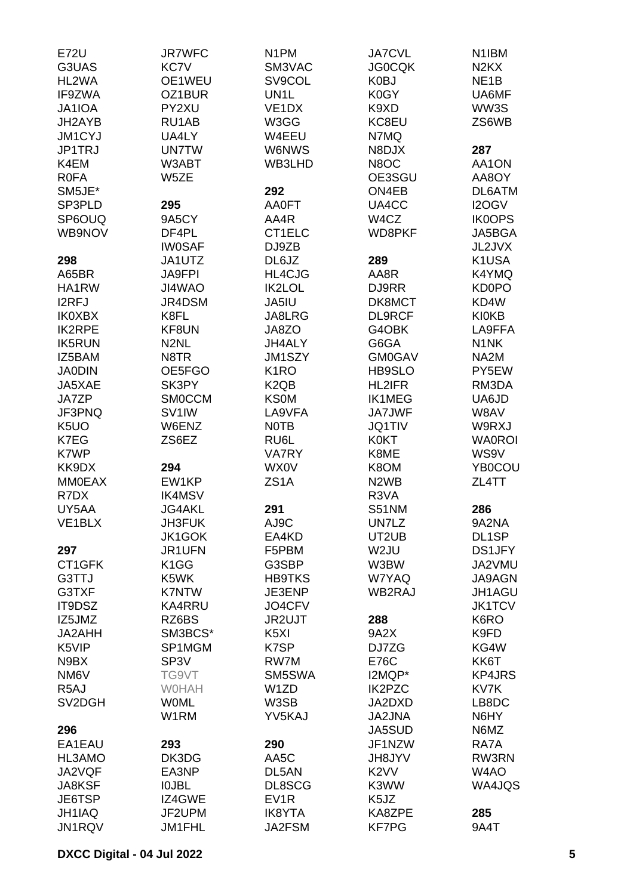E72U
G3UAS
HL2WA
IF9ZWA
JA1IOA
JH2AYB
JM1CYJ
JP1TRJ
K4EM
R0FA
SM5JE*
SP3PLD
SP6OUQ
WB9NOV

**298**
A65BR
HA1RW
I2RFJ
IK0XBX
IK2RPE
IK5RUN
IZ5BAM
JA0DIN
JA5XAE
JA7ZP
JF3PNQ
K5UO
K7EG
K7WP
KK9DX
MM0EAX
R7DX
UY5AA
VE1BLX

**297**
CT1GFK
G3TTJ
G3TXF
IT9DSZ
IZ5JMZ
JA2AHH
K5VIP
N9BX
NM6V
R5AJ
SV2DGH

**296**
EA1EAU
HL3AMO
JA2VQF
JA8KSF
JE6TSP
JH1IAQ
JN1RQV
JR7WFC
KC7V
OE1WEU
OZ1BUR
PY2XU
RU1AB
UA4LY
UN7TW
W3ABT
W5ZE

**295**
9A5CY
DF4PL
IW0SAF
JA1UTZ
JA9FPI
JI4WAO
JR4DSM
K8FL
KF8UN
N2NL
N8TR
OE5FGO
SK3PY
SM0CCM
SV1IW
W6ENZ
ZS6EZ

**294**
EW1KP
IK4MSV
JG4AKL
JH3FUK
JK1GOK
JR1UFN
K1GG
K5WK
K7NTW
KA4RRU
RZ6BS
SM3BCS*
SP1MGM
SP3V
TG9VT
W0HAH
W0ML
W1RM

**293**
DK3DG
EA3NP
I0JBL
IZ4GWE
JF2UPM
JM1FHL
N1PM
SM3VAC
SV9COL
UN1L
VE1DX
W3GG
W4EEU
W6NWS
WB3LHD

**292**
AA0FT
AA4R
CT1ELC
DJ9ZB
DL6JZ
HL4CJG
IK2LOL
JA5IU
JA8LRG
JA8ZO
JH4ALY
JM1SZY
K1RO
K2QB
KS0M
LA9VFA
N0TB
RU6L
VA7RY
WX0V
ZS1A

**291**
AJ9C
EA4KD
F5PBM
G3SBP
HB9TKS
JE3ENP
JO4CFV
JR2UJT
K5XI
K7SP
RW7M
SM5SWA
W1ZD
W3SB
YV5KAJ

**290**
AA5C
DL5AN
DL8SCG
EV1R
IK8YTA
JA2FSM
JA7CVL
JG0CQK
K0BJ
K0GY
K9XD
KC8EU
N7MQ
N8DJX
N8OC
OE3SGU
ON4EB
UA4CC
W4CZ
WD8PKF

**289**
AA8R
DJ9RR
DK8MCT
DL9RCF
G4OBK
G6GA
GM0GAV
HB9SLO
HL2IFR
IK1MEG
JA7JWF
JQ1TIV
K0KT
K8ME
K8OM
N2WB
R3VA
S51NM
UN7LZ
UT2UB
W2JU
W3BW
W7YAQ
WB2RAJ

**288**
9A2X
DJ7ZG
E76C
I2MQP*
IK2PZC
JA2DXD
JA2JNA
JA5SUD
JF1NZW
JH8JYV
K2VV
K3WW
K5JZ
KA8ZPE
KF7PG
N1IBM
N2KX
NE1B
UA6MF
WW3S
ZS6WB

**287**
AA1ON
AA8OY
DL6ATM
I2OGV
IK0OPS
JA5BGA
JL2JVX
K1USA
K4YMQ
KD0PO
KD4W
KI0KB
LA9FFA
N1NK
NA2M
PY5EW
RM3DA
UA6JD
W8AV
W9RXJ
WA0ROI
WS9V
YB0COU
ZL4TT

**286**
9A2NA
DL1SP
DS1JFY
JA2VMU
JA9AGN
JH1AGU
JK1TCV
K6RO
K9FD
KG4W
KK6T
KP4JRS
KV7K
LB8DC
N6HY
N6MZ
RA7A
RW3RN
W4AO
WA4JQS

**285**
9A4T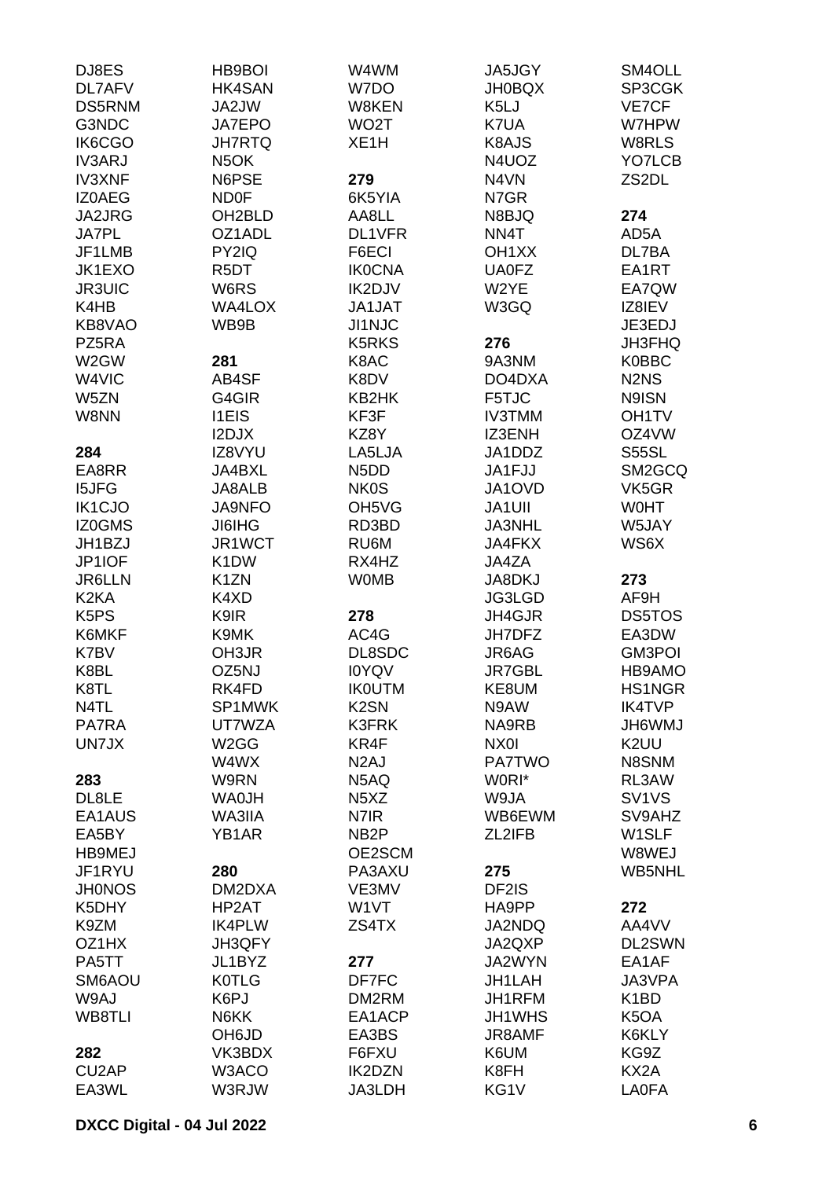DJ8ES
DL7AFV
DS5RNM
G3NDC
IK6CGO
IV3ARJ
IV3XNF
IZ0AEG
JA2JRG
JA7PL
JF1LMB
JK1EXO
JR3UIC
K4HB
KB8VAO
PZ5RA
W2GW
W4VIC
W5ZN
W8NN

**284**
EA8RR
I5JFG
IK1CJO
IZ0GMS
JH1BZJ
JP1IOF
JR6LLN
K2KA
K5PS
K6MKF
K7BV
K8BL
K8TL
N4TL
PA7RA
UN7JX

**283**
DL8LE
EA1AUS
EA5BY
HB9MEJ
JF1RYU
JH0NOS
K5DHY
K9ZM
OZ1HX
PA5TT
SM6AOU
W9AJ
WB8TLI

**282**
CU2AP
EA3WL
HB9BOI
HK4SAN
JA2JW
JA7EPO
JH7RTQ
N5OK
N6PSE
ND0F
OH2BLD
OZ1ADL
PY2IQ
R5DT
W6RS
WA4LOX
WB9B

**281**
AB4SF
G4GIR
I1EIS
I2DJX
IZ8VYU
JA4BXL
JA8ALB
JA9NFO
JI6IHG
JR1WCT
K1DW
K1ZN
K4XD
K9IR
K9MK
OH3JR
OZ5NJ
RK4FD
SP1MWK
UT7WZA
W2GG
W4WX
W9RN
WA0JH
WA3IIA
YB1AR

**280**
DM2DXA
HP2AT
IK4PLW
JH3QFY
JL1BYZ
K0TLG
K6PJ
N6KK
OH6JD
VK3BDX
W3ACO
W3RJW
W4WM
W7DO
W8KEN
WO2T
XE1H

**279**
6K5YIA
AA8LL
DL1VFR
F6ECI
IK0CNA
IK2DJV
JA1JAT
JI1NJC
K5RKS
K8AC
K8DV
KB2HK
KF3F
KZ8Y
LA5LJA
N5DD
NK0S
OH5VG
RD3BD
RU6M
RX4HZ
W0MB

**278**
AC4G
DL8SDC
I0YQV
IK0UTM
K2SN
K3FRK
KR4F
N2AJ
N5AQ
N5XZ
N7IR
NB2P
OE2SCM
PA3AXU
VE3MV
W1VT
ZS4TX

**277**
DF7FC
DM2RM
EA1ACP
EA3BS
F6FXU
IK2DZN
JA3LDH
JA5JGY
JH0BQX
K5LJ
K7UA
K8AJS
N4UOZ
N4VN
N7GR
N8BJQ
NN4T
OH1XX
UA0FZ
W2YE
W3GQ

**276**
9A3NM
DO4DXA
F5TJC
IV3TMM
IZ3ENH
JA1DDZ
JA1FJJ
JA1OVD
JA1UII
JA3NHL
JA4FKX
JA4ZA
JA8DKJ
JG3LGD
JH4GJR
JH7DFZ
JR6AG
JR7GBL
KE8UM
N9AW
NA9RB
NX0I
PA7TWO
W0RI*
W9JA
WB6EWM
ZL2IFB

**275**
DF2IS
HA9PP
JA2NDQ
JA2QXP
JA2WYN
JH1LAH
JH1RFM
JH1WHS
JR8AMF
K6UM
K8FH
KG1V
SM4OLL
SP3CGK
VE7CF
W7HPW
W8RLS
YO7LCB
ZS2DL

**274**
AD5A
DL7BA
EA1RT
EA7QW
IZ8IEV
JE3EDJ
JH3FHQ
K0BBC
N2NS
N9ISN
OH1TV
OZ4VW
S55SL
SM2GCQ
VK5GR
W0HT
W5JAY
WS6X

**273**
AF9H
DS5TOS
EA3DW
GM3POI
HB9AMO
HS1NGR
IK4TVP
JH6WMJ
K2UU
N8SNM
RL3AW
SV1VS
SV9AHZ
W1SLF
W8WEJ
WB5NHL

**272**
AA4VV
DL2SWN
EA1AF
JA3VPA
K1BD
K5OA
K6KLY
KG9Z
KX2A
LA0FA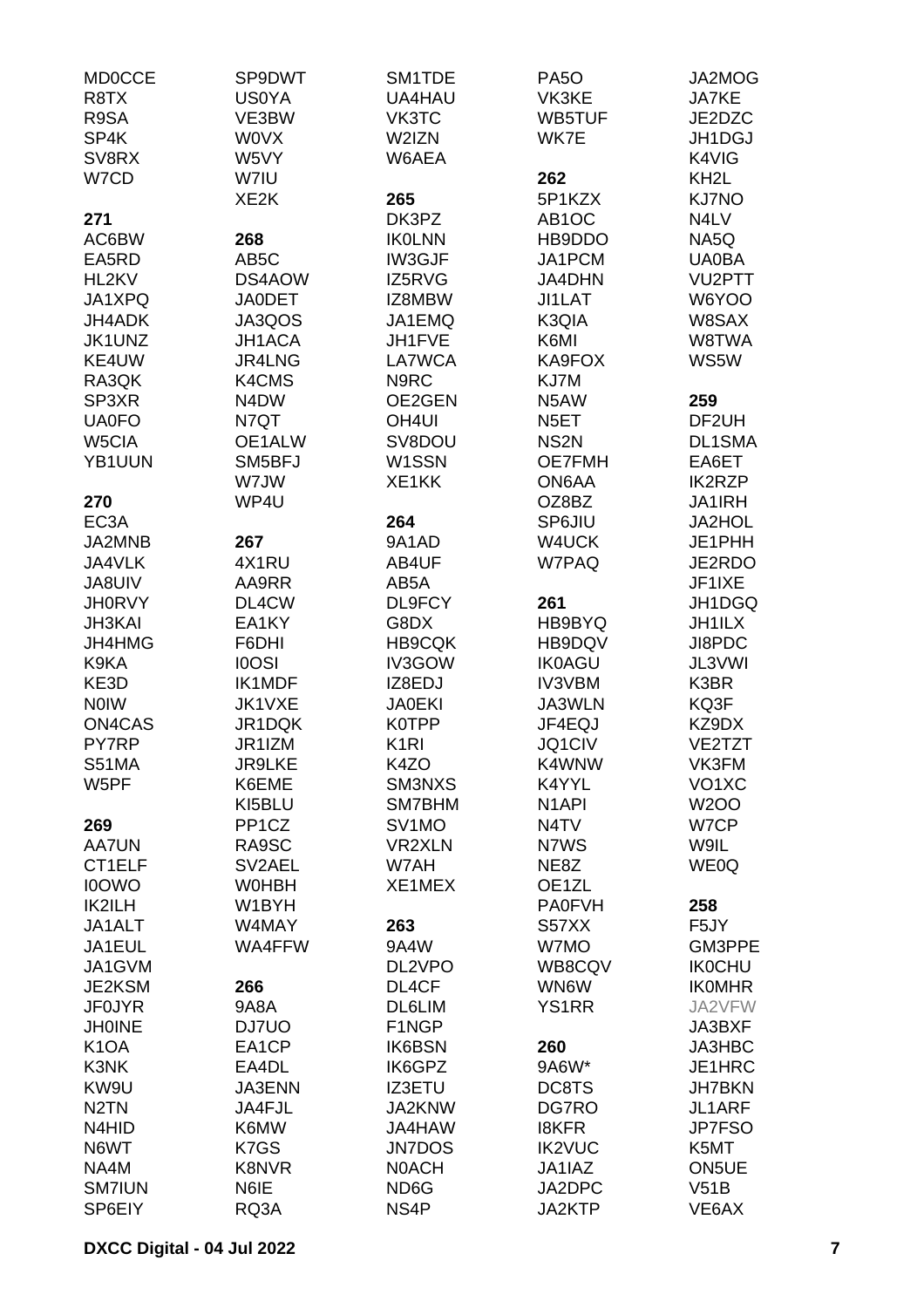MD0CCE
R8TX
R9SA
SP4K
SV8RX
W7CD

**271**
AC6BW
EA5RD
HL2KV
JA1XPQ
JH4ADK
JK1UNZ
KE4UW
RA3QK
SP3XR
UA0FO
W5CIA
YB1UUN

**270**
EC3A
JA2MNB
JA4VLK
JA8UIV
JH0RVY
JH3KAI
JH4HMG
K9KA
KE3D
N0IW
ON4CAS
PY7RP
S51MA
W5PF

**269**
AA7UN
CT1ELF
I0OWO
IK2ILH
JA1ALT
JA1EUL
JA1GVM
JE2KSM
JF0JYR
JH0INE
K1OA
K3NK
KW9U
N2TN
N4HID
N6WT
NA4M
SM7IUN
SP6EIY

SP9DWT
US0YA
VE3BW
W0VX
W5VY
W7IU
XE2K

**268**
AB5C
DS4AOW
JA0DET
JA3QOS
JH1ACA
JR4LNG
K4CMS
N4DW
N7QT
OE1ALW
SM5BFJ
W7JW
WP4U

**267**
4X1RU
AA9RR
DL4CW
EA1KY
F6DHI
I0OSI
IK1MDF
JK1VXE
JR1DQK
JR1IZM
JR9LKE
K6EME
KI5BLU
PP1CZ
RA9SC
SV2AEL
W0HBH
W1BYH
W4MAY
WA4FFW

**266**
9A8A
DJ7UO
EA1CP
EA4DL
JA3ENN
JA4FJL
K6MW
K7GS
K8NVR
N6IE
RQ3A

SM1TDE
UA4HAU
VK3TC
W2IZN
W6AEA

**265**
DK3PZ
IK0LNN
IW3GJF
IZ5RVG
IZ8MBW
JA1EMQ
JH1FVE
LA7WCA
N9RC
OE2GEN
OH4UI
SV8DOU
W1SSN
XE1KK

**264**
9A1AD
AB4UF
AB5A
DL9FCY
G8DX
HB9CQK
IV3GOW
IZ8EDJ
JA0EKI
K0TPP
K1RI
K4ZO
SM3NXS
SM7BHM
SV1MO
VR2XLN
W7AH
XE1MEX

**263**
9A4W
DL2VPO
DL4CF
DL6LIM
F1NGP
IK6BSN
IK6GPZ
IZ3ETU
JA2KNW
JA4HAW
JN7DOS
N0ACH
ND6G
NS4P

PA5O
VK3KE
WB5TUF
WK7E

**262**
5P1KZX
AB1OC
HB9DDO
JA1PCM
JA4DHN
JI1LAT
K3QIA
K6MI
KA9FOX
KJ7M
N5AW
N5ET
NS2N
OE7FMH
ON6AA
OZ8BZ
SP6JIU
W4UCK
W7PAQ

**261**
HB9BYQ
HB9DQV
IK0AGU
IV3VBM
JA3WLN
JF4EQJ
JQ1CIV
K4WNW
K4YYL
N1API
N4TV
N7WS
NE8Z
OE1ZL
PA0FVH
S57XX
W7MO
WB8CQV
WN6W
YS1RR

**260**
9A6W*
DC8TS
DG7RO
I8KFR
IK2VUC
JA1IAZ
JA2DPC
JA2KTP

JA2MOG
JA7KE
JE2DZC
JH1DGJ
K4VIG
KH2L
KJ7NO
N4LV
NA5Q
UA0BA
VU2PTT
W6YOO
W8SAX
W8TWA
WS5W

**259**
DF2UH
DL1SMA
EA6ET
IK2RZP
JA1IRH
JA2HOL
JE1PHH
JE2RDO
JF1IXE
JH1DGQ
JH1ILX
JI8PDC
JL3VWI
K3BR
KQ3F
KZ9DX
VE2TZT
VK3FM
VO1XC
W2OO
W7CP
W9IL
WE0Q

**258**
F5JY
GM3PPE
IK0CHU
IK0MHR
JA2VFW
JA3BXF
JA3HBC
JE1HRC
JH7BKN
JL1ARF
JP7FSO
K5MT
ON5UE
V51B
VE6AX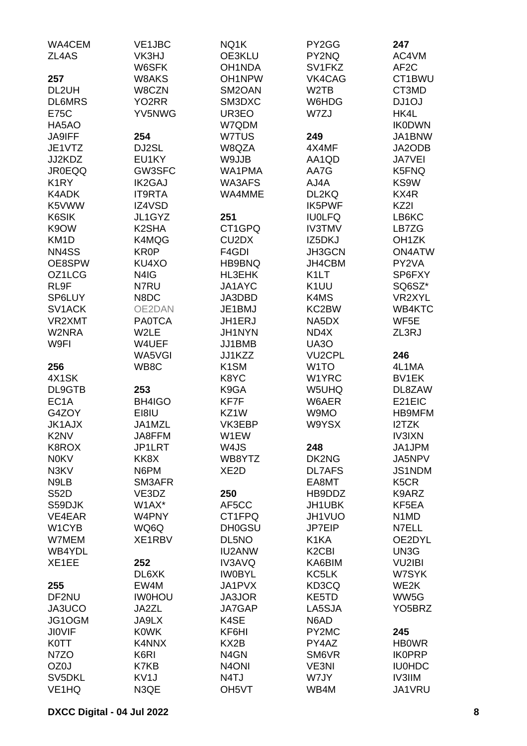WA4CEM
ZL4AS

**257**
DL2UH
DL6MRS
E75C
HA5AO
JA9IFF
JE1VTZ
JJ2KDZ
JR0EQQ
K1RY
K4ADK
K5VWW
K6SIK
K9OW
KM1D
NN4SS
OE8SPW
OZ1LCG
RL9F
SP6LUY
SV1ACK
VR2XMT
W2NRA
W9FI

**256**
4X1SK
DL9GTB
EC1A
G4ZOY
JK1AJX
K2NV
K8ROX
N0KV
N3KV
N9LB
S52D
S59DJK
VE4EAR
W1CYB
W7MEM
WB4YDL
XE1EE

**255**
DF2NU
JA3UCO
JG1OGM
JI0VIF
K0TT
N7ZO
OZ0J
SV5DKL
VE1HQ
VE1JBC
VK3HJ
W6SFK
W8AKS
W8CZN
YO2RR
YV5NWG

**254**
DJ2SL
EU1KY
GW3SFC
IK2GAJ
IT9RTA
IZ4VSD
JL1GYZ
K2SHA
K4MQG
KR0P
KU4XO
N4IG
N7RU
N8DC
OE2DAN
PA0TCA
W2LE
W4UEF
WA5VGI
WB8C

**253**
BH4IGO
EI8IU
JA1MZL
JA8FFM
JP1LRT
KK8X
N6PM
SM3AFR
VE3DZ
W1AX*
W4PNY
WQ6Q
XE1RBV

**252**
DL6XK
EW4M
IW0HOU
JA2ZL
JA9LX
K0WK
K4NNX
K6RI
K7KB
KV1J
N3QE
NQ1K
OE3KLU
OH1NDA
OH1NPW
SM2OAN
SM3DXC
UR3EO
W7QDM
W7TUS
W8QZA
W9JJB
WA1PMA
WA3AFS
WA4MME

**251**
CT1GPQ
CU2DX
F4GDI
HB9BNQ
HL3EHK
JA1AYC
JA3DBD
JE1BMJ
JH1ERJ
JH1NYN
JJ1BMB
JJ1KZZ
K1SM
K8YC
K9GA
KF7F
KZ1W
VK3EBP
W1EW
W4JS
WB8YTZ
XE2D

**250**
AF5CC
CT1FPQ
DH0GSU
DL5NO
IU2ANW
IV3AVQ
IW0BYL
JA1PVX
JA3JOR
JA7GAP
K4SE
KF6HI
KX2B
N4GN
N4ONI
N4TJ
OH5VT
PY2GG
PY2NQ
SV1FKZ
VK4CAG
W2TB
W6HDG
W7ZJ

**249**
4X4MF
AA1QD
AA7G
AJ4A
DL2KQ
IK5PWF
IU0LFQ
IV3TMV
IZ5DKJ
JH3GCN
JH4CBM
K1LT
K1UU
K4MS
KC2BW
NA5DX
ND4X
UA3O
VU2CPL
W1TO
W1YRC
W5UHQ
W6AER
W9MO
W9YSX

**248**
DK2NG
DL7AFS
EA8MT
HB9DDZ
JH1UBK
JH1VUO
JP7EIP
K1KA
K2CBI
KA6BIM
KC5LK
KD3CQ
KE5TD
LA5SJA
N6AD
PY2MC
PY4AZ
SM6VR
VE3NI
W7JY
WB4M

**247**
AC4VM
AF2C
CT1BWU
CT3MD
DJ1OJ
HK4L
IK0DWN
JA1BNW
JA2ODB
JA7VEI
K5FNQ
KS9W
KX4R
KZ2I
LB6KC
LB7ZG
OH1ZK
ON4ATW
PY2VA
SP6FXY
SQ6SZ*
VR2XYL
WB4KTC
WF5E
ZL3RJ

**246**
4L1MA
BV1EK
DL8ZAW
E21EIC
HB9MFM
I2TZK
IV3IXN
JA1JPM
JA5NPV
JS1NDM
K5CR
K9ARZ
KF5EA
N1MD
N7ELL
OE2DYL
UN3G
VU2IBI
W7SYK
WE2K
WW5G
YO5BRZ

**245**
HB0WR
IK0PRP
IU0HDC
IV3IIM
JA1VRU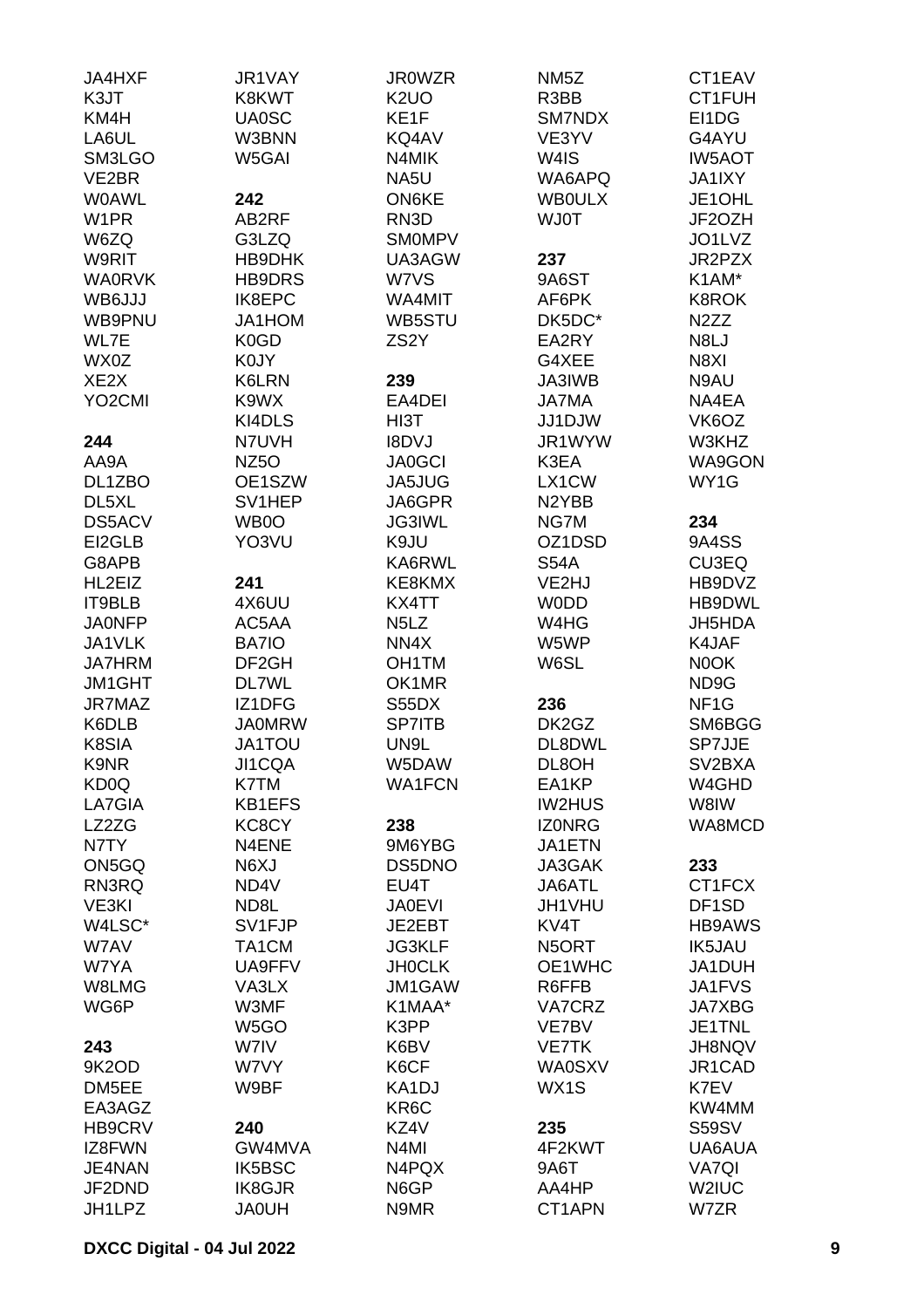JA4HXF
K3JT
KM4H
LA6UL
SM3LGO
VE2BR
W0AWL
W1PR
W6ZQ
W9RIT
WA0RVK
WB6JJJ
WB9PNU
WL7E
WX0Z
XE2X
YO2CMI

**244**

AA9A
DL1ZBO
DL5XL
DS5ACV
EI2GLB
G8APB
HL2EIZ
IT9BLB
JA0NFP
JA1VLK
JA7HRM
JM1GHT
JR7MAZ
K6DLB
K8SIA
K9NR
KD0Q
LA7GIA
LZ2ZG
N7TY
ON5GQ
RN3RQ
VE3KI
W4LSC*
W7AV
W7YA
W8LMG
WG6P

**243**

9K2OD
DM5EE
EA3AGZ
HB9CRV
IZ8FWN
JE4NAN
JF2DND
JH1LPZ
JR1VAY
K8KWT
UA0SC
W3BNN
W5GAI

**242**

AB2RF
G3LZQ
HB9DHK
HB9DRS
IK8EPC
JA1HOM
K0GD
K0JY
K6LRN
K9WX
KI4DLS
N7UVH
NZ5O
OE1SZW
SV1HEP
WB0O
YO3VU

**241**

4X6UU
AC5AA
BA7IO
DF2GH
DL7WL
IZ1DFG
JA0MRW
JA1TOU
JI1CQA
K7TM
KB1EFS
KC8CY
N4ENE
N6XJ
ND4V
ND8L
SV1FJP
TA1CM
UA9FFV
VA3LX
W3MF
W5GO
W7IV
W7VY
W9BF

**240**

GW4MVA
IK5BSC
IK8GJR
JA0UH
JR0WZR
K2UO
KE1F
KQ4AV
N4MIK
NA5U
ON6KE
RN3D
SM0MPV
UA3AGW
W7VS
WA4MIT
WB5STU
ZS2Y

**239**

EA4DEI
HI3T
I8DVJ
JA0GCI
JA5JUG
JA6GPR
JG3IWL
K9JU
KA6RWL
KE8KMX
KX4TT
N5LZ
NN4X
OH1TM
OK1MR
S55DX
SP7ITB
UN9L
W5DAW
WA1FCN

**238**

9M6YBG
DS5DNO
EU4T
JA0EVI
JE2EBT
JG3KLF
JH0CLK
JM1GAW
K1MAA*
K3PP
K6BV
K6CF
KA1DJ
KR6C
KZ4V
N4MI
N4PQX
N6GP
N9MR
NM5Z
R3BB
SM7NDX
VE3YV
W4IS
WA6APQ
WB0ULX
WJ0T

**237**

9A6ST
AF6PK
DK5DC*
EA2RY
G4XEE
JA3IWB
JA7MA
JJ1DJW
JR1WYW
K3EA
LX1CW
N2YBB
NG7M
OZ1DSD
S54A
VE2HJ
W0DD
W4HG
W5WP
W6SL

**236**

DK2GZ
DL8DWL
DL8OH
EA1KP
IW2HUS
IZ0NRG
JA1ETN
JA3GAK
JA6ATL
JH1VHU
KV4T
N5ORT
OE1WHC
R6FFB
VA7CRZ
VE7BV
VE7TK
WA0SXV
WX1S

**235**

4F2KWT
9A6T
AA4HP
CT1APN
CT1EAV
CT1FUH
EI1DG
G4AYU
IW5AOT
JA1IXY
JE1OHL
JF2OZH
JO1LVZ
JR2PZX
K1AM*
K8ROK
N2ZZ
N8LJ
N8XI
N9AU
NA4EA
VK6OZ
W3KHZ
WA9GON
WY1G

**234**

9A4SS
CU3EQ
HB9DVZ
HB9DWL
JH5HDA
K4JAF
N0OK
ND9G
NF1G
SM6BGG
SP7JJE
SV2BXA
W4GHD
W8IW
WA8MCD

**233**

CT1FCX
DF1SD
HB9AWS
IK5JAU
JA1DUH
JA1FVS
JA7XBG
JE1TNL
JH8NQV
JR1CAD
K7EV
KW4MM
S59SV
UA6AUA
VA7QI
W2IUC
W7ZR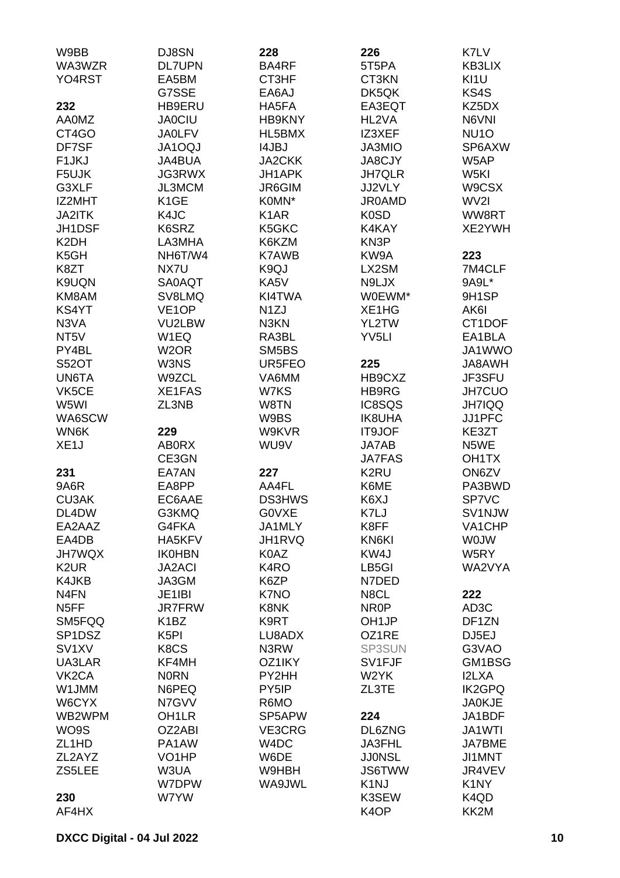W9BB
WA3WZR
YO4RST

**232**
AA0MZ
CT4GO
DF7SF
F1JKJ
F5UJK
G3XLF
IZ2MHT
JA2ITK
JH1DSF
K2DH
K5GH
K8ZT
K9UQN
KM8AM
KS4YT
N3VA
NT5V
PY4BL
S52OT
UN6TA
VK5CE
W5WI
WA6SCW
WN6K
XE1J

**231**
9A6R
CU3AK
DL4DW
EA2AAZ
EA4DB
JH7WQX
K2UR
K4JKB
N4FN
N5FF
SM5FQQ
SP1DSZ
SV1XV
UA3LAR
VK2CA
W1JMM
W6CYX
WB2WPM
WO9S
ZL1HD
ZL2AYZ
ZS5LEE

**230**
AF4HX
DJ8SN
DL7UPN
EA5BM
G7SSE
HB9ERU
JA0CIU
JA0LFV
JA1OQJ
JA4BUA
JG3RWX
JL3MCM
K1GE
K4JC
K6SRZ
LA3MHA
NH6T/W4
NX7U
SA0AQT
SV8LMQ
VE1OP
VU2LBW
W1EQ
W2OR
W3NS
W9ZCL
XE1FAS
ZL3NB

**229**
AB0RX
CE3GN
EA7AN
EA8PP
EC6AAE
G3KMQ
G4FKA
HA5KFV
IK0HBN
JA2ACI
JA3GM
JE1IBI
JR7FRW
K1BZ
K5PI
K8CS
KF4MH
N0RN
N6PEQ
N7GVV
OH1LR
OZ2ABI
PA1AW
VO1HP
W3UA
W7DPW
W7YW

**228**
BA4RF
CT3HF
EA6AJ
HA5FA
HB9KNY
HL5BMX
I4JBJ
JA2CKK
JH1APK
JR6GIM
K0MN*
K1AR
K5GKC
K6KZM
K7AWB
K9QJ
KA5V
KI4TWA
N1ZJ
N3KN
RA3BL
SM5BS
UR5FEO
VA6MM
W7KS
W8TN
W9BS
W9KVR
WU9V

**227**
AA4FL
DS3HWS
G0VXE
JA1MLY
JH1RVQ
K0AZ
K4RO
K6ZP
K7NO
K8NK
K9RT
LU8ADX
N3RW
OZ1IKY
PY2HH
PY5IP
R6MO
SP5APW
VE3CRG
W4DC
W6DE
W9HBH
WA9JWL

**226**
5T5PA
CT3KN
DK5QK
EA3EQT
HL2VA
IZ3XEF
JA3MIO
JA8CJY
JH7QLR
JJ2VLY
JR0AMD
K0SD
K4KAY
KN3P
KW9A
LX2SM
N9LJX
W0EWM*
XE1HG
YL2TW
YV5LI

**225**
HB9CXZ
HB9RG
IC8SQS
IK8UHA
IT9JOF
JA7AB
JA7FAS
K2RU
K6ME
K6XJ
K7LJ
K8FF
KN6KI
KW4J
LB5GI
N7DED
N8CL
NR0P
OH1JP
OZ1RE
SP3SUN
SV1FJF
W2YK
ZL3TE

**224**
DL6ZNG
JA3FHL
JJ0NSL
JS6TWW
K1NJ
K3SEW
K4OP
K7LV
KB3LIX
KI1U
KS4S
KZ5DX
N6VNI
NU1O
SP6AXW
W5AP
W5KI
W9CSX
WV2I
WW8RT
XE2YWH

**223**
7M4CLF
9A9L*
9H1SP
AK6I
CT1DOF
EA1BLA
JA1WWO
JA8AWH
JF3SFU
JH7CUO
JH7IQQ
JJ1PFC
KE3ZT
N5WE
OH1TX
ON6ZV
PA3BWD
SP7VC
SV1NJW
VA1CHP
W0JW
W5RY
WA2VYA

**222**
AD3C
DF1ZN
DJ5EJ
G3VAO
GM1BSG
I2LXA
IK2GPQ
JA0KJE
JA1BDF
JA1WTI
JA7BME
JI1MNT
JR4VEV
K1NY
K4QD
KK2M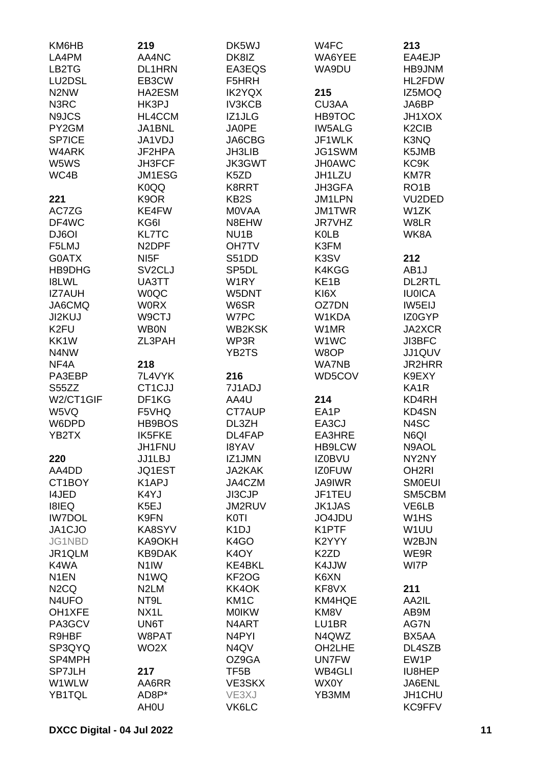KM6HB
LA4PM
LB2TG
LU2DSL
N2NW
N3RC
N9JCS
PY2GM
SP7ICE
W4ARK
W5WS
WC4B

**221**
AC7ZG
DF4WC
DJ6OI
F5LMJ
G0ATX
HB9DHG
I8LWL
IZ7AUH
JA6CMQ
JI2KUJ
K2FU
KK1W
N4NW
NF4A
PA3EBP
S55ZZ
W2/CT1GIF
W5VQ
W6DPD
YB2TX

**220**
AA4DD
CT1BOY
I4JED
I8IEQ
IW7DOL
JA1CJO
JG1NBD
JR1QLM
K4WA
N1EN
N2CQ
N4UFO
OH1XFE
PA3GCV
R9HBF
SP3QYQ
SP4MPH
SP7JLH
W1WLW
YB1TQL

**219**
AA4NC
DL1HRN
EB3CW
HA2ESM
HK3PJ
HL4CCM
JA1BNL
JA1VDJ
JF2HPA
JH3FCF
JM1ESG
K0QQ
K9OR
KE4FW
KG6I
KL7TC
N2DPF
NI5F
SV2CLJ
UA3TT
W0QC
W0RX
W9CTJ
WB0N
ZL3PAH

**218**
7L4VYK
CT1CJJ
DF1KG
F5VHQ
HB9BOS
IK5FKE
JH1FNU
JJ1LBJ
JQ1EST
K1APJ
K4YJ
K5EJ
K9FN
KA8SYV
KA9OKH
KB9DAK
N1IW
N1WQ
N2LM
NT9L
NX1L
UN6T
W8PAT
WO2X

**217**
AA6RR
AD8P*
AH0U

DK5WJ
DK8IZ
EA3EQS
F5HRH
IK2YQX
IV3KCB
IZ1JLG
JA0PE
JA6CBG
JH3LIB
JK3GWT
K5ZD
K8RRT
KB2S
M0VAA
N8EHW
NU1B
OH7TV
S51DD
SP5DL
W1RY
W5DNT
W6SR
W7PC
WB2KSK
WP3R
YB2TS

**216**
7J1ADJ
AA4U
CT7AUP
DL3ZH
DL4FAP
I8YAV
IZ1JMN
JA2KAK
JA4CZM
JI3CJP
JM2RUV
K0TI
K1DJ
K4GO
K4OY
KE4BKL
KF2OG
KK4OK
KM1C
M0IKW
N4ART
N4PYI
N4QV
OZ9GA
TF5B
VE3SKX
VE3XJ
VK6LC

W4FC
WA6YEE
WA9DU

**215**
CU3AA
HB9TOC
IW5ALG
JF1WLK
JG1SWM
JH0AWC
JH1LZU
JH3GFA
JM1LPN
JM1TWR
JR7VHZ
K0LB
K3FM
K3SV
K4KGG
KE1B
KI6X
OZ7DN
W1KDA
W1MR
W1WC
W8OP
WA7NB
WD5COV

**214**
EA1P
EA3CJ
EA3HRE
HB9LCW
IZ0BVU
IZ0FUW
JA9IWR
JF1TEU
JK1JAS
JO4JDU
K1PTF
K2YYY
K2ZD
K4JJW
K6XN
KF8VX
KM4HQE
KM8V
LU1BR
N4QWZ
OH2LHE
UN7FW
WB4GLI
WX0Y
YB3MM

**213**
EA4EJP
HB9JNM
HL2FDW
IZ5MOQ
JA6BP
JH1XOX
K2CIB
K3NQ
K5JMB
KC9K
KM7R
RO1B
VU2DED
W1ZK
W8LR
WK8A

**212**
AB1J
DL2RTL
IU0ICA
IW5EIJ
IZ0GYP
JA2XCR
JI3BFC
JJ1QUV
JR2HRR
K9EXY
KA1R
KD4RH
KD4SN
N4SC
N6QI
N9AOL
NY2NY
OH2RI
SM0EUI
SM5CBM
VE6LB
W1HS
W1UU
W2BJN
WE9R
WI7P

**211**
AA2IL
AB9M
AG7N
BX5AA
DL4SZB
EW1P
IU8HEP
JA6ENL
JH1CHU
KC9FFV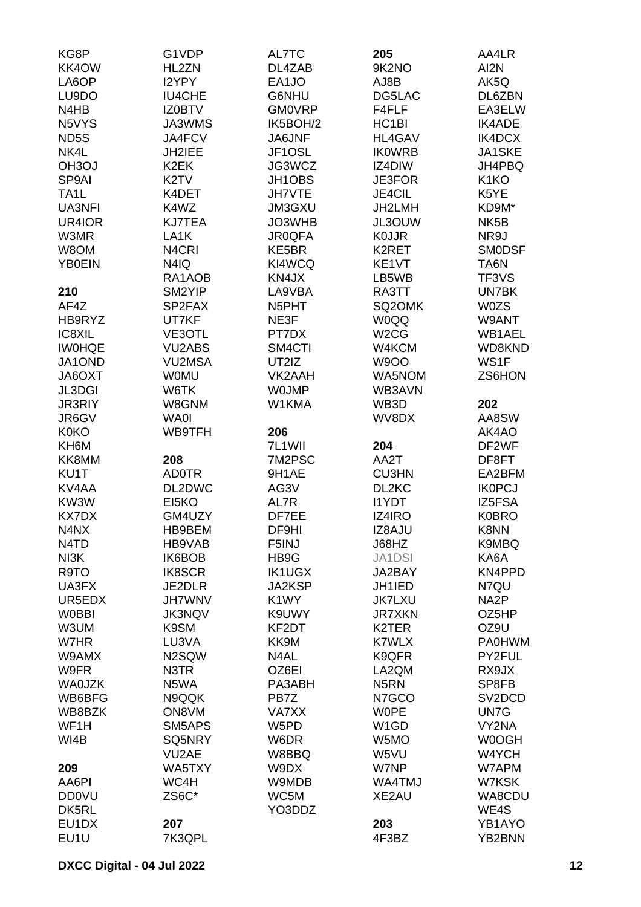KG8P
KK4OW
LA6OP
LU9DO
N4HB
N5VYS
ND5S
NK4L
OH3OJ
SP9AI
TA1L
UA3NFI
UR4IOR
W3MR
W8OM
YB0EIN

**210**

AF4Z
HB9RYZ
IC8XIL
IW0HQE
JA1OND
JA6OXT
JL3DGI
JR3RIY
JR6GV
K0KO
KH6M
KK8MM
KU1T
KV4AA
KW3W
KX7DX
N4NX
N4TD
NI3K
R9TO
UA3FX
UR5EDX
W0BBI
W3UM
W7HR
W9AMX
W9FR
WA0JZK
WB6BFG
WB8BZK
WF1H
WI4B

**209**

AA6PI
DD0VU
DK5RL
EU1DX
EU1U

G1VDP
HL2ZN
I2YPY
IU4CHE
IZ0BTV
JA3WMS
JA4FCV
JH2IEE
K2EK
K2TV
K4DET
K4WZ
KJ7TEA
LA1K
N4CRI
N4IQ
RA1AOB
SM2YIP
SP2FAX
UT7KF
VE3OTL
VU2ABS
VU2MSA
W0MU
W6TK
W8GNM
WA0I
WB9TFH

**208**

AD0TR
DL2DWC
EI5KO
GM4UZY
HB9BEM
HB9VAB
IK6BOB
IK8SCR
JE2DLR
JH7WNV
JK3NQV
K9SM
LU3VA
N2SQW
N3TR
N5WA
N9QQK
ON8VM
SM5APS
SQ5NRY
VU2AE
WA5TXY
WC4H
ZS6C*

**207**

7K3QPL

AL7TC
DL4ZAB
EA1JO
G6NHU
GM0VRP
IK5BOH/2
JA6JNF
JF1OSL
JG3WCZ
JH1OBS
JH7VTE
JM3GXU
JO3WHB
JR0QFA
KE5BR
KI4WCQ
KN4JX
LA9VBA
N5PHT
NE3F
PT7DX
SM4CTI
UT2IZ
VK2AAH
W0JMP
W1KMA

**206**

7L1WII
7M2PSC
9H1AE
AG3V
AL7R
DF7EE
DF9HI
F5INJ
HB9G
IK1UGX
JA2KSP
K1WY
K9UWY
KF2DT
KK9M
N4AL
OZ6EI
PA3ABH
PB7Z
VA7XX
W5PD
W6DR
W8BBQ
W9DX
W9MDB
WC5M
YO3DDZ

**205**

9K2NO
AJ8B
DG5LAC
F4FLF
HC1BI
HL4GAV
IK0WRB
IZ4DIW
JE3FOR
JE4CIL
JH2LMH
JL3OUW
K0JJR
K2RET
KE1VT
LB5WB
RA3TT
SQ2OMK
W0QQ
W2CG
W4KCM
W9OO
WA5NOM
WB3AVN
WB3D
WV8DX

**204**

AA2T
CU3HN
DL2KC
I1YDT
IZ4IRO
IZ8AJU
J68HZ
JA1DSI
JA2BAY
JH1IED
JK7LXU
JR7XKN
K2TER
K7WLX
K9QFR
LA2QM
N5RN
N7GCO
W0PE
W1GD
W5MO
W5VU
W7NP
WA4TMJ
XE2AU

**203**

4F3BZ

AA4LR
AI2N
AK5Q
DL6ZBN
EA3ELW
IK4ADE
IK4DCX
JA1SKE
JH4PBQ
K1KO
K5YE
KD9M*
NK5B
NR9J
SM0DSF
TA6N
TF3VS
UN7BK
W0ZS
W9ANT
WB1AEL
WD8KND
WS1F
ZS6HON

**202**

AA8SW
AK4AO
DF2WF
DF8FT
EA2BFM
IK0PCJ
IZ5FSA
K0BRO
K8NN
K9MBQ
KA6A
KN4PPD
N7QU
NA2P
OZ5HP
OZ9U
PA0HWM
PY2FUL
RX9JX
SP8FB
SV2DCD
UN7G
VY2NA
W0OGH
W4YCH
W7APM
W7KSK
WA8CDU
WE4S
YB1AYO
YB2BNN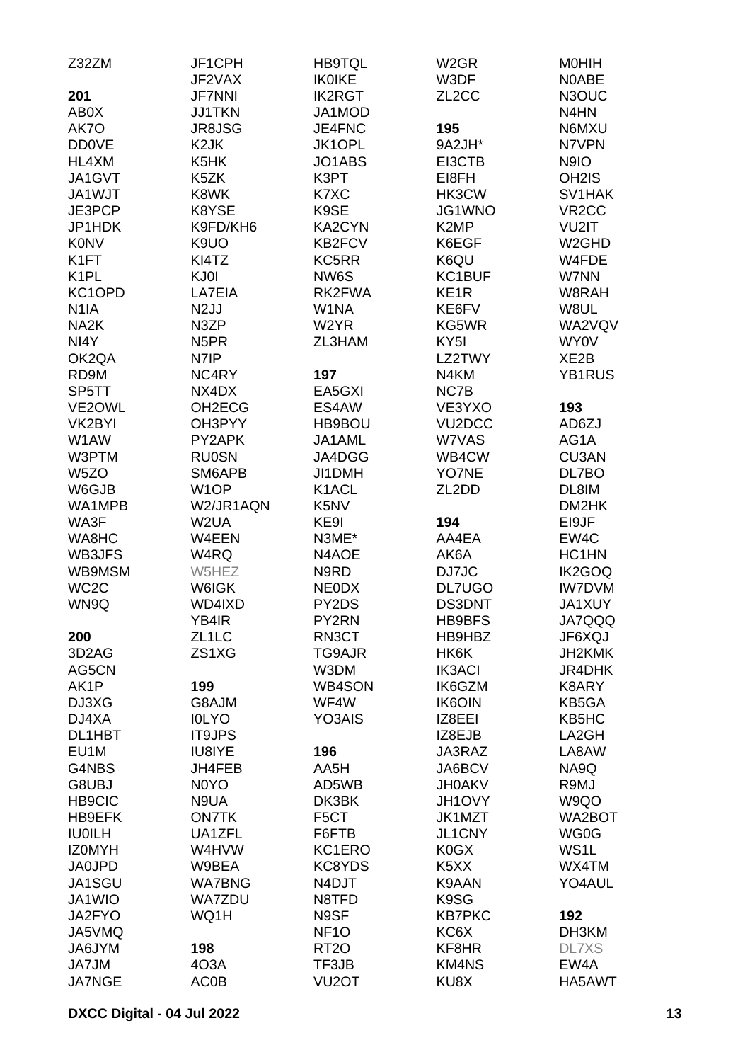Z32ZM

**201**

AB0X
AK7O
DD0VE
HL4XM
JA1GVT
JA1WJT
JE3PCP
JP1HDK
K0NV
K1FT
K1PL
KC1OPD
N1IA
NA2K
NI4Y
OK2QA
RD9M
SP5TT
VE2OWL
VK2BYI
W1AW
W3PTM
W5ZO
W6GJB
WA1MPB
WA3F
WA8HC
WB3JFS
WB9MSM
WC2C
WN9Q

**200**

3D2AG
AG5CN
AK1P
DJ3XG
DJ4XA
DL1HBT
EU1M
G4NBS
G8UBJ
HB9CIC
HB9EFK
IU0ILH
IZ0MYH
JA0JPD
JA1SGU
JA1WIO
JA2FYO
JA5VMQ
JA6JYM
JA7JM
JA7NGE
JF1CPH
JF2VAX
JF7NNI
JJ1TKN
JR8JSG
K2JK
K5HK
K5ZK
K8WK
K8YSE
K9FD/KH6
K9UO
KI4TZ
KJ0I
LA7EIA
N2JJ
N3ZP
N5PR
N7IP
NC4RY
NX4DX
OH2ECG
OH3PYY
PY2APK
RU0SN
SM6APB
W1OP
W2/JR1AQN
W2UA
W4EEN
W4RQ
W5HEZ
W6IGK
WD4IXD
YB4IR
ZL1LC
ZS1XG

**199**

G8AJM
I0LYO
IT9JPS
IU8IYE
JH4FEB
N0YO
N9UA
ON7TK
UA1ZFL
W4HVW
W9BEA
WA7BNG
WA7ZDU
WQ1H

**198**

4O3A
AC0B
HB9TQL
IK0IKE
IK2RGT
JA1MOD
JE4FNC
JK1OPL
JO1ABS
K3PT
K7XC
K9SE
KA2CYN
KB2FCV
KC5RR
NW6S
RK2FWA
W1NA
W2YR
ZL3HAM

**197**

EA5GXI
ES4AW
HB9BOU
JA1AML
JA4DGG
JI1DMH
K1ACL
K5NV
KE9I
N3ME*
N4AOE
N9RD
NE0DX
PY2DS
PY2RN
RN3CT
TG9AJR
W3DM
WB4SON
WF4W
YO3AIS

**196**

AA5H
AD5WB
DK3BK
F5CT
F6FTB
KC1ERO
KC8YDS
N4DJT
N8TFD
N9SF
NF1O
RT2O
TF3JB
VU2OT
W2GR
W3DF
ZL2CC

**195**

9A2JH*
EI3CTB
EI8FH
HK3CW
JG1WNO
K2MP
K6EGF
K6QU
KC1BUF
KE1R
KE6FV
KG5WR
KY5I
LZ2TWY
N4KM
NC7B
VE3YXO
VU2DCC
W7VAS
WB4CW
YO7NE
ZL2DD

**194**

AA4EA
AK6A
DJ7JC
DL7UGO
DS3DNT
HB9BFS
HB9HBZ
HK6K
IK3ACI
IK6GZM
IK6OIN
IZ8EEI
IZ8EJB
JA3RAZ
JA6BCV
JH0AKV
JH1OVY
JK1MZT
JL1CNY
K0GX
K5XX
K9AAN
K9SG
KB7PKC
KC6X
KF8HR
KM4NS
KU8X
M0HIH
N0ABE
N3OUC
N4HN
N6MXU
N7VPN
N9IO
OH2IS
SV1HAK
VR2CC
VU2IT
W2GHD
W4FDE
W7NN
W8RAH
W8UL
WA2VQV
WY0V
XE2B
YB1RUS

**193**

AD6ZJ
AG1A
CU3AN
DL7BO
DL8IM
DM2HK
EI9JF
EW4C
HC1HN
IK2GOQ
IW7DVM
JA1XUY
JA7QQQ
JF6XQJ
JH2KMK
JR4DHK
K8ARY
KB5GA
KB5HC
LA2GH
LA8AW
NA9Q
R9MJ
W9QO
WA2BOT
WG0G
WS1L
WX4TM
YO4AUL

**192**

DH3KM
DL7XS
EW4A
HA5AWT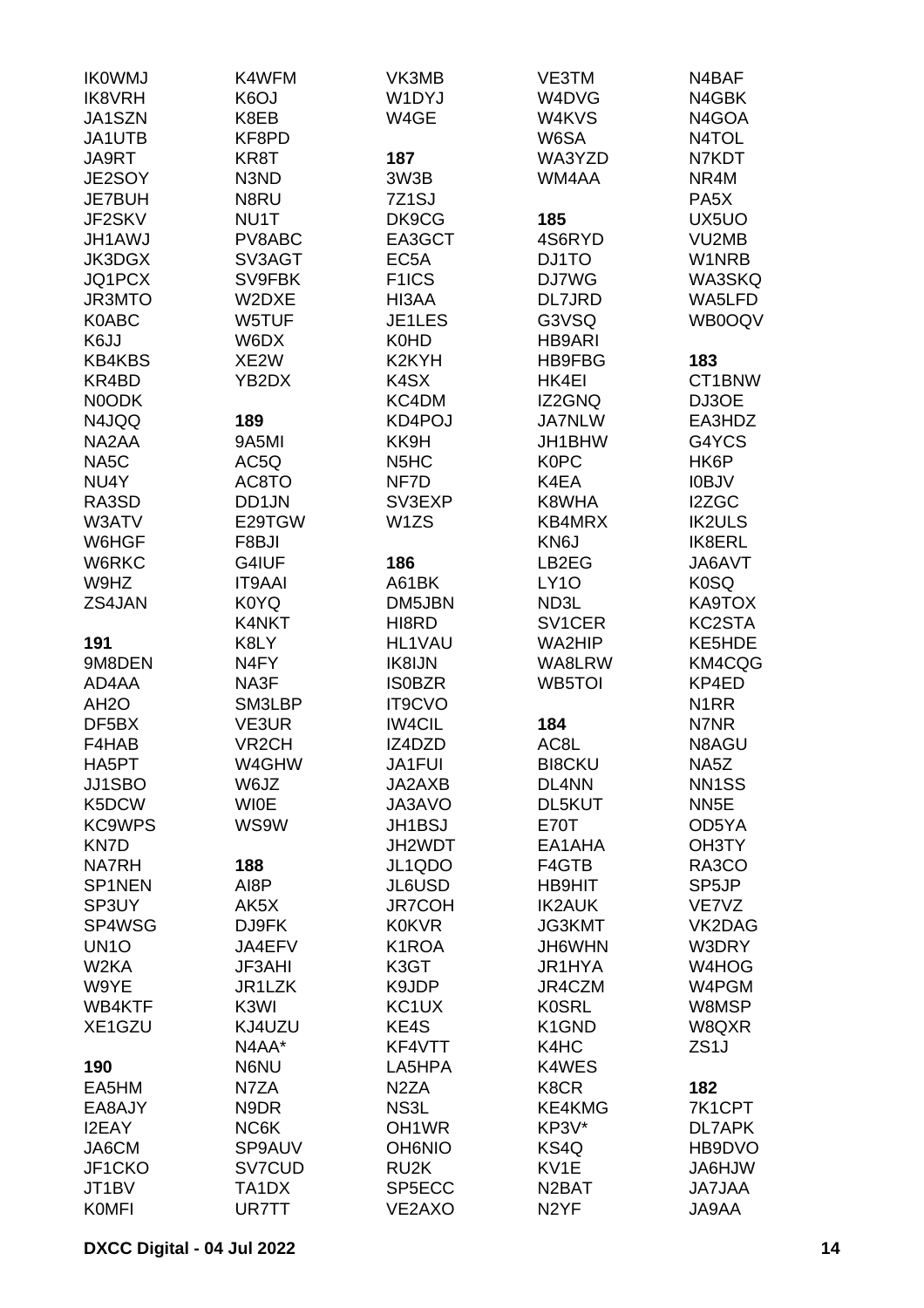IK0WMJ
IK8VRH
JA1SZN
JA1UTB
JA9RT
JE2SOY
JE7BUH
JF2SKV
JH1AWJ
JK3DGX
JQ1PCX
JR3MTO
K0ABC
K6JJ
KB4KBS
KR4BD
N0ODK
N4JQQ
NA2AA
NA5C
NU4Y
RA3SD
W3ATV
W6HGF
W6RKC
W9HZ
ZS4JAN

**191**
9M8DEN
AD4AA
AH2O
DF5BX
F4HAB
HA5PT
JJ1SBO
K5DCW
KC9WPS
KN7D
NA7RH
SP1NEN
SP3UY
SP4WSG
UN1O
W2KA
W9YE
WB4KTF
XE1GZU

**190**
EA5HM
EA8AJY
I2EAY
JA6CM
JF1CKO
JT1BV
K0MFI

K4WFM
K6OJ
K8EB
KF8PD
KR8T
N3ND
N8RU
NU1T
PV8ABC
SV3AGT
SV9FBK
W2DXE
W5TUF
W6DX
XE2W
YB2DX

**189**
9A5MI
AC5Q
AC8TO
DD1JN
E29TGW
F8BJI
G4IUF
IT9AAI
K0YQ
K4NKT
K8LY
N4FY
NA3F
SM3LBP
VE3UR
VR2CH
W4GHW
W6JZ
WI0E
WS9W

**188**
AI8P
AK5X
DJ9FK
JA4EFV
JF3AHI
JR1LZK
K3WI
KJ4UZU
N4AA*
N6NU
N7ZA
N9DR
NC6K
SP9AUV
SV7CUD
TA1DX
UR7TT

VK3MB
W1DYJ
W4GE

**187**
3W3B
7Z1SJ
DK9CG
EA3GCT
EC5A
F1ICS
HI3AA
JE1LES
K0HD
K2KYH
K4SX
KC4DM
KD4POJ
KK9H
N5HC
NF7D
SV3EXP
W1ZS

**186**
A61BK
DM5JBN
HI8RD
HL1VAU
IK8IJN
IS0BZR
IT9CVO
IW4CIL
IZ4DZD
JA1FUI
JA2AXB
JA3AVO
JH1BSJ
JH2WDT
JL1QDO
JL6USD
JR7COH
K0KVR
K1ROA
K3GT
K9JDP
KC1UX
KE4S
KF4VTT
LA5HPA
N2ZA
NS3L
OH1WR
OH6NIO
RU2K
SP5ECC
VE2AXO

VE3TM
W4DVG
W4KVS
W6SA
WA3YZD
WM4AA

**185**
4S6RYD
DJ1TO
DJ7WG
DL7JRD
G3VSQ
HB9ARI
HB9FBG
HK4EI
IZ2GNQ
JA7NLW
JH1BHW
K0PC
K4EA
K8WHA
KB4MRX
KN6J
LB2EG
LY1O
ND3L
SV1CER
WA2HIP
WA8LRW
WB5TOI

**184**
AC8L
BI8CKU
DL4NN
DL5KUT
E70T
EA1AHA
F4GTB
HB9HIT
IK2AUK
JG3KMT
JH6WHN
JR1HYA
JR4CZM
K0SRL
K1GND
K4HC
K4WES
K8CR
KE4KMG
KP3V*
KS4Q
KV1E
N2BAT
N2YF

N4BAF
N4GBK
N4GOA
N4TOL
N7KDT
NR4M
PA5X
UX5UO
VU2MB
W1NRB
WA3SKQ
WA5LFD
WB0OQV

**183**
CT1BNW
DJ3OE
EA3HDZ
G4YCS
HK6P
I0BJV
I2ZGC
IK2ULS
IK8ERL
JA6AVT
K0SQ
KA9TOX
KC2STA
KE5HDE
KM4CQG
KP4ED
N1RR
N7NR
N8AGU
NA5Z
NN1SS
NN5E
OD5YA
OH3TY
RA3CO
SP5JP
VE7VZ
VK2DAG
W3DRY
W4HOG
W4PGM
W8MSP
W8QXR
ZS1J

**182**
7K1CPT
DL7APK
HB9DVO
JA6HJW
JA7JAA
JA9AA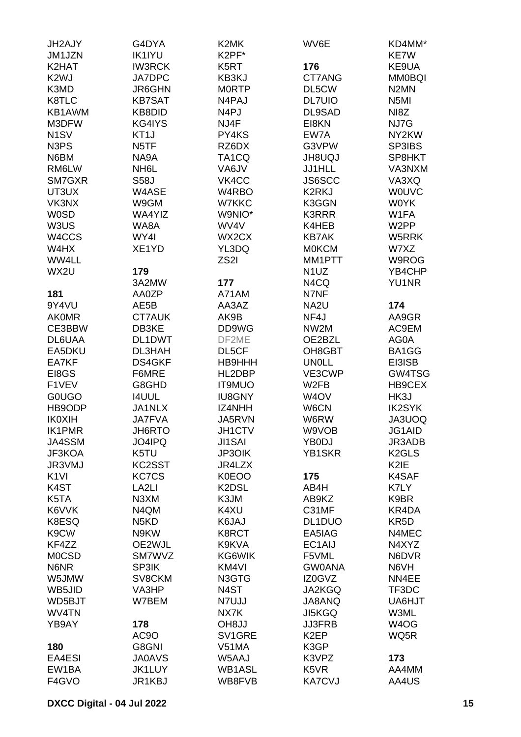JH2AJY
JM1JZN
K2HAT
K2WJ
K3MD
K8TLC
KB1AWM
M3DFW
N1SV
N3PS
N6BM
RM6LW
SM7GXR
UT3UX
VK3NX
W0SD
W3US
W4CCS
W4HX
WW4LL
WX2U

**181**
9Y4VU
AK0MR
CE3BBW
DL6UAA
EA5DKU
EA7KF
EI8GS
F1VEV
G0UGO
HB9ODP
IK0XIH
IK1PMR
JA4SSM
JF3KOA
JR3VMJ
K1VI
K4ST
K5TA
K6VVK
K8ESQ
K9CW
KF4ZZ
M0CSD
N6NR
W5JMW
WB5JID
WD5BJT
WV4TN
YB9AY

**180**
EA4ESI
EW1BA
F4GVO

G4DYA
IK1IYU
IW3RCK
JA7DPC
JR6GHN
KB7SAT
KB8DID
KG4IYS
KT1J
N5TF
NA9A
NH6L
S58J
W4ASE
W9GM
WA4YIZ
WA8A
WY4I
XE1YD

**179**
3A2MW
AA0ZP
AE5B
CT7AUK
DB3KE
DL1DWT
DL3HAH
DS4GKF
F6MRE
G8GHD
I4UUL
JA1NLX
JA7FVA
JH6RTO
JO4IPQ
K5TU
KC2SST
KC7CS
LA2LI
N3XM
N4QM
N5KD
N9KW
OE2WJL
SM7WVZ
SP3IK
SV8CKM
VA3HP
W7BEM

**178**
AC9O
G8GNI
JA0AVS
JK1LUY
JR1KBJ

K2MK
K2PF*
K5RT
KB3KJ
M0RTP
N4PAJ
N4PJ
NJ4F
PY4KS
RZ6DX
TA1CQ
VA6JV
VK4CC
W4RBO
W7KKC
W9NIO*
WV4V
WX2CX
YL3DQ
ZS2I

**177**
A71AM
AA3AZ
AK9B
DD9WG
DF2ME
DL5CF
HB9HHH
HL2DBP
IT9MUO
IU8GNY
IZ4NHH
JA5RVN
JH1CTV
JI1SAI
JP3OIK
JR4LZX
K0EOO
K2DSL
K3JM
K4XU
K6JAJ
K8RCT
K9KVA
KG6WIK
KM4VI
N3GTG
N4ST
N7UJJ
NX7K
OH8JJ
SV1GRE
V51MA
W5AAJ
WB1ASL
WB8FVB

WV6E

**176**
CT7ANG
DL5CW
DL7UIO
DL9SAD
EI8KN
EW7A
G3VPW
JH8UQJ
JJ1HLL
JS6SCC
K2RKJ
K3GGN
K3RRR
K4HEB
KB7AK
M0KCM
MM1PTT
N1UZ
N4CQ
N7NF
NA2U
NF4J
NW2M
OE2BZL
OH8GBT
UN0LL
VE3CWP
W2FB
W4OV
W6CN
W6RW
W9VOB
YB0DJ
YB1SKR

**175**
AB4H
AB9KZ
C31MF
DL1DUO
EA5IAG
EC1AIJ
F5VML
GW0ANA
IZ0GVZ
JA2KGQ
JA8ANQ
JI5KGQ
JJ3FRB
K2EP
K3GP
K3VPZ
K5VR
KA7CVJ

KD4MM*
KE7W
KE9UA
MM0BQI
N2MN
N5MI
NI8Z
NJ7G
NY2KW
SP3IBS
SP8HKT
VA3NXM
VA3XQ
W0UVC
W0YK
W1FA
W2PP
W5RRK
W7XZ
W9ROG
YB4CHP
YU1NR

**174**
AA9GR
AC9EM
AG0A
BA1GG
EI3ISB
GW4TSG
HB9CEX
HK3J
IK2SYK
JA3UOQ
JG1AID
JR3ADB
K2GLS
K2IE
K4SAF
K7LY
K9BR
KR4DA
KR5D
N4MEC
N4XYZ
N6DVR
N6VH
NN4EE
TF3DC
UA6HJT
W3ML
W4OG
WQ5R

**173**
AA4MM
AA4US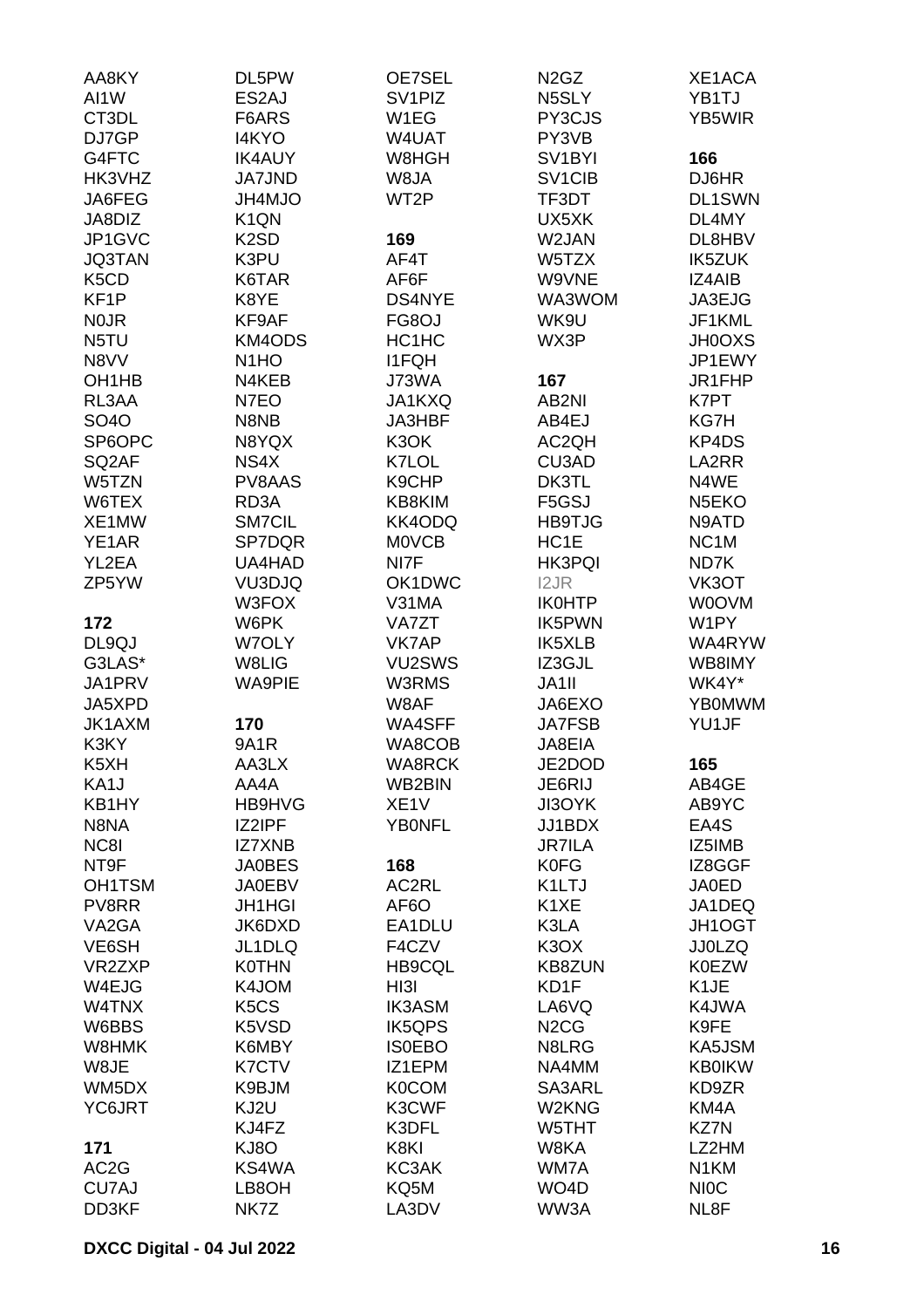AA8KY
AI1W
CT3DL
DJ7GP
G4FTC
HK3VHZ
JA6FEG
JA8DIZ
JP1GVC
JQ3TAN
K5CD
KF1P
N0JR
N5TU
N8VV
OH1HB
RL3AA
SO4O
SP6OPC
SQ2AF
W5TZN
W6TEX
XE1MW
YE1AR
YL2EA
ZP5YW

**172**
DL9QJ
G3LAS*
JA1PRV
JA5XPD
JK1AXM
K3KY
K5XH
KA1J
KB1HY
N8NA
NC8I
NT9F
OH1TSM
PV8RR
VA2GA
VE6SH
VR2ZXP
W4EJG
W4TNX
W6BBS
W8HMK
W8JE
WM5DX
YC6JRT

**171**
AC2G
CU7AJ
DD3KF

DL5PW
ES2AJ
F6ARS
I4KYO
IK4AUY
JA7JND
JH4MJO
K1QN
K2SD
K3PU
K6TAR
K8YE
KF9AF
KM4ODS
N1HO
N4KEB
N7EO
N8NB
N8YQX
NS4X
PV8AAS
RD3A
SM7CIL
SP7DQR
UA4HAD
VU3DJQ
W3FOX
W6PK
W7OLY
W8LIG
WA9PIE

**170**
9A1R
AA3LX
AA4A
HB9HVG
IZ2IPF
IZ7XNB
JA0BES
JA0EBV
JH1HGI
JK6DXD
JL1DLQ
K0THN
K4JOM
K5CS
K5VSD
K6MBY
K7CTV
K9BJM
KJ2U
KJ4FZ
KJ8O
KS4WA
LB8OH
NK7Z

OE7SEL
SV1PIZ
W1EG
W4UAT
W8HGH
W8JA
WT2P

**169**
AF4T
AF6F
DS4NYE
FG8OJ
HC1HC
I1FQH
J73WA
JA1KXQ
JA3HBF
K3OK
K7LOL
K9CHP
KB8KIM
KK4ODQ
M0VCB
NI7F
OK1DWC
V31MA
VA7ZT
VK7AP
VU2SWS
W3RMS
W8AF
WA4SFF
WA8COB
WA8RCK
WB2BIN
XE1V
YB0NFL

**168**
AC2RL
AF6O
EA1DLU
F4CZV
HB9CQL
HI3I
IK3ASM
IK5QPS
IS0EBO
IZ1EPM
K0COM
K3CWF
K3DFL
K8KI
KC3AK
KQ5M
LA3DV

N2GZ
N5SLY
PY3CJS
PY3VB
SV1BYI
SV1CIB
TF3DT
UX5XK
W2JAN
W5TZX
W9VNE
WA3WOM
WK9U
WX3P

**167**
AB2NI
AB4EJ
AC2QH
CU3AD
DK3TL
F5GSJ
HB9TJG
HC1E
HK3PQI
I2JR
IK0HTP
IK5PWN
IK5XLB
IZ3GJL
JA1II
JA6EXO
JA7FSB
JA8EIA
JE2DOD
JE6RIJ
JI3OYK
JJ1BDX
JR7ILA
K0FG
K1LTJ
K1XE
K3LA
K3OX
KB8ZUN
KD1F
LA6VQ
N2CG
N8LRG
NA4MM
SA3ARL
W2KNG
W5THT
W8KA
WM7A
WO4D
WW3A

XE1ACA
YB1TJ
YB5WIR

**166**
DJ6HR
DL1SWN
DL4MY
DL8HBV
IK5ZUK
IZ4AIB
JA3EJG
JF1KML
JH0OXS
JP1EWY
JR1FHP
K7PT
KG7H
KP4DS
LA2RR
N4WE
N5EKO
N9ATD
NC1M
ND7K
VK3OT
W0OVM
W1PY
WA4RYW
WB8IMY
WK4Y*
YB0MWM
YU1JF

**165**
AB4GE
AB9YC
EA4S
IZ5IMB
IZ8GGF
JA0ED
JA1DEQ
JH1OGT
JJ0LZQ
K0EZW
K1JE
K4JWA
K9FE
KA5JSM
KB0IKW
KD9ZR
KM4A
KZ7N
LZ2HM
N1KM
NI0C
NL8F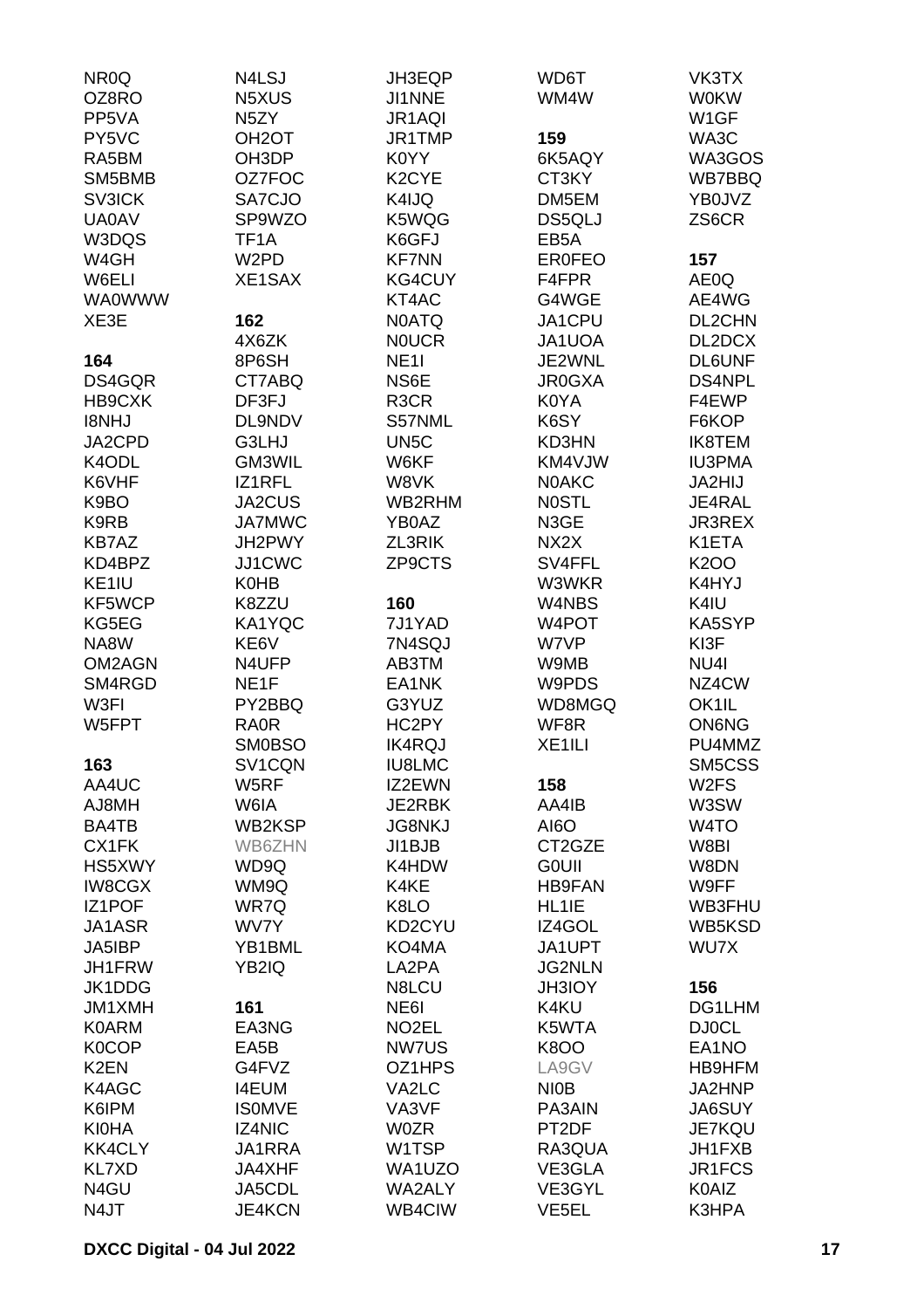NR0Q
OZ8RO
PP5VA
PY5VC
RA5BM
SM5BMB
SV3ICK
UA0AV
W3DQS
W4GH
W6ELI
WA0WWW
XE3E

**164**

DS4GQR
HB9CXK
I8NHJ
JA2CPD
K4ODL
K6VHF
K9BO
K9RB
KB7AZ
KD4BPZ
KE1IU
KF5WCP
KG5EG
NA8W
OM2AGN
SM4RGD
W3FI
W5FPT

**163**

AA4UC
AJ8MH
BA4TB
CX1FK
HS5XWY
IW8CGX
IZ1POF
JA1ASR
JA5IBP
JH1FRW
JK1DDG
JM1XMH
K0ARM
K0COP
K2EN
K4AGC
K6IPM
KI0HA
KK4CLY
KL7XD
N4GU
N4JT
N4LSJ
N5XUS
N5ZY
OH2OT
OH3DP
OZ7FOC
SA7CJO
SP9WZO
TF1A
W2PD
XE1SAX

**162**

4X6ZK
8P6SH
CT7ABQ
DF3FJ
DL9NDV
G3LHJ
GM3WIL
IZ1RFL
JA2CUS
JA7MWC
JH2PWY
JJ1CWC
K0HB
K8ZZU
KA1YQC
KE6V
N4UFP
NE1F
PY2BBQ
RA0R
SM0BSO
SV1CQN
W5RF
W6IA
WB2KSP
WB6ZHN
WD9Q
WM9Q
WR7Q
WV7Y
YB1BML
YB2IQ

**161**

EA3NG
EA5B
G4FVZ
I4EUM
IS0MVE
IZ4NIC
JA1RRA
JA4XHF
JA5CDL
JE4KCN
JH3EQP
JI1NNE
JR1AQI
JR1TMP
K0YY
K2CYE
K4IJQ
K5WQG
K6GFJ
KF7NN
KG4CUY
KT4AC
N0ATQ
N0UCR
NE1I
NS6E
R3CR
S57NML
UN5C
W6KF
W8VK
WB2RHM
YB0AZ
ZL3RIK
ZP9CTS

**160**

7J1YAD
7N4SQJ
AB3TM
EA1NK
G3YUZ
HC2PY
IK4RQJ
IU8LMC
IZ2EWN
JE2RBK
JG8NKJ
JI1BJB
K4HDW
K4KE
K8LO
KD2CYU
KO4MA
LA2PA
N8LCU
NE6I
NO2EL
NW7US
OZ1HPS
VA2LC
VA3VF
W0ZR
W1TSP
WA1UZO
WA2ALY
WB4CIW
WD6T
WM4W

**159**

6K5AQY
CT3KY
DM5EM
DS5QLJ
EB5A
ER0FEO
F4FPR
G4WGE
JA1CPU
JA1UOA
JE2WNL
JR0GXA
K0YA
K6SY
KD3HN
KM4VJW
N0AKC
N0STL
N3GE
NX2X
SV4FFL
W3WKR
W4NBS
W4POT
W7VP
W9MB
W9PDS
WD8MGQ
WF8R
XE1ILI

**158**

AA4IB
AI6O
CT2GZE
G0UII
HB9FAN
HL1IE
IZ4GOL
JA1UPT
JG2NLN
JH3IOY
K4KU
K5WTA
K8OO
LA9GV
NI0B
PA3AIN
PT2DF
RA3QUA
VE3GLA
VE3GYL
VE5EL
VK3TX
W0KW
W1GF
WA3C
WA3GOS
WB7BBQ
YB0JVZ
ZS6CR

**157**

AE0Q
AE4WG
DL2CHN
DL2DCX
DL6UNF
DS4NPL
F4EWP
F6KOP
IK8TEM
IU3PMA
JA2HIJ
JE4RAL
JR3REX
K1ETA
K2OO
K4HYJ
K4IU
KA5SYP
KI3F
NU4I
NZ4CW
OK1IL
ON6NG
PU4MMZ
SM5CSS
W2FS
W3SW
W4TO
W8BI
W8DN
W9FF
WB3FHU
WB5KSD
WU7X

**156**

DG1LHM
DJ0CL
EA1NO
HB9HFM
JA2HNP
JA6SUY
JE7KQU
JH1FXB
JR1FCS
K0AIZ
K3HPA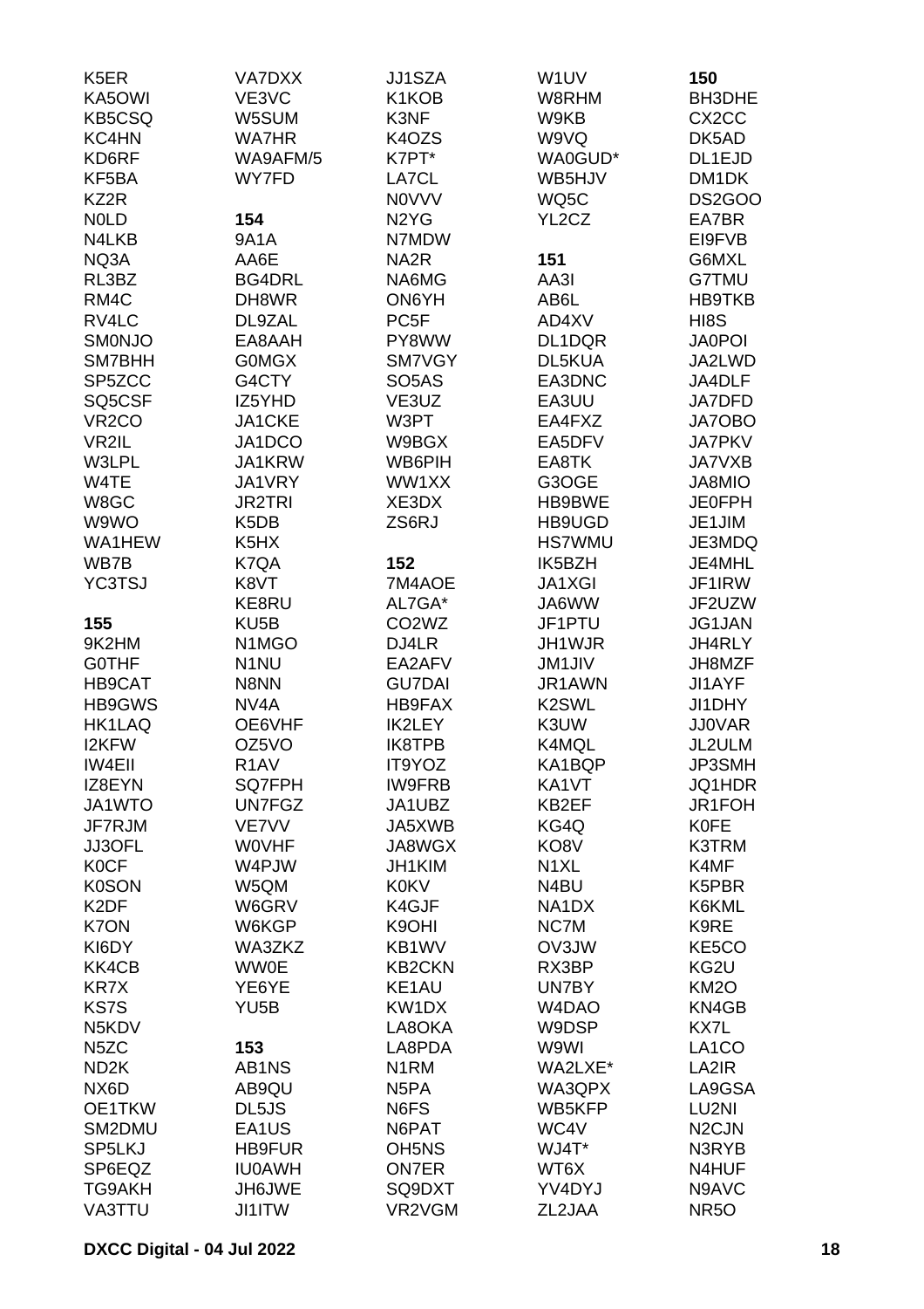K5ER
KA5OWI
KB5CSQ
KC4HN
KD6RF
KF5BA
KZ2R
N0LD
N4LKB
NQ3A
RL3BZ
RM4C
RV4LC
SM0NJO
SM7BHH
SP5ZCC
SQ5CSF
VR2CO
VR2IL
W3LPL
W4TE
W8GC
W9WO
WA1HEW
WB7B
YC3TSJ

**155**

9K2HM
G0THF
HB9CAT
HB9GWS
HK1LAQ
I2KFW
IW4EII
IZ8EYN
JA1WTO
JF7RJM
JJ3OFL
K0CF
K0SON
K2DF
K7ON
KI6DY
KK4CB
KR7X
KS7S
N5KDV
N5ZC
ND2K
NX6D
OE1TKW
SM2DMU
SP5LKJ
SP6EQZ
TG9AKH
VA3TTU

VA7DXX
VE3VC
W5SUM
WA7HR
WA9AFM/5
WY7FD

**154**

9A1A
AA6E
BG4DRL
DH8WR
DL9ZAL
EA8AAH
G0MGX
G4CTY
IZ5YHD
JA1CKE
JA1DCO
JA1KRW
JA1VRY
JR2TRI
K5DB
K5HX
K7QA
K8VT
KE8RU
KU5B
N1MGO
N1NU
N8NN
NV4A
OE6VHF
OZ5VO
R1AV
SQ7FPH
UN7FGZ
VE7VV
W0VHF
W4PJW
W5QM
W6GRV
W6KGP
WA3ZKZ
WW0E
YE6YE
YU5B

**153**

AB1NS
AB9QU
DL5JS
EA1US
HB9FUR
IU0AWH
JH6JWE
JI1ITW

JJ1SZA
K1KOB
K3NF
K4OZS
K7PT*
LA7CL
N0VVV
N2YG
N7MDW
NA2R
NA6MG
ON6YH
PC5F
PY8WW
SM7VGY
SO5AS
VE3UZ
W3PT
W9BGX
WB6PIH
WW1XX
XE3DX
ZS6RJ

**152**

7M4AOE
AL7GA*
CO2WZ
DJ4LR
EA2AFV
GU7DAI
HB9FAX
IK2LEY
IK8TPB
IT9YOZ
IW9FRB
JA1UBZ
JA5XWB
JA8WGX
JH1KIM
K0KV
K4GJF
K9OHI
KB1WV
KB2CKN
KE1AU
KW1DX
LA8OKA
LA8PDA
N1RM
N5PA
N6FS
N6PAT
OH5NS
ON7ER
SQ9DXT
VR2VGM

W1UV
W8RHM
W9KB
W9VQ
WA0GUD*
WB5HJV
WQ5C
YL2CZ

**151**

AA3I
AB6L
AD4XV
DL1DQR
DL5KUA
EA3DNC
EA3UU
EA4FXZ
EA5DFV
EA8TK
G3OGE
HB9BWE
HB9UGD
HS7WMU
IK5BZH
JA1XGI
JA6WW
JF1PTU
JH1WJR
JM1JIV
JR1AWN
K2SWL
K3UW
K4MQL
KA1BQP
KA1VT
KB2EF
KG4Q
KO8V
N1XL
N4BU
NA1DX
NC7M
OV3JW
RX3BP
UN7BY
W4DAO
W9DSP
W9WI
WA2LXE*
WA3QPX
WB5KFP
WC4V
WJ4T*
WT6X
YV4DYJ
ZL2JAA

**150**

BH3DHE
CX2CC
DK5AD
DL1EJD
DM1DK
DS2GOO
EA7BR
EI9FVB
G6MXL
G7TMU
HB9TKB
HI8S
JA0POI
JA2LWD
JA4DLF
JA7DFD
JA7OBO
JA7PKV
JA7VXB
JA8MIO
JE0FPH
JE1JIM
JE3MDQ
JE4MHL
JF1IRW
JF2UZW
JG1JAN
JH4RLY
JH8MZF
JI1AYF
JI1DHY
JJ0VAR
JL2ULM
JP3SMH
JQ1HDR
JR1FOH
K0FE
K3TRM
K4MF
K5PBR
K6KML
K9RE
KE5CO
KG2U
KM2O
KN4GB
KX7L
LA1CO
LA2IR
LA9GSA
LU2NI
N2CJN
N3RYB
N4HUF
N9AVC
NR5O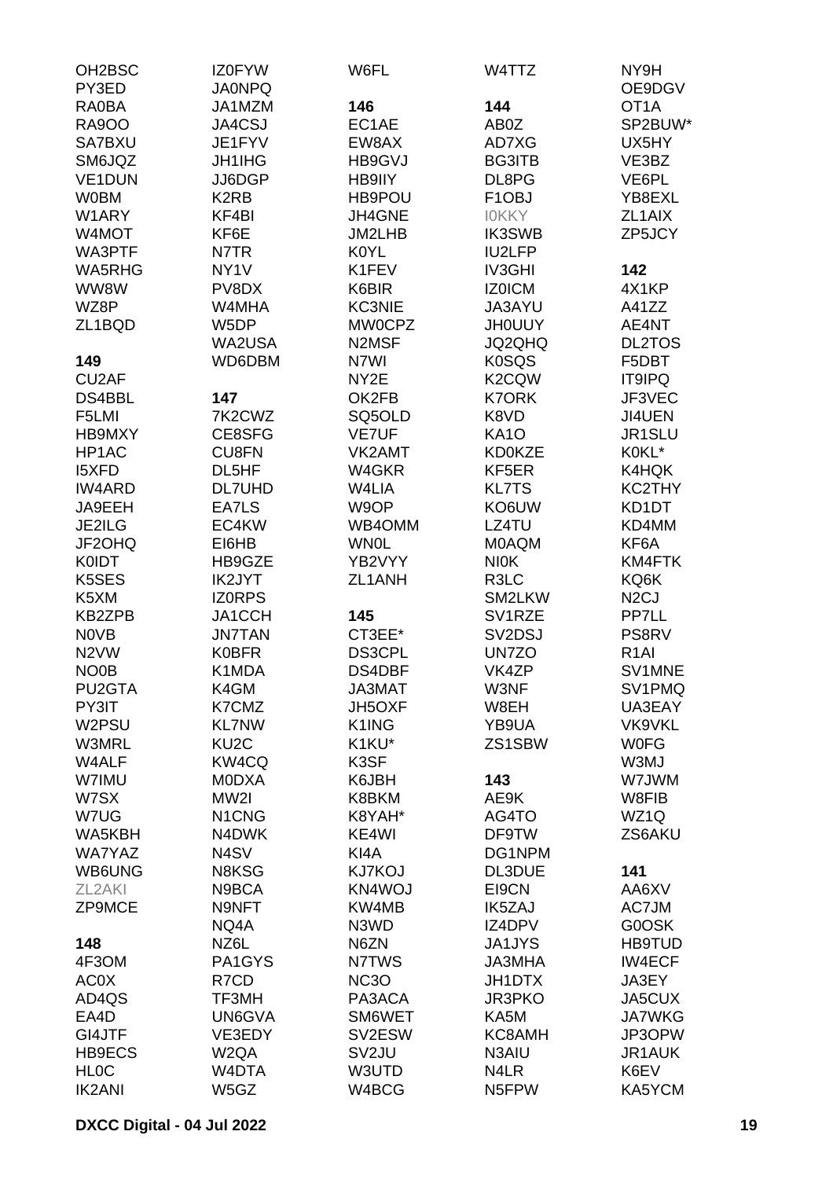OH2BSC
PY3ED
RA0BA
RA9OO
SA7BXU
SM6JQZ
VE1DUN
W0BM
W1ARY
W4MOT
WA3PTF
WA5RHG
WW8W
WZ8P
ZL1BQD

**149**

CU2AF
DS4BBL
F5LMI
HB9MXY
HP1AC
I5XFD
IW4ARD
JA9EEH
JE2ILG
JF2OHQ
K0IDT
K5SES
K5XM
KB2ZPB
N0VB
N2VW
NO0B
PU2GTA
PY3IT
W2PSU
W3MRL
W4ALF
W7IMU
W7SX
W7UG
WA5KBH
WA7YAZ
WB6UNG
ZL2AKI
ZP9MCE

**148**

4F3OM
AC0X
AD4QS
EA4D
GI4JTF
HB9ECS
HL0C
IK2ANI

IZ0FYW
JA0NPQ
JA1MZM
JA4CSJ
JE1FYV
JH1IHG
JJ6DGP
K2RB
KF4BI
KF6E
N7TR
NY1V
PV8DX
W4MHA
W5DP
WA2USA
WD6DBM

**147**

7K2CWZ
CE8SFG
CU8FN
DL5HF
DL7UHD
EA7LS
EC4KW
EI6HB
HB9GZE
IK2JYT
IZ0RPS
JA1CCH
JN7TAN
K0BFR
K1MDA
K4GM
K7CMZ
KL7NW
KU2C
KW4CQ
M0DXA
MW2I
N1CNG
N4DWK
N4SV
N8KSG
N9BCA
N9NFT
NQ4A
NZ6L
PA1GYS
R7CD
TF3MH
UN6GVA
VE3EDY
W2QA
W4DTA
W5GZ

W6FL

**146**

EC1AE
EW8AX
HB9GVJ
HB9IIY
HB9POU
JH4GNE
JM2LHB
K0YL
K1FEV
K6BIR
KC3NIE
MW0CPZ
N2MSF
N7WI
NY2E
OK2FB
SQ5OLD
VE7UF
VK2AMT
W4GKR
W4LIA
W9OP
WB4OMM
WN0L
YB2VYY
ZL1ANH

**145**

CT3EE*
DS3CPL
DS4DBF
JA3MAT
JH5OXF
K1ING
K1KU*
K3SF
K6JBH
K8BKM
K8YAH*
KE4WI
KI4A
KJ7KOJ
KN4WOJ
KW4MB
N3WD
N6ZN
N7TWS
NC3O
PA3ACA
SM6WET
SV2ESW
SV2JU
W3UTD
W4BCG

W4TTZ

**144**

AB0Z
AD7XG
BG3ITB
DL8PG
F1OBJ
I0KKY
IK3SWB
IU2LFP
IV3GHI
IZ0ICM
JA3AYU
JH0UUY
JQ2QHQ
K0SQS
K2CQW
K7ORK
K8VD
KA1O
KD0KZE
KF5ER
KL7TS
KO6UW
LZ4TU
M0AQM
NI0K
R3LC
SM2LKW
SV1RZE
SV2DSJ
UN7ZO
VK4ZP
W3NF
W8EH
YB9UA
ZS1SBW

**143**

AE9K
AG4TO
DF9TW
DG1NPM
DL3DUE
EI9CN
IK5ZAJ
IZ4DPV
JA1JYS
JA3MHA
JH1DTX
JR3PKO
KA5M
KC8AMH
N3AIU
N4LR
N5FPW

NY9H
OE9DGV
OT1A
SP2BUW*
UX5HY
VE3BZ
VE6PL
YB8EXL
ZL1AIX
ZP5JCY

**142**

4X1KP
A41ZZ
AE4NT
DL2TOS
F5DBT
IT9IPQ
JF3VEC
JI4UEN
JR1SLU
K0KL*
K4HQK
KC2THY
KD1DT
KD4MM
KF6A
KM4FTK
KQ6K
N2CJ
PP7LL
PS8RV
R1AI
SV1MNE
SV1PMQ
UA3EAY
VK9VKL
W0FG
W3MJ
W7JWM
W8FIB
WZ1Q
ZS6AKU

**141**

AA6XV
AC7JM
G0OSK
HB9TUD
IW4ECF
JA3EY
JA5CUX
JA7WKG
JP3OPW
JR1AUK
K6EV
KA5YCM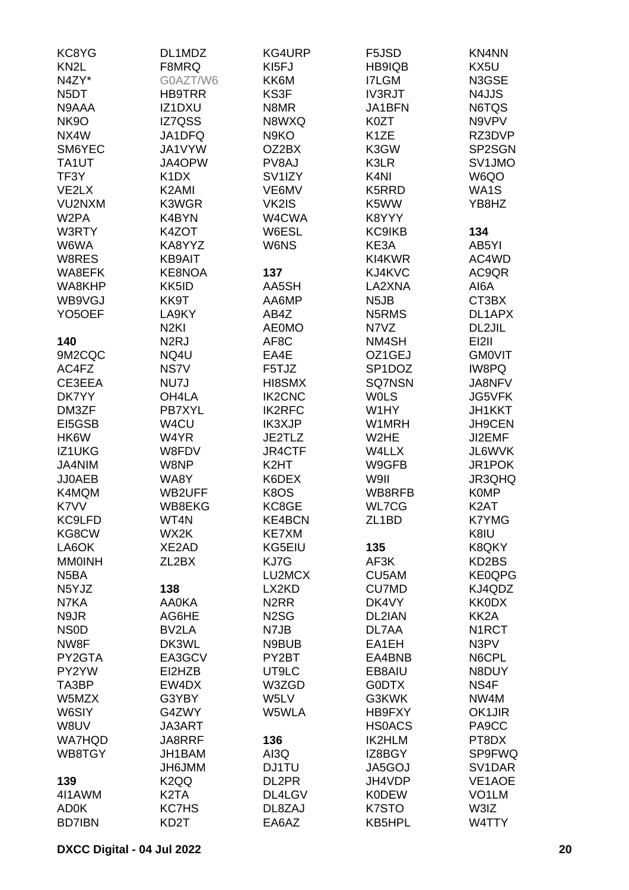KC8YG
KN2L
N4ZY*
N5DT
N9AAA
NK9O
NX4W
SM6YEC
TA1UT
TF3Y
VE2LX
VU2NXM
W2PA
W3RTY
W6WA
W8RES
WA8EFK
WA8KHP
WB9VGJ
YO5OEF

**140**
9M2CQC
AC4FZ
CE3EEA
DK7YY
DM3ZF
EI5GSB
HK6W
IZ1UKG
JA4NIM
JJ0AEB
K4MQM
K7VV
KC9LFD
KG8CW
LA6OK
MM0INH
N5BA
N5YJZ
N7KA
N9JR
NS0D
NW8F
PY2GTA
PY2YW
TA3BP
W5MZX
W6SIY
W8UV
WA7HQD
WB8TGY

**139**
4I1AWM
AD0K
BD7IBN

DL1MDZ
F8MRQ
G0AZT/W6
HB9TRR
IZ1DXU
IZ7QSS
JA1DFQ
JA1VYW
JA4OPW
K1DX
K2AMI
K3WGR
K4BYN
K4ZOT
KA8YYZ
KB9AIT
KE8NOA
KK5ID
KK9T
LA9KY
N2KI
N2RJ
NQ4U
NS7V
NU7J
OH4LA
PB7XYL
W4CU
W4YR
W8FDV
W8NP
WA8Y
WB2UFF
WB8EKG
WT4N
WX2K
XE2AD
ZL2BX

**138**
AA0KA
AG6HE
BV2LA
DK3WL
EA3GCV
EI2HZB
EW4DX
G3YBY
G4ZWY
JA3ART
JA8RRF
JH1BAM
JH6JMM
K2QQ
K2TA
KC7HS
KD2T

KG4URP
KI5FJ
KK6M
KS3F
N8MR
N8WXQ
N9KO
OZ2BX
PV8AJ
SV1IZY
VE6MV
VK2IS
W4CWA
W6ESL
W6NS

**137**
AA5SH
AA6MP
AB4Z
AE0MO
AF8C
EA4E
F5TJZ
HI8SMX
IK2CNC
IK2RFC
IK3XJP
JE2TLZ
JR4CTF
K2HT
K6DEX
K8OS
KC8GE
KE4BCN
KE7XM
KG5EIU
KJ7G
LU2MCX
LX2KD
N2RR
N2SG
N7JB
N9BUB
PY2BT
UT9LC
W3ZGD
W5LV
W5WLA

**136**
AI3Q
DJ1TU
DL2PR
DL4LGV
DL8ZAJ
EA6AZ

F5JSD
HB9IQB
I7LGM
IV3RJT
JA1BFN
K0ZT
K1ZE
K3GW
K3LR
K4NI
K5RRD
K5WW
K8YYY
KC9IKB
KE3A
KI4KWR
KJ4KVC
LA2XNA
N5JB
N5RMS
N7VZ
NM4SH
OZ1GEJ
SP1DOZ
SQ7NSN
W0LS
W1HY
W1MRH
W2HE
W4LLX
W9GFB
W9II
WB8RFB
WL7CG
ZL1BD

**135**
AF3K
CU5AM
CU7MD
DK4VY
DL2IAN
DL7AA
EA1EH
EA4BNB
EB8AIU
G0DTX
G3KWK
HB9FXY
HS0ACS
IK2HLM
IZ8BGY
JA5GOJ
JH4VDP
K0DEW
K7STO
KB5HPL

KN4NN
KX5U
N3GSE
N4JJS
N6TQS
N9VPV
RZ3DVP
SP2SGN
SV1JMO
W6QO
WA1S
YB8HZ

**134**
AB5YI
AC4WD
AC9QR
AI6A
CT3BX
DL1APX
DL2JIL
EI2II
GM0VIT
IW8PQ
JA8NFV
JG5VFK
JH1KKT
JH9CEN
JI2EMF
JL6WVK
JR1POK
JR3QHQ
K0MP
K2AT
K7YMG
K8IU
K8QKY
KD2BS
KE0QPG
KJ4QDZ
KK0DX
KK2A
N1RCT
N3PV
N6CPL
N8DUY
NS4F
NW4M
OK1JIR
PA9CC
PT8DX
SP9FWQ
SV1DAR
VE1AOE
VO1LM
W3IZ
W4TTY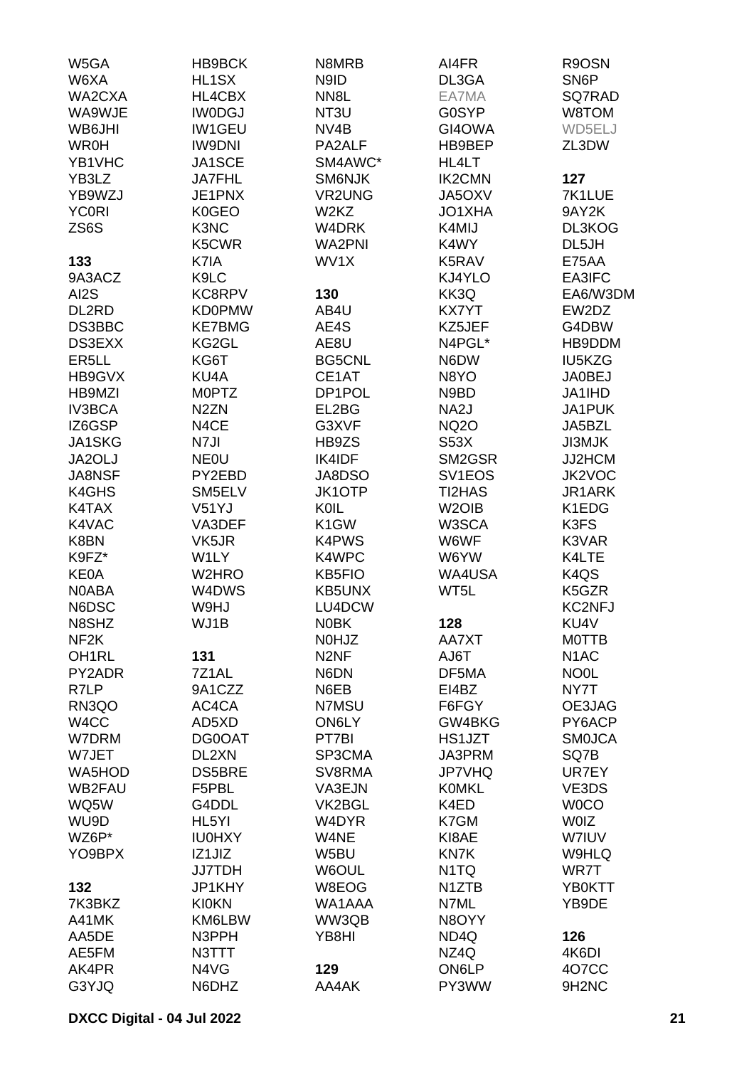W5GA
W6XA
WA2CXA
WA9WJE
WB6JHI
WR0H
YB1VHC
YB3LZ
YB9WZJ
YC0RI
ZS6S

**133**
9A3ACZ
AI2S
DL2RD
DS3BBC
DS3EXX
ER5LL
HB9GVX
HB9MZI
IV3BCA
IZ6GSP
JA1SKG
JA2OLJ
JA8NSF
K4GHS
K4TAX
K4VAC
K8BN
K9FZ*
KE0A
N0ABA
N6DSC
N8SHZ
NF2K
OH1RL
PY2ADR
R7LP
RN3QO
W4CC
W7DRM
W7JET
WA5HOD
WB2FAU
WQ5W
WU9D
WZ6P*
YO9BPX

**132**
7K3BKZ
A41MK
AA5DE
AE5FM
AK4PR
G3YJQ
HB9BCK
HL1SX
HL4CBX
IW0DGJ
IW1GEU
IW9DNI
JA1SCE
JA7FHL
JE1PNX
K0GEO
K3NC
K5CWR
K7IA
K9LC
KC8RPV
KD0PMW
KE7BMG
KG2GL
KG6T
KU4A
M0PTZ
N2ZN
N4CE
N7JI
NE0U
PY2EBD
SM5ELV
V51YJ
VA3DEF
VK5JR
W1LY
W2HRO
W4DWS
W9HJ
WJ1B

**131**
7Z1AL
9A1CZZ
AC4CA
AD5XD
DG0OAT
DL2XN
DS5BRE
F5PBL
G4DDL
HL5YI
IU0HXY
IZ1JIZ
JJ7TDH
JP1KHY
KI0KN
KM6LBW
N3PPH
N3TTT
N4VG
N6DHZ
N8MRB
N9ID
NN8L
NT3U
NV4B
PA2ALF
SM4AWC*
SM6NJK
VR2UNG
W2KZ
W4DRK
WA2PNI
WV1X

**130**
AB4U
AE4S
AE8U
BG5CNL
CE1AT
DP1POL
EL2BG
G3XVF
HB9ZS
IK4IDF
JA8DSO
JK1OTP
K0IL
K1GW
K4PWS
K4WPC
KB5FIO
KB5UNX
LU4DCW
N0BK
N0HJZ
N2NF
N6DN
N6EB
N7MSU
ON6LY
PT7BI
SP3CMA
SV8RMA
VA3EJN
VK2BGL
W4DYR
W4NE
W5BU
W6OUL
W8EOG
WA1AAA
WW3QB
YB8HI

**129**
AA4AK
AI4FR
DL3GA
EA7MA
G0SYP
GI4OWA
HB9BEP
HL4LT
IK2CMN
JA5OXV
JO1XHA
K4MIJ
K4WY
K5RAV
KJ4YLO
KK3Q
KX7YT
KZ5JEF
N4PGL*
N6DW
N8YO
N9BD
NA2J
NQ2O
S53X
SM2GSR
SV1EOS
TI2HAS
W2OIB
W3SCA
W6WF
W6YW
WA4USA
WT5L

**128**
AA7XT
AJ6T
DF5MA
EI4BZ
F6FGY
GW4BKG
HS1JZT
JA3PRM
JP7VHQ
K0MKL
K4ED
K7GM
KI8AE
KN7K
N1TQ
N1ZTB
N7ML
N8OYY
ND4Q
NZ4Q
ON6LP
PY3WW
R9OSN
SN6P
SQ7RAD
W8TOM
WD5ELJ
ZL3DW

**127**
7K1LUE
9AY2K
DL3KOG
DL5JH
E75AA
EA3IFC
EA6/W3DM
EW2DZ
G4DBW
HB9DDM
IU5KZG
JA0BEJ
JA1IHD
JA1PUK
JA5BZL
JI3MJK
JJ2HCM
JK2VOC
JR1ARK
K1EDG
K3FS
K3VAR
K4LTE
K4QS
K5GZR
KC2NFJ
KU4V
M0TTB
N1AC
NO0L
NY7T
OE3JAG
PY6ACP
SM0JCA
SQ7B
UR7EY
VE3DS
W0CO
W0IZ
W7IUV
W9HLQ
WR7T
YB0KTT
YB9DE

**126**
4K6DI
4O7CC
9H2NC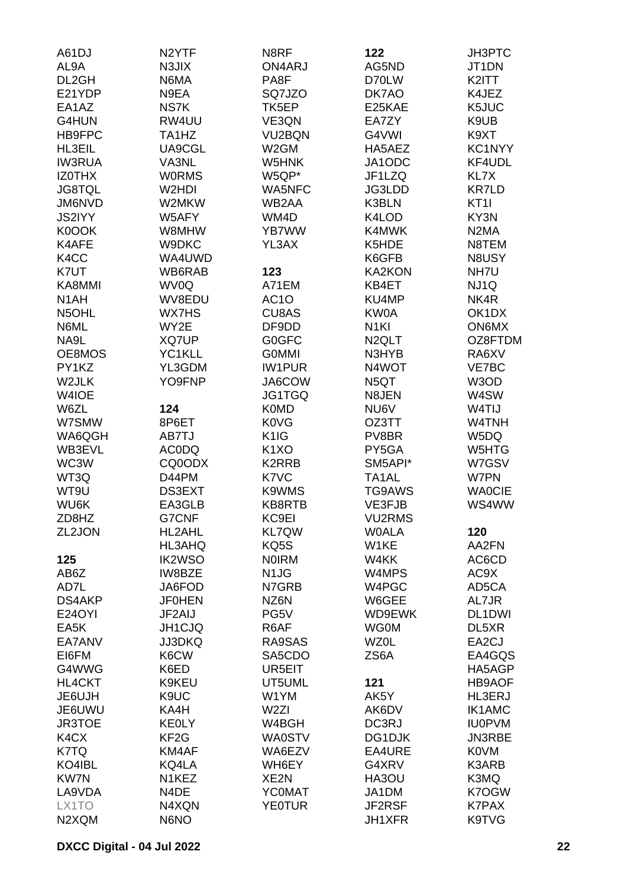A61DJ
AL9A
DL2GH
E21YDP
EA1AZ
G4HUN
HB9FPC
HL3EIL
IW3RUA
IZ0THX
JG8TQL
JM6NVD
JS2IYY
K0OOK
K4AFE
K4CC
K7UT
KA8MMI
N1AH
N5OHL
N6ML
NA9L
OE8MOS
PY1KZ
W2JLK
W4IOE
W6ZL
W7SMW
WA6QGH
WB3EVL
WC3W
WT3Q
WT9U
WU6K
ZD8HZ
ZL2JON

**125**

AB6Z
AD7L
DS4AKP
E24OYI
EA5K
EA7ANV
EI6FM
G4WWG
HL4CKT
JE6UJH
JE6UWU
JR3TOE
K4CX
K7TQ
KO4IBL
KW7N
LA9VDA
LX1TO
N2XQM
N2YTF
N3JIX
N6MA
N9EA
NS7K
RW4UU
TA1HZ
UA9CGL
VA3NL
W0RMS
W2HDI
W2MKW
W5AFY
W8MHW
W9DKC
WA4UWD
WB6RAB
WV0Q
WV8EDU
WX7HS
WY2E
XQ7UP
YC1KLL
YL3GDM
YO9FNP

**124**

8P6ET
AB7TJ
AC0DQ
CQ0ODX
D44PM
DS3EXT
EA3GLB
G7CNF
HL2AHL
HL3AHQ
IK2WSO
IW8BZE
JA6FOD
JF0HEN
JF2AIJ
JH1CJQ
JJ3DKQ
K6CW
K6ED
K9KEU
K9UC
KA4H
KE0LY
KF2G
KM4AF
KQ4LA
N1KEZ
N4DE
N4XQN
N6NO
N8RF
ON4ARJ
PA8F
SQ7JZO
TK5EP
VE3QN
VU2BQN
W2GM
W5HNK
W5QP*
WA5NFC
WB2AA
WM4D
YB7WW
YL3AX

**123**

A71EM
AC1O
CU8AS
DF9DD
G0GFC
G0MMI
IW1PUR
JA6COW
JG1TGQ
K0MD
K0VG
K1IG
K1XO
K2RRB
K7VC
K9WMS
KB8RTB
KC9EI
KL7QW
KQ5S
N0IRM
N1JG
N7GRB
NZ6N
PG5V
R6AF
RA9SAS
SA5CDO
UR5EIT
UT5UML
W1YM
W2ZI
W4BGH
WA0STV
WA6EZV
WH6EY
XE2N
YC0MAT
YE0TUR

**122**

AG5ND
D70LW
DK7AO
E25KAE
EA7ZY
G4VWI
HA5AEZ
JA1ODC
JF1LZQ
JG3LDD
K3BLN
K4LOD
K4MWK
K5HDE
K6GFB
KA2KON
KB4ET
KU4MP
KW0A
N1KI
N2QLT
N3HYB
N4WOT
N5QT
N8JEN
NU6V
OZ3TT
PV8BR
PY5GA
SM5API*
TA1AL
TG9AWS
VE3FJB
VU2RMS
W0ALA
W1KE
W4KK
W4MPS
W4PGC
W6GEE
WD9EWK
WG0M
WZ0L
ZS6A

**121**

AK5Y
AK6DV
DC3RJ
DG1DJK
EA4URE
G4XRV
HA3OU
JA1DM
JF2RSF
JH1XFR
JH3PTC
JT1DN
K2ITT
K4JEZ
K5JUC
K9UB
K9XT
KC1NYY
KF4UDL
KL7X
KR7LD
KT1I
KY3N
N2MA
N8TEM
N8USY
NH7U
NJ1Q
NK4R
OK1DX
ON6MX
OZ8FTDM
RA6XV
VE7BC
W3OD
W4SW
W4TIJ
W4TNH
W5DQ
W5HTG
W7GSV
W7PN
WA0CIE
WS4WW

**120**

AA2FN
AC6CD
AC9X
AD5CA
AL7JR
DL1DWI
DL5XR
EA2CJ
EA4GQS
HA5AGP
HB9AOF
HL3ERJ
IK1AMC
IU0PVM
JN3RBE
K0VM
K3ARB
K3MQ
K7OGW
K7PAX
K9TVG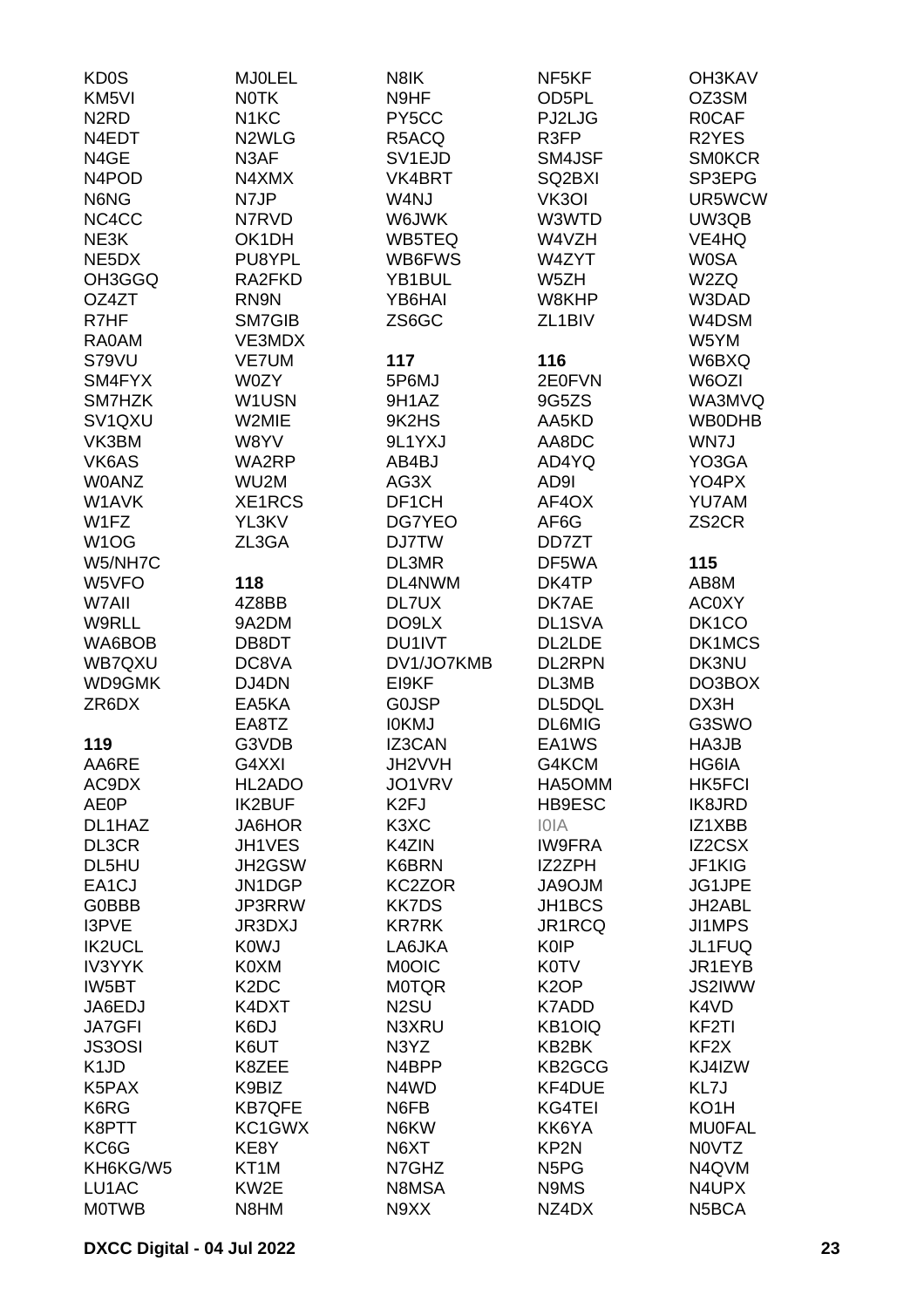KD0S
KM5VI
N2RD
N4EDT
N4GE
N4POD
N6NG
NC4CC
NE3K
NE5DX
OH3GGQ
OZ4ZT
R7HF
RA0AM
S79VU
SM4FYX
SM7HZK
SV1QXU
VK3BM
VK6AS
W0ANZ
W1AVK
W1FZ
W1OG
W5/NH7C
W5VFO
W7AII
W9RLL
WA6BOB
WB7QXU
WD9GMK
ZR6DX

**119**

AA6RE
AC9DX
AE0P
DL1HAZ
DL3CR
DL5HU
EA1CJ
G0BBB
I3PVE
IK2UCL
IV3YYK
IW5BT
JA6EDJ
JA7GFI
JS3OSI
K1JD
K5PAX
K6RG
K8PTT
KC6G
KH6KG/W5
LU1AC
M0TWB

MJ0LEL
N0TK
N1KC
N2WLG
N3AF
N4XMX
N7JP
N7RVD
OK1DH
PU8YPL
RA2FKD
RN9N
SM7GIB
VE3MDX
VE7UM
W0ZY
W1USN
W2MIE
W8YV
WA2RP
WU2M
XE1RCS
YL3KV
ZL3GA

**118**

4Z8BB
9A2DM
DB8DT
DC8VA
DJ4DN
EA5KA
EA8TZ
G3VDB
G4XXI
HL2ADO
IK2BUF
JA6HOR
JH1VES
JH2GSW
JN1DGP
JP3RRW
JR3DXJ
K0WJ
K0XM
K2DC
K4DXT
K6DJ
K6UT
K8ZEE
K9BIZ
KB7QFE
KC1GWX
KE8Y
KT1M
KW2E
N8HM

N8IK
N9HF
PY5CC
R5ACQ
SV1EJD
VK4BRT
W4NJ
W6JWK
WB5TEQ
WB6FWS
YB1BUL
YB6HAI
ZS6GC

**117**

5P6MJ
9H1AZ
9K2HS
9L1YXJ
AB4BJ
AG3X
DF1CH
DG7YEO
DJ7TW
DL3MR
DL4NWM
DL7UX
DO9LX
DU1IVT
DV1/JO7KMB
EI9KF
G0JSP
I0KMJ
IZ3CAN
JH2VVH
JO1VRV
K2FJ
K3XC
K4ZIN
K6BRN
KC2ZOR
KK7DS
KR7RK
LA6JKA
M0OIC
M0TQR
N2SU
N3XRU
N3YZ
N4BPP
N4WD
N6FB
N6KW
N6XT
N7GHZ
N8MSA
N9XX

NF5KF
OD5PL
PJ2LJG
R3FP
SM4JSF
SQ2BXI
VK3OI
W3WTD
W4VZH
W4ZYT
W5ZH
W8KHP
ZL1BIV

**116**

2E0FVN
9G5ZS
AA5KD
AA8DC
AD4YQ
AD9I
AF4OX
AF6G
DD7ZT
DF5WA
DK4TP
DK7AE
DL1SVA
DL2LDE
DL2RPN
DL3MB
DL5DQL
DL6MIG
EA1WS
G4KCM
HA5OMM
HB9ESC
I0IA
IW9FRA
IZ2ZPH
JA9OJM
JH1BCS
JR1RCQ
K0IP
K0TV
K2OP
K7ADD
KB1OIQ
KB2BK
KB2GCG
KF4DUE
KG4TEI
KK6YA
KP2N
N5PG
N9MS
NZ4DX

OH3KAV
OZ3SM
R0CAF
R2YES
SM0KCR
SP3EPG
UR5WCW
UW3QB
VE4HQ
W0SA
W2ZQ
W3DAD
W4DSM
W5YM
W6BXQ
W6OZI
WA3MVQ
WB0DHB
WN7J
YO3GA
YO4PX
YU7AM
ZS2CR

**115**

AB8M
AC0XY
DK1CO
DK1MCS
DK3NU
DO3BOX
DX3H
G3SWO
HA3JB
HG6IA
HK5FCI
IK8JRD
IZ1XBB
IZ2CSX
JF1KIG
JG1JPE
JH2ABL
JI1MPS
JL1FUQ
JR1EYB
JS2IWW
K4VD
KF2TI
KF2X
KJ4IZW
KL7J
KO1H
MU0FAL
N0VTZ
N4QVM
N4UPX
N5BCA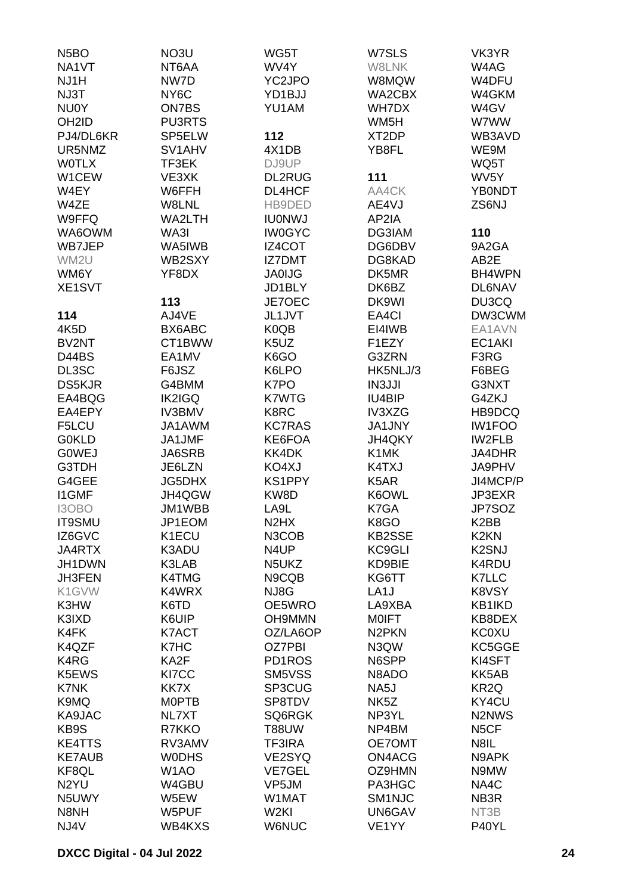N5BO
NA1VT
NJ1H
NJ3T
NU0Y
OH2ID
PJ4/DL6KR
UR5NMZ
W0TLX
W1CEW
W4EY
W4ZE
W9FFQ
WA6OWM
WB7JEP
WM2U
WM6Y
XE1SVT

**114**
4K5D
BV2NT
D44BS
DL3SC
DS5KJR
EA4BQG
EA4EPY
F5LCU
G0KLD
G0WEJ
G3TDH
G4GEE
I1GMF
I3OBO
IT9SMU
IZ6GVC
JA4RTX
JH1DWN
JH3FEN
K1GVW
K3HW
K3IXD
K4FK
K4QZF
K4RG
K5EWS
K7NK
K9MQ
KA9JAC
KB9S
KE4TTS
KE7AUB
KF8QL
N2YU
N5UWY
N8NH
NJ4V

NO3U
NT6AA
NW7D
NY6C
ON7BS
PU3RTS
SP5ELW
SV1AHV
TF3EK
VE3XK
W6FFH
W8LNL
WA2LTH
WA3I
WA5IWB
WB2SXY
YF8DX

**113**
AJ4VE
BX6ABC
CT1BWW
EA1MV
F6JSZ
G4BMM
IK2IGQ
IV3BMV
JA1AWM
JA1JMF
JA6SRB
JE6LZN
JG5DHX
JH4QGW
JM1WBB
JP1EOM
K1ECU
K3ADU
K3LAB
K4TMG
K4WRX
K6TD
K6UIP
K7ACT
K7HC
KA2F
KI7CC
KK7X
M0PTB
NL7XT
R7KKO
RV3AMV
W0DHS
W1AO
W4GBU
W5EW
W5PUF
WB4KXS

WG5T
WV4Y
YC2JPO
YD1BJJ
YU1AM

**112**
4X1DB
DJ9UP
DL2RUG
DL4HCF
HB9DED
IU0NWJ
IW0GYC
IZ4COT
IZ7DMT
JA0IJG
JD1BLY
JE7OEC
JL1JVT
K0QB
K5UZ
K6GO
K6LPO
K7PO
K7WTG
K8RC
KC7RAS
KE6FOA
KK4DK
KO4XJ
KS1PPY
KW8D
LA9L
N2HX
N3COB
N4UP
N5UKZ
N9CQB
NJ8G
OE5WRO
OH9MMN
OZ/LA6OP
OZ7PBI
PD1ROS
SM5VSS
SP3CUG
SP8TDV
SQ6RGK
T88UW
TF3IRA
VE2SYQ
VE7GEL
VP5JM
W1MAT
W2KI
W6NUC

W7SLS
W8LNK
W8MQW
WA2CBX
WH7DX
WM5H
XT2DP
YB8FL

**111**
AA4CK
AE4VJ
AP2IA
DG3IAM
DG6DBV
DG8KAD
DK5MR
DK6BZ
DK9WI
EA4CI
EI4IWB
F1EZY
G3ZRN
HK5NLJ/3
IN3JJI
IU4BIP
IV3XZG
JA1JNY
JH4QKY
K1MK
K4TXJ
K5AR
K6OWL
K7GA
K8GO
KB2SSE
KC9GLI
KD9BIE
KG6TT
LA1J
LA9XBA
M0IFT
N2PKN
N3QW
N6SPP
N8ADO
NA5J
NK5Z
NP3YL
NP4BM
OE7OMT
ON4ACG
OZ9HMN
PA3HGC
SM1NJC
UN6GAV
VE1YY

VK3YR
W4AG
W4DFU
W4GKM
W4GV
W7WW
WB3AVD
WE9M
WQ5T
WV5Y
YB0NDT
ZS6NJ

**110**
9A2GA
AB2E
BH4WPN
DL6NAV
DU3CQ
DW3CWM
EA1AVN
EC1AKI
F3RG
F6BEG
G3NXT
G4ZKJ
HB9DCQ
IW1FOO
IW2FLB
JA4DHR
JA9PHV
JI4MCP/P
JP3EXR
JP7SOZ
K2BB
K2KN
K2SNJ
K4RDU
K7LLC
K8VSY
KB1IKD
KB8DEX
KC0XU
KC5GGE
KI4SFT
KK5AB
KR2Q
KY4CU
N2NWS
N5CF
N8IL
N9APK
N9MW
NA4C
NB3R
NT3B
P40YL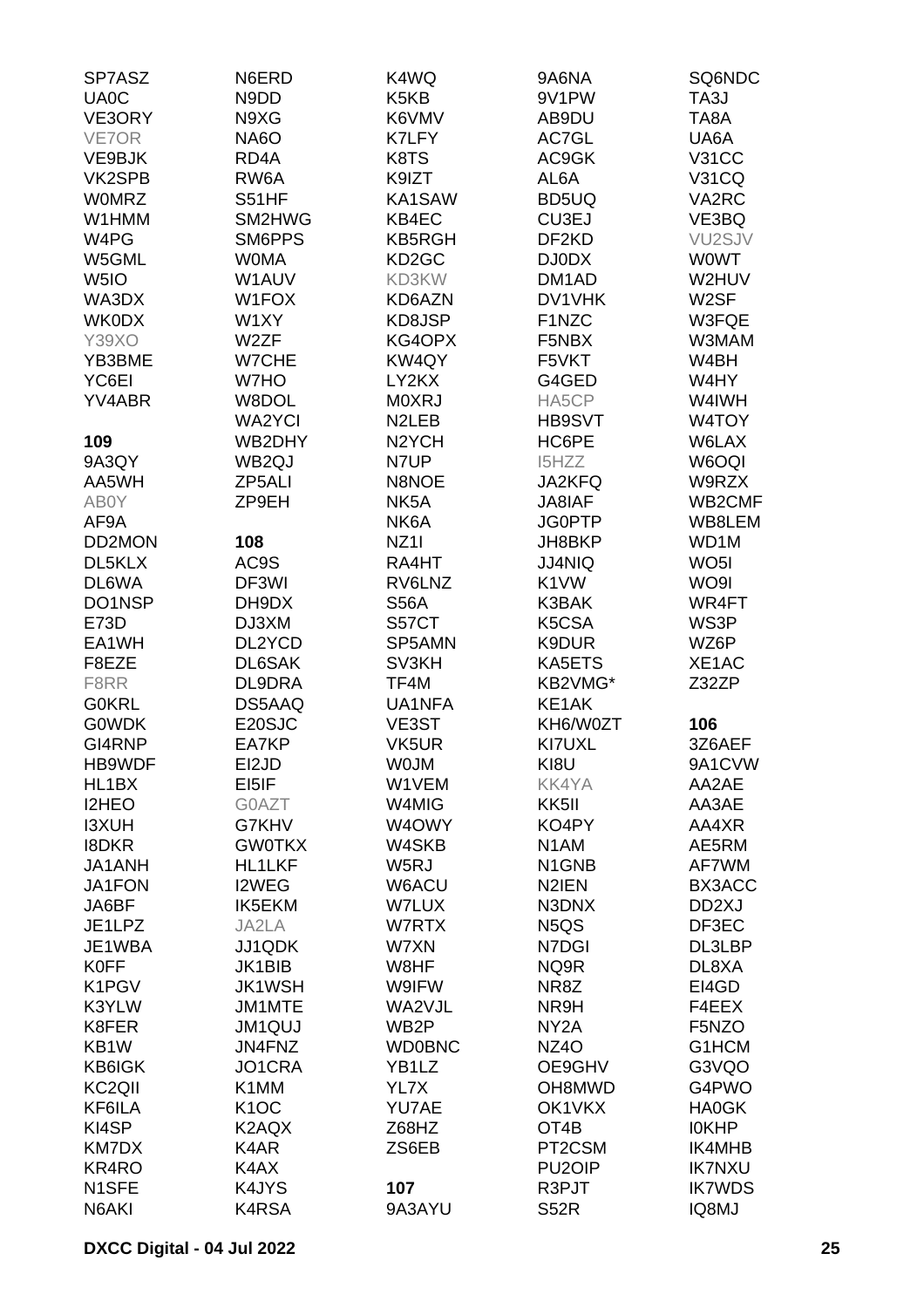SP7ASZ
UA0C
VE3ORY
VE7OR
VE9BJK
VK2SPB
W0MRZ
W1HMM
W4PG
W5GML
W5IO
WA3DX
WK0DX
Y39XO
YB3BME
YC6EI
YV4ABR

**109**

9A3QY
AA5WH
AB0Y
AF9A
DD2MON
DL5KLX
DL6WA
DO1NSP
E73D
EA1WH
F8EZE
F8RR
G0KRL
G0WDK
GI4RNP
HB9WDF
HL1BX
I2HEO
I3XUH
I8DKR
JA1ANH
JA1FON
JA6BF
JE1LPZ
JE1WBA
K0FF
K1PGV
K3YLW
K8FER
KB1W
KB6IGK
KC2QII
KF6ILA
KI4SP
KM7DX
KR4RO
N1SFE
N6AKI
N6ERD
N9DD
N9XG
NA6O
RD4A
RW6A
S51HF
SM2HWG
SM6PPS
W0MA
W1AUV
W1FOX
W1XY
W2ZF
W7CHE
W7HO
W8DOL
WA2YCI
WB2DHY
WB2QJ
ZP5ALI
ZP9EH

**108**

AC9S
DF3WI
DH9DX
DJ3XM
DL2YCD
DL6SAK
DL9DRA
DS5AAQ
E20SJC
EA7KP
EI2JD
EI5IF
G0AZT
G7KHV
GW0TKX
HL1LKF
I2WEG
IK5EKM
JA2LA
JJ1QDK
JK1BIB
JK1WSH
JM1MTE
JM1QUJ
JN4FNZ
JO1CRA
K1MM
K1OC
K2AQX
K4AR
K4AX
K4JYS
K4RSA
K4WQ
K5KB
K6VMV
K7LFY
K8TS
K9IZT
KA1SAW
KB4EC
KB5RGH
KD2GC
KD3KW
KD6AZN
KD8JSP
KG4OPX
KW4QY
LY2KX
M0XRJ
N2LEB
N2YCH
N7UP
N8NOE
NK5A
NK6A
NZ1I
RA4HT
RV6LNZ
S56A
S57CT
SP5AMN
SV3KH
TF4M
UA1NFA
VE3ST
VK5UR
W0JM
W1VEM
W4MIG
W4OWY
W4SKB
W5RJ
W6ACU
W7LUX
W7RTX
W7XN
W8HF
W9IFW
WA2VJL
WB2P
WD0BNC
YB1LZ
YL7X
YU7AE
Z68HZ
ZS6EB

**107**

9A3AYU
9A6NA
9V1PW
AB9DU
AC7GL
AC9GK
AL6A
BD5UQ
CU3EJ
DF2KD
DJ0DX
DM1AD
DV1VHK
F1NZC
F5NBX
F5VKT
G4GED
HA5CP
HB9SVT
HC6PE
I5HZZ
JA2KFQ
JA8IAF
JG0PTP
JH8BKP
JJ4NIQ
K1VW
K3BAK
K5CSA
K9DUR
KA5ETS
KB2VMG*
KE1AK
KH6/W0ZT
KI7UXL
KI8U
KK4YA
KK5II
KO4PY
N1AM
N1GNB
N2IEN
N3DNX
N5QS
N7DGI
NQ9R
NR8Z
NR9H
NY2A
NZ4O
OE9GHV
OH8MWD
OK1VKX
OT4B
PT2CSM
PU2OIP
R3PJT
S52R
SQ6NDC
TA3J
TA8A
UA6A
V31CC
V31CQ
VA2RC
VE3BQ
VU2SJV
W0WT
W2HUV
W2SF
W3FQE
W3MAM
W4BH
W4HY
W4IWH
W4TOY
W6LAX
W6OQI
W9RZX
WB2CMF
WB8LEM
WD1M
WO5I
WO9I
WR4FT
WS3P
WZ6P
XE1AC
Z32ZP

**106**

3Z6AEF
9A1CVW
AA2AE
AA3AE
AA4XR
AE5RM
AF7WM
BX3ACC
DD2XJ
DF3EC
DL3LBP
DL8XA
EI4GD
F4EEX
F5NZO
G1HCM
G3VQO
G4PWO
HA0GK
I0KHP
IK4MHB
IK7NXU
IK7WDS
IQ8MJ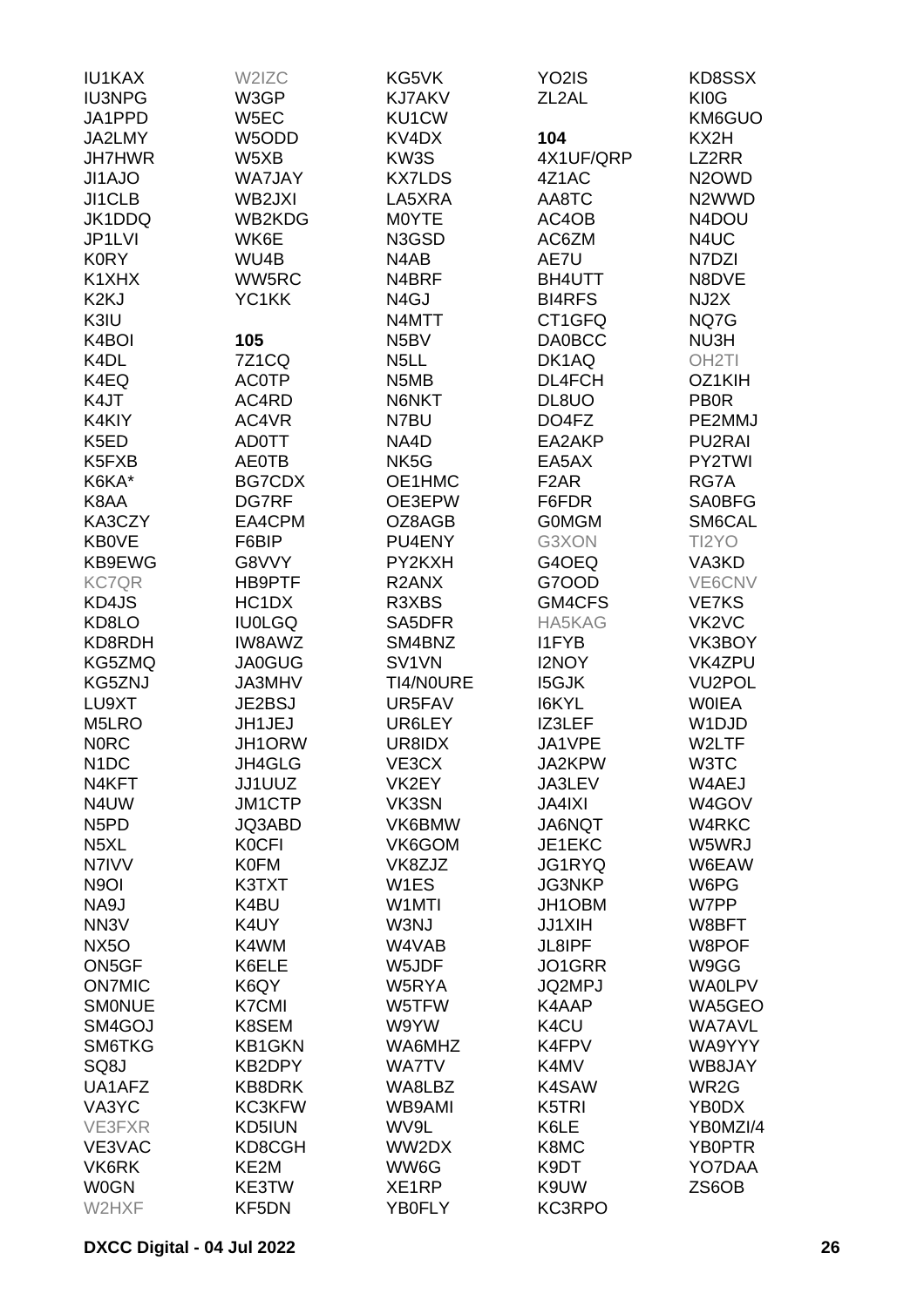IU1KAX
IU3NPG
JA1PPD
JA2LMY
JH7HWR
JI1AJO
JI1CLB
JK1DDQ
JP1LVI
K0RY
K1XHX
K2KJ
K3IU
K4BOI
K4DL
K4EQ
K4JT
K4KIY
K5ED
K5FXB
K6KA*
K8AA
KA3CZY
KB0VE
KB9EWG
KC7QR
KD4JS
KD8LO
KD8RDH
KG5ZMQ
KG5ZNJ
LU9XT
M5LRO
N0RC
N1DC
N4KFT
N4UW
N5PD
N5XL
N7IVV
N9OI
NA9J
NN3V
NX5O
ON5GF
ON7MIC
SM0NUE
SM4GOJ
SM6TKG
SQ8J
UA1AFZ
VA3YC
VE3FXR
VE3VAC
VK6RK
W0GN
W2HXF
W2IZC
W3GP
W5EC
W5ODD
W5XB
WA7JAY
WB2JXI
WB2KDG
WK6E
WU4B
WW5RC
YC1KK

**105**

7Z1CQ
AC0TP
AC4RD
AC4VR
AD0TT
AE0TB
BG7CDX
DG7RF
EA4CPM
F6BIP
G8VVY
HB9PTF
HC1DX
IU0LGQ
IW8AWZ
JA0GUG
JA3MHV
JE2BSJ
JH1JEJ
JH1ORW
JH4GLG
JJ1UUZ
JM1CTP
JQ3ABD
K0CFI
K0FM
K3TXT
K4BU
K4UY
K4WM
K6ELE
K6QY
K7CMI
K8SEM
KB1GKN
KB2DPY
KB8DRK
KC3KFW
KD5IUN
KD8CGH
KE2M
KE3TW
KF5DN
KG5VK
KJ7AKV
KU1CW
KV4DX
KW3S
KX7LDS
LA5XRA
M0YTE
N3GSD
N4AB
N4BRF
N4GJ
N4MTT
N5BV
N5LL
N5MB
N6NKT
N7BU
NA4D
NK5G
OE1HMC
OE3EPW
OZ8AGB
PU4ENY
PY2KXH
R2ANX
R3XBS
SA5DFR
SM4BNZ
SV1VN
TI4/N0URE
UR5FAV
UR6LEY
UR8IDX
VE3CX
VK2EY
VK3SN
VK6BMW
VK6GOM
VK8ZJZ
W1ES
W1MTI
W3NJ
W4VAB
W5JDF
W5RYA
W5TFW
W9YW
WA6MHZ
WA7TV
WA8LBZ
WB9AMI
WV9L
WW2DX
WW6G
XE1RP
YB0FLY
YO2IS
ZL2AL

**104**

4X1UF/QRP
4Z1AC
AA8TC
AC4OB
AC6ZM
AE7U
BH4UTT
BI4RFS
CT1GFQ
DA0BCC
DK1AQ
DL4FCH
DL8UO
DO4FZ
EA2AKP
EA5AX
F2AR
F6FDR
G0MGM
G3XON
G4OEQ
G7OOD
GM4CFS
HA5KAG
I1FYB
I2NOY
I5GJK
I6KYL
IZ3LEF
JA1VPE
JA2KPW
JA3LEV
JA4IXI
JA6NQT
JE1EKC
JG1RYQ
JG3NKP
JH1OBM
JJ1XIH
JL8IPF
JO1GRR
JQ2MPJ
K4AAP
K4CU
K4FPV
K4MV
K4SAW
K5TRI
K6LE
K8MC
K9DT
K9UW
KC3RPO
KD8SSX
KI0G
KM6GUO
KX2H
LZ2RR
N2OWD
N2WWD
N4DOU
N4UC
N7DZI
N8DVE
NJ2X
NQ7G
NU3H
OH2TI
OZ1KIH
PB0R
PE2MMJ
PU2RAI
PY2TWI
RG7A
SA0BFG
SM6CAL
TI2YO
VA3KD
VE6CNV
VE7KS
VK2VC
VK3BOY
VK4ZPU
VU2POL
W0IEA
W1DJD
W2LTF
W3TC
W4AEJ
W4GOV
W4RKC
W5WRJ
W6EAW
W6PG
W7PP
W8BFT
W8POF
W9GG
WA0LPV
WA5GEO
WA7AVL
WA9YYY
WB8JAY
WR2G
YB0DX
YB0MZI/4
YB0PTR
YO7DAA
ZS6OB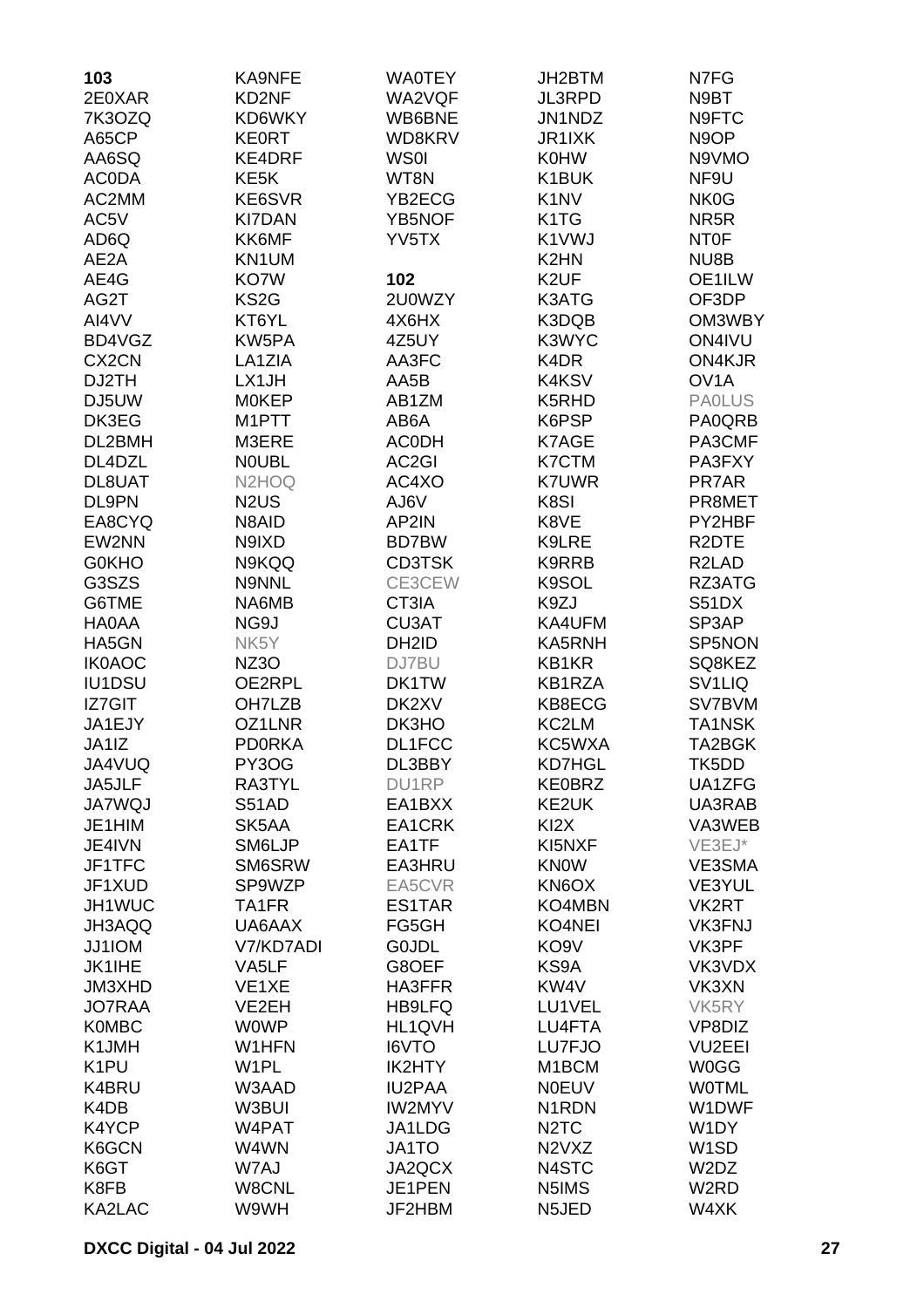**103**
2E0XAR
7K3OZQ
A65CP
AA6SQ
AC0DA
AC2MM
AC5V
AD6Q
AE2A
AE4G
AG2T
AI4VV
BD4VGZ
CX2CN
DJ2TH
DJ5UW
DK3EG
DL2BMH
DL4DZL
DL8UAT
DL9PN
EA8CYQ
EW2NN
G0KHO
G3SZS
G6TME
HA0AA
HA5GN
IK0AOC
IU1DSU
IZ7GIT
JA1EJY
JA1IZ
JA4VUQ
JA5JLF
JA7WQJ
JE1HIM
JE4IVN
JF1TFC
JF1XUD
JH1WUC
JH3AQQ
JJ1IOM
JK1IHE
JM3XHD
JO7RAA
K0MBC
K1JMH
K1PU
K4BRU
K4DB
K4YCP
K6GCN
K6GT
K8FB
KA2LAC
KA9NFE
KD2NF
KD6WKY
KE0RT
KE4DRF
KE5K
KE6SVR
KI7DAN
KK6MF
KN1UM
KO7W
KS2G
KT6YL
KW5PA
LA1ZIA
LX1JH
M0KEP
M1PTT
M3ERE
N0UBL
N2HOQ
N2US
N8AID
N9IXD
N9KQQ
N9NNL
NA6MB
NG9J
NK5Y
NZ3O
OE2RPL
OH7LZB
OZ1LNR
PD0RKA
PY3OG
RA3TYL
S51AD
SK5AA
SM6LJP
SM6SRW
SP9WZP
TA1FR
UA6AAX
V7/KD7ADI
VA5LF
VE1XE
VE2EH
W0WP
W1HFN
W1PL
W3AAD
W3BUI
W4PAT
W4WN
W7AJ
W8CNL
W9WH
WA0TEY
WA2VQF
WB6BNE
WD8KRV
WS0I
WT8N
YB2ECG
YB5NOF
YV5TX

**102**
2U0WZY
4X6HX
4Z5UY
AA3FC
AA5B
AB1ZM
AB6A
AC0DH
AC2GI
AC4XO
AJ6V
AP2IN
BD7BW
CD3TSK
CE3CEW
CT3IA
CU3AT
DH2ID
DJ7BU
DK1TW
DK2XV
DK3HO
DL1FCC
DL3BBY
DU1RP
EA1BXX
EA1CRK
EA1TF
EA3HRU
EA5CVR
ES1TAR
FG5GH
G0JDL
G8OEF
HA3FFR
HB9LFQ
HL1QVH
I6VTO
IK2HTY
IU2PAA
IW2MYV
JA1LDG
JA1TO
JA2QCX
JE1PEN
JF2HBM
JH2BTM
JL3RPD
JN1NDZ
JR1IXK
K0HW
K1BUK
K1NV
K1TG
K1VWJ
K2HN
K2UF
K3ATG
K3DQB
K3WYC
K4DR
K4KSV
K5RHD
K6PSP
K7AGE
K7CTM
K7UWR
K8SI
K8VE
K9LRE
K9RRB
K9SOL
K9ZJ
KA4UFM
KA5RNH
KB1KR
KB1RZA
KB8ECG
KC2LM
KC5WXA
KD7HGL
KE0BRZ
KE2UK
KI2X
KI5NXF
KN0W
KN6OX
KO4MBN
KO4NEI
KO9V
KS9A
KW4V
LU1VEL
LU4FTA
LU7FJO
M1BCM
N0EUV
N1RDN
N2TC
N2VXZ
N4STC
N5IMS
N5JED
N7FG
N9BT
N9FTC
N9OP
N9VMO
NF9U
NK0G
NR5R
NT0F
NU8B
OE1ILW
OF3DP
OM3WBY
ON4IVU
ON4KJR
OV1A
PA0LUS
PA0QRB
PA3CMF
PA3FXY
PR7AR
PR8MET
PY2HBF
R2DTE
R2LAD
RZ3ATG
S51DX
SP3AP
SP5NON
SQ8KEZ
SV1LIQ
SV7BVM
TA1NSK
TA2BGK
TK5DD
UA1ZFG
UA3RAB
VA3WEB
VE3EJ*
VE3SMA
VE3YUL
VK2RT
VK3FNJ
VK3PF
VK3VDX
VK3XN
VK5RY
VP8DIZ
VU2EEI
W0GG
W0TML
W1DWF
W1DY
W1SD
W2DZ
W2RD
W4XK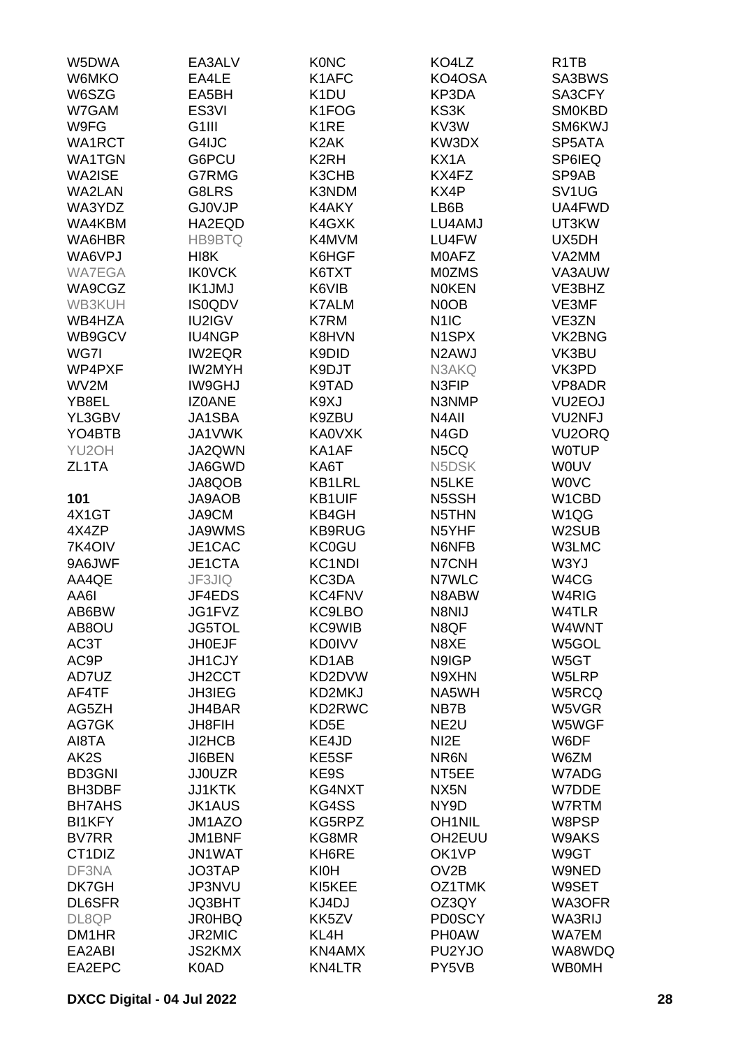W5DWA
W6MKO
W6SZG
W7GAM
W9FG
WA1RCT
WA1TGN
WA2ISE
WA2LAN
WA3YDZ
WA4KBM
WA6HBR
WA6VPJ
WA7EGA
WA9CGZ
WB3KUH
WB4HZA
WB9GCV
WG7I
WP4PXF
WV2M
YB8EL
YL3GBV
YO4BTB
YU2OH
ZL1TA

**101**

4X1GT
4X4ZP
7K4OIV
9A6JWF
AA4QE
AA6I
AB6BW
AB8OU
AC3T
AC9P
AD7UZ
AF4TF
AG5ZH
AG7GK
AI8TA
AK2S
BD3GNI
BH3DBF
BH7AHS
BI1KFY
BV7RR
CT1DIZ
DF3NA
DK7GH
DL6SFR
DL8QP
DM1HR
EA2ABI
EA2EPC
EA3ALV
EA4LE
EA5BH
ES3VI
G1III
G4IJC
G6PCU
G7RMG
G8LRS
GJ0VJP
HA2EQD
HB9BTQ
HI8K
IK0VCK
IK1JMJ
IS0QDV
IU2IGV
IU4NGP
IW2EQR
IW2MYH
IW9GHJ
IZ0ANE
JA1SBA
JA1VWK
JA2QWN
JA6GWD
JA8QOB
JA9AOB
JA9CM
JA9WMS
JE1CAC
JE1CTA
JF3JIQ
JF4EDS
JG1FVZ
JG5TOL
JH0EJF
JH1CJY
JH2CCT
JH3IEG
JH4BAR
JH8FIH
JI2HCB
JI6BEN
JJ0UZR
JJ1KTK
JK1AUS
JM1AZO
JM1BNF
JN1WAT
JO3TAP
JP3NVU
JQ3BHT
JR0HBQ
JR2MIC
JS2KMX
K0AD
K0NC
K1AFC
K1DU
K1FOG
K1RE
K2AK
K2RH
K3CHB
K3NDM
K4AKY
K4GXK
K4MVM
K6HGF
K6TXT
K6VIB
K7ALM
K7RM
K8HVN
K9DID
K9DJT
K9TAD
K9XJ
K9ZBU
KA0VXK
KA1AF
KA6T
KB1LRL
KB1UIF
KB4GH
KB9RUG
KC0GU
KC1NDI
KC3DA
KC4FNV
KC9LBO
KC9WIB
KD0IVV
KD1AB
KD2DVW
KD2MKJ
KD2RWC
KD5E
KE4JD
KE5SF
KE9S
KG4NXT
KG4SS
KG5RPZ
KG8MR
KH6RE
KI0H
KI5KEE
KJ4DJ
KK5ZV
KL4H
KN4AMX
KN4LTR
KO4LZ
KO4OSA
KP3DA
KS3K
KV3W
KW3DX
KX1A
KX4FZ
KX4P
LB6B
LU4AMJ
LU4FW
M0AFZ
M0ZMS
N0KEN
N0OB
N1IC
N1SPX
N2AWJ
N3AKQ
N3FIP
N3NMP
N4AII
N4GD
N5CQ
N5DSK
N5LKE
N5SSH
N5THN
N5YHF
N6NFB
N7CNH
N7WLC
N8ABW
N8NIJ
N8QF
N8XE
N9IGP
N9XHN
NA5WH
NB7B
NE2U
NI2E
NR6N
NT5EE
NX5N
NY9D
OH1NIL
OH2EUU
OK1VP
OV2B
OZ1TMK
OZ3QY
PD0SCY
PH0AW
PU2YJO
PY5VB
R1TB
SA3BWS
SA3CFY
SM0KBD
SM6KWJ
SP5ATA
SP6IEQ
SP9AB
SV1UG
UA4FWD
UT3KW
UX5DH
VA2MM
VA3AUW
VE3BHZ
VE3MF
VE3ZN
VK2BNG
VK3BU
VK3PD
VP8ADR
VU2EOJ
VU2NFJ
VU2ORQ
W0TUP
W0UV
W0VC
W1CBD
W1QG
W2SUB
W3LMC
W3YJ
W4CG
W4RIG
W4TLR
W4WNT
W5GOL
W5GT
W5LRP
W5RCQ
W5VGR
W5WGF
W6DF
W6ZM
W7ADG
W7DDE
W7RTM
W8PSP
W9AKS
W9GT
W9NED
W9SET
WA3OFR
WA3RIJ
WA7EM
WA8WDQ
WB0MH

**DXCC Digital - 04 Jul 2022**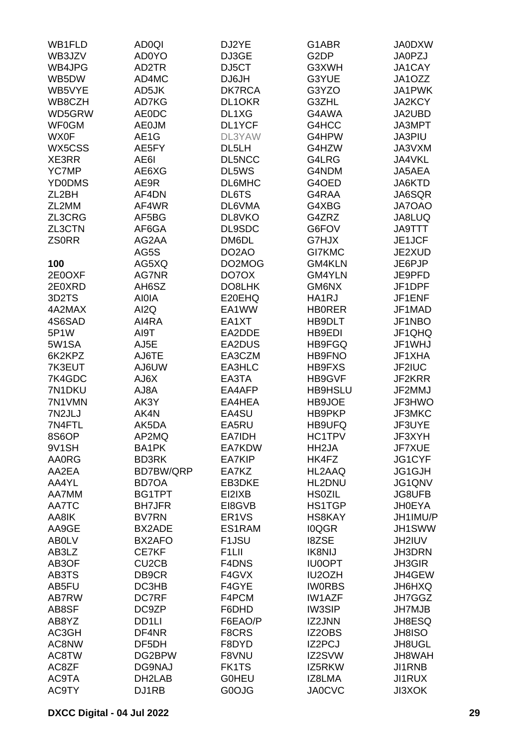WB1FLD
WB3JZV
WB4JPG
WB5DW
WB5VYE
WB8CZH
WD5GRW
WF0GM
WX0F
WX5CSS
XE3RR
YC7MP
YD0DMS
ZL2BH
ZL2MM
ZL3CRG
ZL3CTN
ZS0RR

**100**

2E0OXF
2E0XRD
3D2TS
4A2MAX
4S6SAD
5P1W
5W1SA
6K2KPZ
7K3EUT
7K4GDC
7N1DKU
7N1VMN
7N2JLJ
7N4FTL
8S6OP
9V1SH
AA0RG
AA2EA
AA4YL
AA7MM
AA7TC
AA8IK
AA9GE
AB0LV
AB3LZ
AB3OF
AB3TS
AB5FU
AB7RW
AB8SF
AB8YZ
AC3GH
AC8NW
AC8TW
AC8ZF
AC9TA
AC9TY
AD0QI
AD0YO
AD2TR
AD4MC
AD5JK
AD7KG
AE0DC
AE0JM
AE1G
AE5FY
AE6I
AE6XG
AE9R
AF4DN
AF4WR
AF5BG
AF6GA
AG2AA
AG5S
AG5XQ
AG7NR
AH6SZ
AI0IA
AI2Q
AI4RA
AI9T
AJ5E
AJ6TE
AJ6UW
AJ6X
AJ8A
AK3Y
AK4N
AK5DA
AP2MQ
BA1PK
BD3RK
BD7BW/QRP
BD7OA
BG1TPT
BH7JFR
BV7RN
BX2ADE
BX2AFO
CE7KF
CU2CB
DB9CR
DC3HB
DC7RF
DC9ZP
DD1LI
DF4NR
DF5DH
DG2BPW
DG9NAJ
DH2LAB
DJ1RB
DJ2YE
DJ3GE
DJ5CT
DJ6JH
DK7RCA
DL1OKR
DL1XG
DL1YCF
DL3YAW
DL5LH
DL5NCC
DL5WS
DL6MHC
DL6TS
DL6VMA
DL8VKO
DL9SDC
DM6DL
DO2AO
DO2MOG
DO7OX
DO8LHK
E20EHQ
EA1WW
EA1XT
EA2DDE
EA2DUS
EA3CZM
EA3HLC
EA3TA
EA4AFP
EA4HEA
EA4SU
EA5RU
EA7IDH
EA7KDW
EA7KIP
EA7KZ
EB3DKE
EI2IXB
EI8GVB
ER1VS
ES1RAM
F1JSU
F1LII
F4DNS
F4GVX
F4GYE
F4PCM
F6DHD
F6EAO/P
F8CRS
F8DYD
F8VNU
FK1TS
G0HEU
G0OJG
G1ABR
G2DP
G3XWH
G3YUE
G3YZO
G3ZHL
G4AWA
G4HCC
G4HPW
G4HZW
G4LRG
G4NDM
G4OED
G4RAA
G4XBG
G4ZRZ
G6FOV
G7HJX
GI7KMC
GM4KLN
GM4YLN
GM6NX
HA1RJ
HB0RER
HB9DLT
HB9EDI
HB9FGQ
HB9FNO
HB9FXS
HB9GVF
HB9HSLU
HB9JOE
HB9PKP
HB9UFQ
HC1TPV
HH2JA
HK4FZ
HL2AAQ
HL2DNU
HS0ZIL
HS1TGP
HS8KAY
I0QGR
I8ZSE
IK8NIJ
IU0OPT
IU2OZH
IW0RBS
IW1AZF
IW3SIP
IZ2JNN
IZ2OBS
IZ2PCJ
IZ2SVW
IZ5RKW
IZ8LMA
JA0CVC
JA0DXW
JA0PZJ
JA1CAY
JA1OZZ
JA1PWK
JA2KCY
JA2UBD
JA3MPT
JA3PIU
JA3VXM
JA4VKL
JA5AEA
JA6KTD
JA6SQR
JA7OAO
JA8LUQ
JA9TTT
JE1JCF
JE2XUD
JE6PJP
JE9PFD
JF1DPF
JF1ENF
JF1MAD
JF1NBO
JF1QHQ
JF1WHJ
JF1XHA
JF2IUC
JF2KRR
JF2MMJ
JF3HWO
JF3MKC
JF3UYE
JF3XYH
JF7XUE
JG1CYF
JG1GJH
JG1QNV
JG8UFB
JH0EYA
JH1IMU/P
JH1SWW
JH2IUV
JH3DRN
JH3GIR
JH4GEW
JH6HXQ
JH7GGZ
JH7MJB
JH8ESQ
JH8ISO
JH8UGL
JH8WAH
JI1RNB
JI1RUX
JI3XOK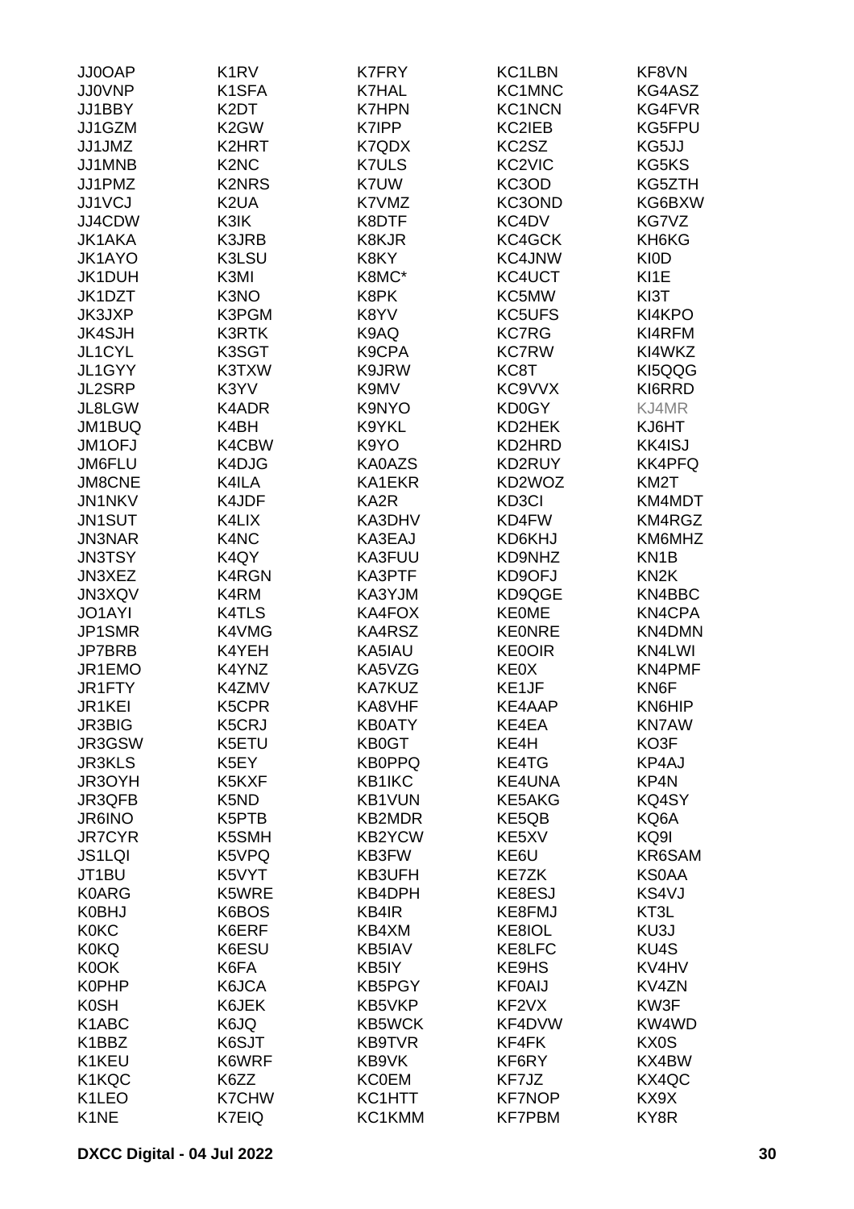| | | | | |
|---|---|---|---|---|
| JJ0OAP | K1RV | K7FRY | KC1LBN | KF8VN |
| JJ0VNP | K1SFA | K7HAL | KC1MNC | KG4ASZ |
| JJ1BBY | K2DT | K7HPN | KC1NCN | KG4FVR |
| JJ1GZM | K2GW | K7IPP | KC2IEB | KG5FPU |
| JJ1JMZ | K2HRT | K7QDX | KC2SZ | KG5JJ |
| JJ1MNB | K2NC | K7ULS | KC2VIC | KG5KS |
| JJ1PMZ | K2NRS | K7UW | KC3OD | KG5ZTH |
| JJ1VCJ | K2UA | K7VMZ | KC3OND | KG6BXW |
| JJ4CDW | K3IK | K8DTF | KC4DV | KG7VZ |
| JK1AKA | K3JRB | K8KJR | KC4GCK | KH6KG |
| JK1AYO | K3LSU | K8KY | KC4JNW | KI0D |
| JK1DUH | K3MI | K8MC* | KC4UCT | KI1E |
| JK1DZT | K3NO | K8PK | KC5MW | KI3T |
| JK3JXP | K3PGM | K8YV | KC5UFS | KI4KPO |
| JK4SJH | K3RTK | K9AQ | KC7RG | KI4RFM |
| JL1CYL | K3SGT | K9CPA | KC7RW | KI4WKZ |
| JL1GYY | K3TXW | K9JRW | KC8T | KI5QQG |
| JL2SRP | K3YV | K9MV | KC9VVX | KI6RRD |
| JL8LGW | K4ADR | K9NYO | KD0GY | KJ4MR |
| JM1BUQ | K4BH | K9YKL | KD2HEK | KJ6HT |
| JM1OFJ | K4CBW | K9YO | KD2HRD | KK4ISJ |
| JM6FLU | K4DJG | KA0AZS | KD2RUY | KK4PFQ |
| JM8CNE | K4ILA | KA1EKR | KD2WOZ | KM2T |
| JN1NKV | K4JDF | KA2R | KD3CI | KM4MDT |
| JN1SUT | K4LIX | KA3DHV | KD4FW | KM4RGZ |
| JN3NAR | K4NC | KA3EAJ | KD6KHJ | KM6MHZ |
| JN3TSY | K4QY | KA3FUU | KD9NHZ | KN1B |
| JN3XEZ | K4RGN | KA3PTF | KD9OFJ | KN2K |
| JN3XQV | K4RM | KA3YJM | KD9QGE | KN4BBC |
| JO1AYI | K4TLS | KA4FOX | KE0ME | KN4CPA |
| JP1SMR | K4VMG | KA4RSZ | KE0NRE | KN4DMN |
| JP7BRB | K4YEH | KA5IAU | KE0OIR | KN4LWI |
| JR1EMO | K4YNZ | KA5VZG | KE0X | KN4PMF |
| JR1FTY | K4ZMV | KA7KUZ | KE1JF | KN6F |
| JR1KEI | K5CPR | KA8VHF | KE4AAP | KN6HIP |
| JR3BIG | K5CRJ | KB0ATY | KE4EA | KN7AW |
| JR3GSW | K5ETU | KB0GT | KE4H | KO3F |
| JR3KLS | K5EY | KB0PPQ | KE4TG | KP4AJ |
| JR3OYH | K5KXF | KB1IKC | KE4UNA | KP4N |
| JR3QFB | K5ND | KB1VUN | KE5AKG | KQ4SY |
| JR6INO | K5PTB | KB2MDR | KE5QB | KQ6A |
| JR7CYR | K5SMH | KB2YCW | KE5XV | KQ9I |
| JS1LQI | K5VPQ | KB3FW | KE6U | KR6SAM |
| JT1BU | K5VYT | KB3UFH | KE7ZK | KS0AA |
| K0ARG | K5WRE | KB4DPH | KE8ESJ | KS4VJ |
| K0BHJ | K6BOS | KB4IR | KE8FMJ | KT3L |
| K0KC | K6ERF | KB4XM | KE8IOL | KU3J |
| K0KQ | K6ESU | KB5IAV | KE8LFC | KU4S |
| K0OK | K6FA | KB5IY | KE9HS | KV4HV |
| K0PHP | K6JCA | KB5PGY | KF0AIJ | KV4ZN |
| K0SH | K6JEK | KB5VKP | KF2VX | KW3F |
| K1ABC | K6JQ | KB5WCK | KF4DVW | KW4WD |
| K1BBZ | K6SJT | KB9TVR | KF4FK | KX0S |
| K1KEU | K6WRF | KB9VK | KF6RY | KX4BW |
| K1KQC | K6ZZ | KC0EM | KF7JZ | KX4QC |
| K1LEO | K7CHW | KC1HTT | KF7NOP | KX9X |
| K1NE | K7EIQ | KC1KMM | KF7PBM | KY8R |

DXCC Digital - 04 Jul 2022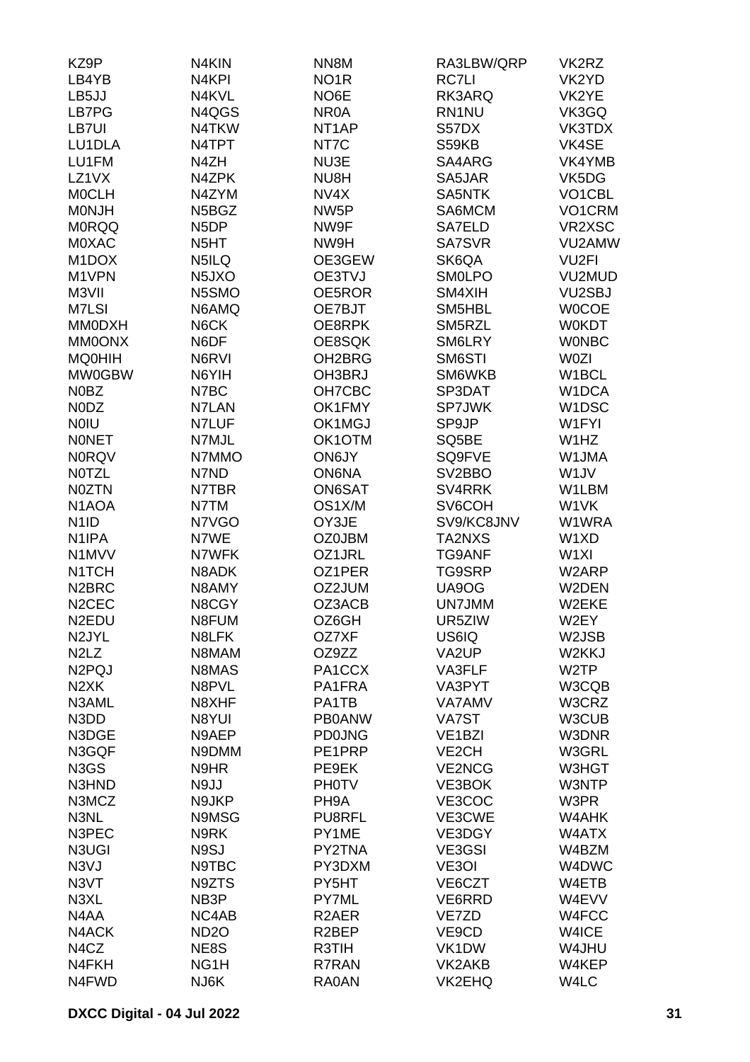| | | | | |
|---|---|---|---|---|
| KZ9P | N4KIN | NN8M | RA3LBW/QRP | VK2RZ |
| LB4YB | N4KPI | NO1R | RC7LI | VK2YD |
| LB5JJ | N4KVL | NO6E | RK3ARQ | VK2YE |
| LB7PG | N4QGS | NR0A | RN1NU | VK3GQ |
| LB7UI | N4TKW | NT1AP | S57DX | VK3TDX |
| LU1DLA | N4TPT | NT7C | S59KB | VK4SE |
| LU1FM | N4ZH | NU3E | SA4ARG | VK4YMB |
| LZ1VX | N4ZPK | NU8H | SA5JAR | VK5DG |
| M0CLH | N4ZYM | NV4X | SA5NTK | VO1CBL |
| M0NJH | N5BGZ | NW5P | SA6MCM | VO1CRM |
| M0RQQ | N5DP | NW9F | SA7ELD | VR2XSC |
| M0XAC | N5HT | NW9H | SA7SVR | VU2AMW |
| M1DOX | N5ILQ | OE3GEW | SK6QA | VU2FI |
| M1VPN | N5JXO | OE3TVJ | SM0LPO | VU2MUD |
| M3VII | N5SMO | OE5ROR | SM4XIH | VU2SBJ |
| M7LSI | N6AMQ | OE7BJT | SM5HBL | W0COE |
| MM0DXH | N6CK | OE8RPK | SM5RZL | W0KDT |
| MM0ONX | N6DF | OE8SQK | SM6LRY | W0NBC |
| MQ0HIH | N6RVI | OH2BRG | SM6STI | W0ZI |
| MW0GBW | N6YIH | OH3BRJ | SM6WKB | W1BCL |
| N0BZ | N7BC | OH7CBC | SP3DAT | W1DCA |
| N0DZ | N7LAN | OK1FMY | SP7JWK | W1DSC |
| N0IU | N7LUF | OK1MGJ | SP9JP | W1FYI |
| N0NET | N7MJL | OK1OTM | SQ5BE | W1HZ |
| N0RQV | N7MMO | ON6JY | SQ9FVE | W1JMA |
| N0TZL | N7ND | ON6NA | SV2BBO | W1JV |
| N0ZTN | N7TBR | ON6SAT | SV4RRK | W1LBM |
| N1AOA | N7TM | OS1X/M | SV6COH | W1VK |
| N1ID | N7VGO | OY3JE | SV9/KC8JNV | W1WRA |
| N1IPA | N7WE | OZ0JBM | TA2NXS | W1XD |
| N1MVV | N7WFK | OZ1JRL | TG9ANF | W1XI |
| N1TCH | N8ADK | OZ1PER | TG9SRP | W2ARP |
| N2BRC | N8AMY | OZ2JUM | UA9OG | W2DEN |
| N2CEC | N8CGY | OZ3ACB | UN7JMM | W2EKE |
| N2EDU | N8FUM | OZ6GH | UR5ZIW | W2EY |
| N2JYL | N8LFK | OZ7XF | US6IQ | W2JSB |
| N2LZ | N8MAM | OZ9ZZ | VA2UP | W2KKJ |
| N2PQJ | N8MAS | PA1CCX | VA3FLF | W2TP |
| N2XK | N8PVL | PA1FRA | VA3PYT | W3CQB |
| N3AML | N8XHF | PA1TB | VA7AMV | W3CRZ |
| N3DD | N8YUI | PB0ANW | VA7ST | W3CUB |
| N3DGE | N9AEP | PD0JNG | VE1BZI | W3DNR |
| N3GQF | N9DMM | PE1PRP | VE2CH | W3GRL |
| N3GS | N9HR | PE9EK | VE2NCG | W3HGT |
| N3HND | N9JJ | PH0TV | VE3BOK | W3NTP |
| N3MCZ | N9JKP | PH9A | VE3COC | W3PR |
| N3NL | N9MSG | PU8RFL | VE3CWE | W4AHK |
| N3PEC | N9RK | PY1ME | VE3DGY | W4ATX |
| N3UGI | N9SJ | PY2TNA | VE3GSI | W4BZM |
| N3VJ | N9TBC | PY3DXM | VE3OI | W4DWC |
| N3VT | N9ZTS | PY5HT | VE6CZT | W4ETB |
| N3XL | NB3P | PY7ML | VE6RRD | W4EVV |
| N4AA | NC4AB | R2AER | VE7ZD | W4FCC |
| N4ACK | ND2O | R2BEP | VE9CD | W4ICE |
| N4CZ | NE8S | R3TIH | VK1DW | W4JHU |
| N4FKH | NG1H | R7RAN | VK2AKB | W4KEP |
| N4FWD | NJ6K | RA0AN | VK2EHQ | W4LC |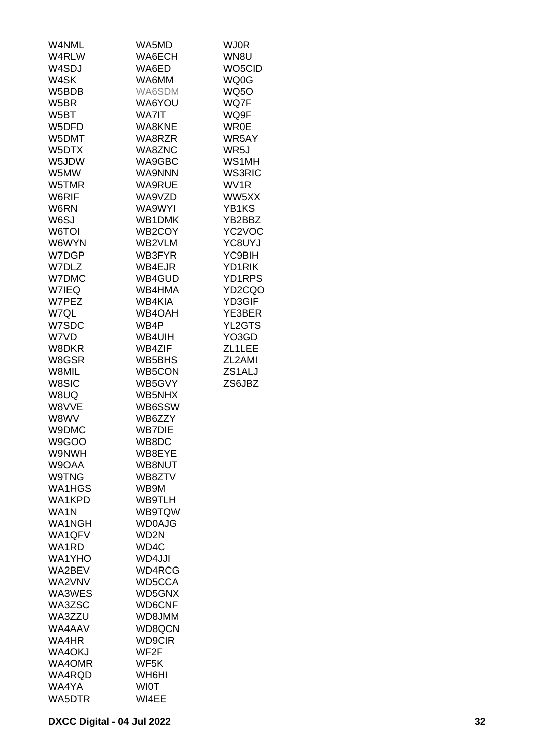W4NML
W4RLW
W4SDJ
W4SK
W5BDB
W5BR
W5BT
W5DFD
W5DMT
W5DTX
W5JDW
W5MW
W5TMR
W6RIF
W6RN
W6SJ
W6TOI
W6WYN
W7DGP
W7DLZ
W7DMC
W7IEQ
W7PEZ
W7QL
W7SDC
W7VD
W8DKR
W8GSR
W8MIL
W8SIC
W8UQ
W8VVE
W8WV
W9DMC
W9GOO
W9NWH
W9OAA
W9TNG
WA1HGS
WA1KPD
WA1N
WA1NGH
WA1QFV
WA1RD
WA1YHO
WA2BEV
WA2VNV
WA3WES
WA3ZSC
WA3ZZU
WA4AAV
WA4HR
WA4OKJ
WA4OMR
WA4RQD
WA4YA
WA5DTR
WA5MD
WA6ECH
WA6ED
WA6MM
WA6SDM
WA6YOU
WA7IT
WA8KNE
WA8RZR
WA8ZNC
WA9GBC
WA9NNN
WA9RUE
WA9VZD
WA9WYI
WB1DMK
WB2COY
WB2VLM
WB3FYR
WB4EJR
WB4GUD
WB4HMA
WB4KIA
WB4OAH
WB4P
WB4UIH
WB4ZIF
WB5BHS
WB5CON
WB5GVY
WB5NHX
WB6SSW
WB6ZZY
WB7DIE
WB8DC
WB8EYE
WB8NUT
WB8ZTV
WB9M
WB9TLH
WB9TQW
WD0AJG
WD2N
WD4C
WD4JJI
WD4RCG
WD5CCA
WD5GNX
WD6CNF
WD8JMM
WD8QCN
WD9CIR
WF2F
WF5K
WH6HI
WI0T
WI4EE
WJ0R
WN8U
WO5CID
WQ0G
WQ5O
WQ7F
WQ9F
WR0E
WR5AY
WR5J
WS1MH
WS3RIC
WV1R
WW5XX
YB1KS
YB2BBZ
YC2VOC
YC8UYJ
YC9BIH
YD1RIK
YD1RPS
YD2CQO
YD3GIF
YE3BER
YL2GTS
YO3GD
ZL1LEE
ZL2AMI
ZS1ALJ
ZS6JBZ